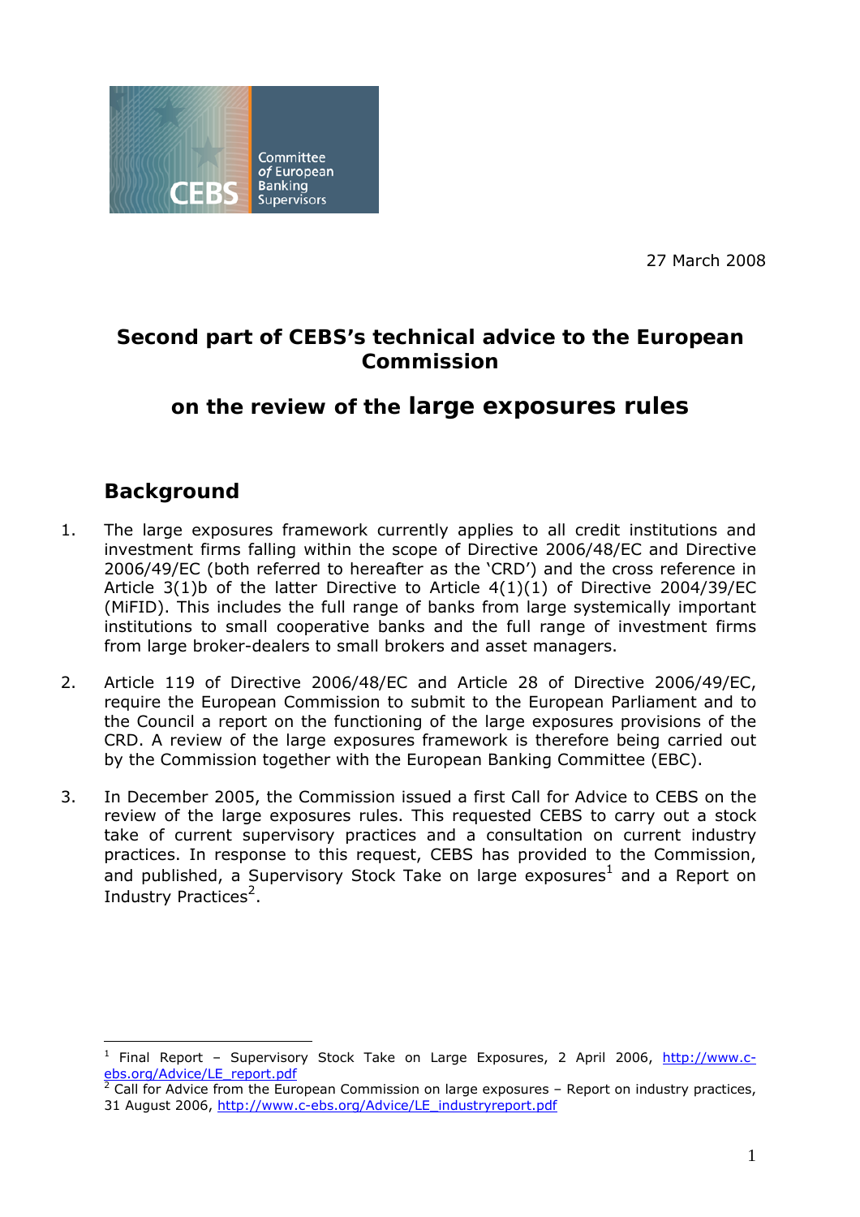Committee of European Banking Supervisors

27 March 2008

# Second part of CEBS's technical advice to the European Commission

## on the review of the large exposures rules

## Background

1. The large exposures framework currently applies to all credit institutions and investment firms falling within the scope of Directive 2006/48/EC and Directive 2006/49/EC (both referred to hereafter as the 'CRD') and the cross reference in Article 3(1)b of the latter Directive to Article 4(1)(1) of Directive 2004/39/EC (MiFID). This includes the full range of banks from large systemically important institutions to small cooperative banks and the full range of investment firms from large broker-dealers to small brokers and asset managers.

2. Article 119 of Directive 2006/48/EC and Article 28 of Directive 2006/49/EC, require the European Commission to submit to the European Parliament and to the Council a report on the functioning of the large exposures provisions of the CRD. A review of the large exposures framework is therefore being carried out by the Commission together with the European Banking Committee (EBC).

3. In December 2005, the Commission issued a first Call for Advice to CEBS on the review of the large exposures rules. This requested CEBS to carry out a stock take of current supervisory practices and a consultation on current industry practices. In response to this request, CEBS has provided to the Commission, and published, a Supervisory Stock Take on large exposures[1] and a Report on Industry Practices[2].

---

[1] Final Report – Supervisory Stock Take on Large Exposures, 2 April 2006, http://www.c-ebs.org/Advice/LE_report.pdf

[2] Call for Advice from the European Commission on large exposures – Report on industry practices, 31 August 2006, http://www.c-ebs.org/Advice/LE_industryreport.pdf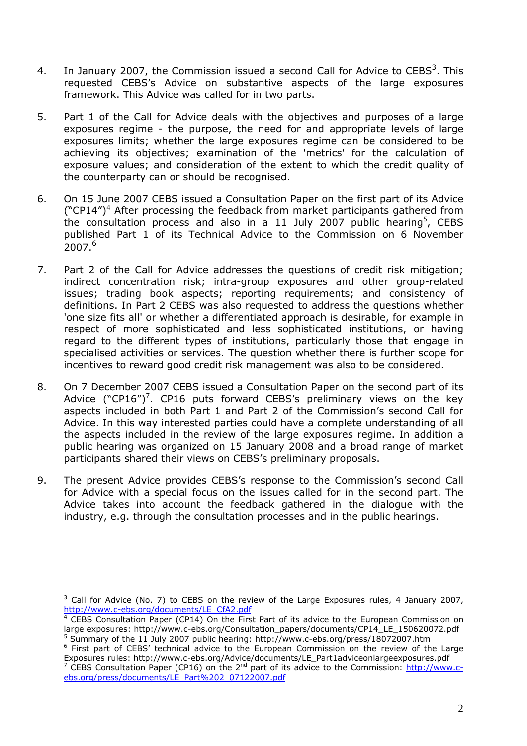4. In January 2007, the Commission issued a second Call for Advice to CEBS[3]. This requested CEBS's Advice on substantive aspects of the large exposures framework. This Advice was called for in two parts.

5. Part 1 of the Call for Advice deals with the objectives and purposes of a large exposures regime - the purpose, the need for and appropriate levels of large exposures limits; whether the large exposures regime can be considered to be achieving its objectives; examination of the 'metrics' for the calculation of exposure values; and consideration of the extent to which the credit quality of the counterparty can or should be recognised.

6. On 15 June 2007 CEBS issued a Consultation Paper on the first part of its Advice ("CP14")[4] After processing the feedback from market participants gathered from the consultation process and also in a 11 July 2007 public hearing[5], CEBS published Part 1 of its Technical Advice to the Commission on 6 November 2007.[6]

7. Part 2 of the Call for Advice addresses the questions of credit risk mitigation; indirect concentration risk; intra-group exposures and other group-related issues; trading book aspects; reporting requirements; and consistency of definitions. In Part 2 CEBS was also requested to address the questions whether 'one size fits all' or whether a differentiated approach is desirable, for example in respect of more sophisticated and less sophisticated institutions, or having regard to the different types of institutions, particularly those that engage in specialised activities or services. The question whether there is further scope for incentives to reward good credit risk management was also to be considered.

8. On 7 December 2007 CEBS issued a Consultation Paper on the second part of its Advice ("CP16")[7]. CP16 puts forward CEBS's preliminary views on the key aspects included in both Part 1 and Part 2 of the Commission's second Call for Advice. In this way interested parties could have a complete understanding of all the aspects included in the review of the large exposures regime. In addition a public hearing was organized on 15 January 2008 and a broad range of market participants shared their views on CEBS's preliminary proposals.

9. The present Advice provides CEBS's response to the Commission's second Call for Advice with a special focus on the issues called for in the second part. The Advice takes into account the feedback gathered in the dialogue with the industry, e.g. through the consultation processes and in the public hearings.

---

[3] Call for Advice (No. 7) to CEBS on the review of the Large Exposures rules, 4 January 2007, http://www.c-ebs.org/documents/LE_CfA2.pdf

[4] CEBS Consultation Paper (CP14) On the First Part of its advice to the European Commission on large exposures: http://www.c-ebs.org/Consultation_papers/documents/CP14_LE_150620072.pdf

[5] Summary of the 11 July 2007 public hearing: http://www.c-ebs.org/press/18072007.htm

[6] First part of CEBS' technical advice to the European Commission on the review of the Large Exposures rules: http://www.c-ebs.org/Advice/documents/LE_Part1adviceonlargeexposures.pdf

[7] CEBS Consultation Paper (CP16) on the 2nd part of its advice to the Commission: http://www.c-ebs.org/press/documents/LE_Part%202_07122007.pdf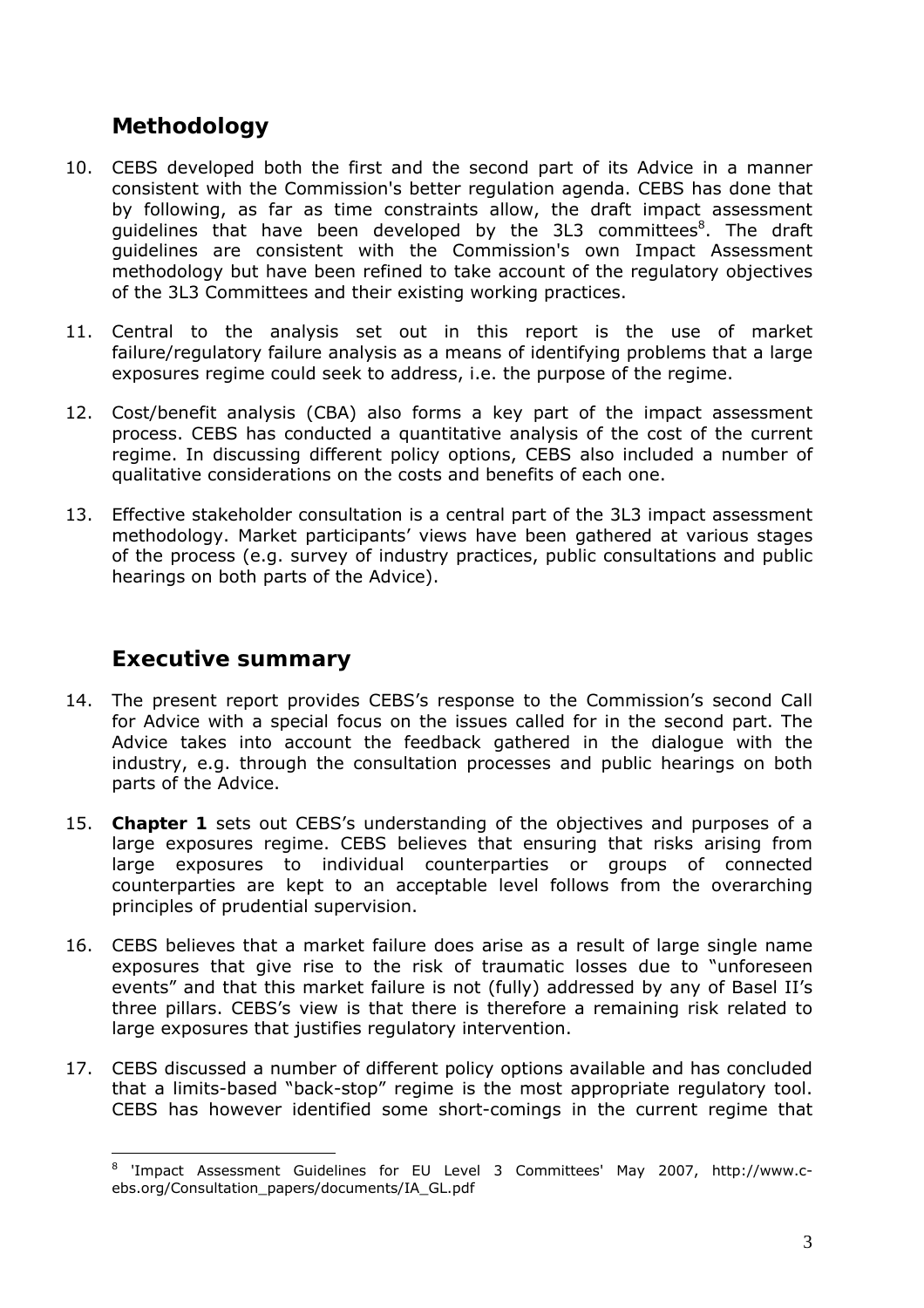## Methodology

10. CEBS developed both the first and the second part of its Advice in a manner consistent with the Commission's better regulation agenda. CEBS has done that by following, as far as time constraints allow, the draft impact assessment guidelines that have been developed by the 3L3 committees[8]. The draft guidelines are consistent with the Commission's own Impact Assessment methodology but have been refined to take account of the regulatory objectives of the 3L3 Committees and their existing working practices.

11. Central to the analysis set out in this report is the use of market failure/regulatory failure analysis as a means of identifying problems that a large exposures regime could seek to address, i.e. the purpose of the regime.

12. Cost/benefit analysis (CBA) also forms a key part of the impact assessment process. CEBS has conducted a quantitative analysis of the cost of the current regime. In discussing different policy options, CEBS also included a number of qualitative considerations on the costs and benefits of each one.

13. Effective stakeholder consultation is a central part of the 3L3 impact assessment methodology. Market participants' views have been gathered at various stages of the process (e.g. survey of industry practices, public consultations and public hearings on both parts of the Advice).

## Executive summary

14. The present report provides CEBS's response to the Commission's second Call for Advice with a special focus on the issues called for in the second part. The Advice takes into account the feedback gathered in the dialogue with the industry, e.g. through the consultation processes and public hearings on both parts of the Advice.

15. **Chapter 1** sets out CEBS's understanding of the objectives and purposes of a large exposures regime. CEBS believes that ensuring that risks arising from large exposures to individual counterparties or groups of connected counterparties are kept to an acceptable level follows from the overarching principles of prudential supervision.

16. CEBS believes that a market failure does arise as a result of large single name exposures that give rise to the risk of traumatic losses due to "unforeseen events" and that this market failure is not (fully) addressed by any of Basel II's three pillars. CEBS's view is that there is therefore a remaining risk related to large exposures that justifies regulatory intervention.

17. CEBS discussed a number of different policy options available and has concluded that a limits-based "back-stop" regime is the most appropriate regulatory tool. CEBS has however identified some short-comings in the current regime that

[8] 'Impact Assessment Guidelines for EU Level 3 Committees' May 2007, http://www.c-ebs.org/Consultation_papers/documents/IA_GL.pdf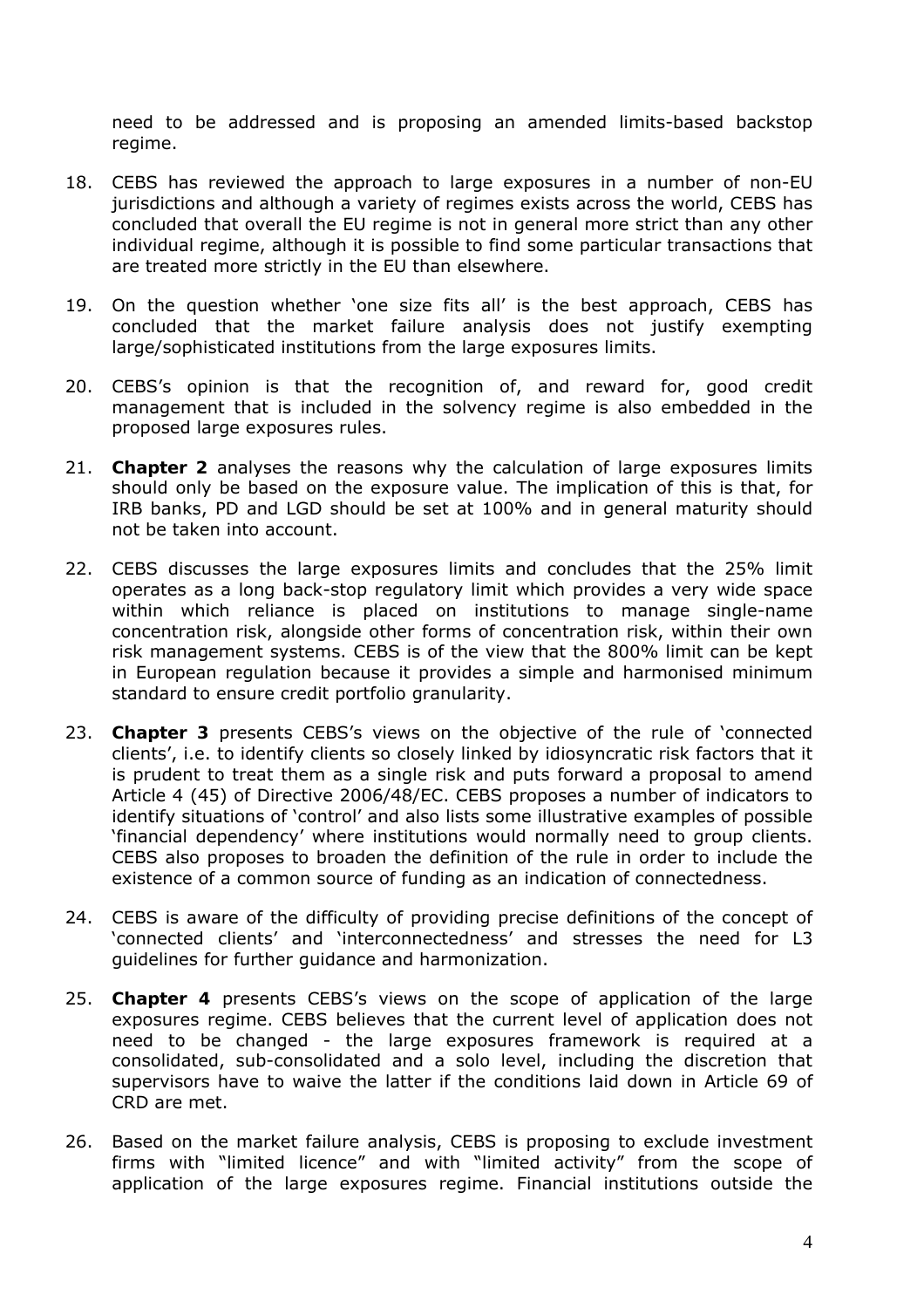need to be addressed and is proposing an amended limits-based backstop regime.

18. CEBS has reviewed the approach to large exposures in a number of non-EU jurisdictions and although a variety of regimes exists across the world, CEBS has concluded that overall the EU regime is not in general more strict than any other individual regime, although it is possible to find some particular transactions that are treated more strictly in the EU than elsewhere.

19. On the question whether 'one size fits all' is the best approach, CEBS has concluded that the market failure analysis does not justify exempting large/sophisticated institutions from the large exposures limits.

20. CEBS's opinion is that the recognition of, and reward for, good credit management that is included in the solvency regime is also embedded in the proposed large exposures rules.

21. **Chapter 2** analyses the reasons why the calculation of large exposures limits should only be based on the exposure value. The implication of this is that, for IRB banks, PD and LGD should be set at 100% and in general maturity should not be taken into account.

22. CEBS discusses the large exposures limits and concludes that the 25% limit operates as a long back-stop regulatory limit which provides a very wide space within which reliance is placed on institutions to manage single-name concentration risk, alongside other forms of concentration risk, within their own risk management systems. CEBS is of the view that the 800% limit can be kept in European regulation because it provides a simple and harmonised minimum standard to ensure credit portfolio granularity.

23. **Chapter 3** presents CEBS's views on the objective of the rule of 'connected clients', i.e. to identify clients so closely linked by idiosyncratic risk factors that it is prudent to treat them as a single risk and puts forward a proposal to amend Article 4 (45) of Directive 2006/48/EC. CEBS proposes a number of indicators to identify situations of 'control' and also lists some illustrative examples of possible 'financial dependency' where institutions would normally need to group clients. CEBS also proposes to broaden the definition of the rule in order to include the existence of a common source of funding as an indication of connectedness.

24. CEBS is aware of the difficulty of providing precise definitions of the concept of 'connected clients' and 'interconnectedness' and stresses the need for L3 guidelines for further guidance and harmonization.

25. **Chapter 4** presents CEBS's views on the scope of application of the large exposures regime. CEBS believes that the current level of application does not need to be changed - the large exposures framework is required at a consolidated, sub-consolidated and a solo level, including the discretion that supervisors have to waive the latter if the conditions laid down in Article 69 of CRD are met.

26. Based on the market failure analysis, CEBS is proposing to exclude investment firms with "limited licence" and with "limited activity" from the scope of application of the large exposures regime. Financial institutions outside the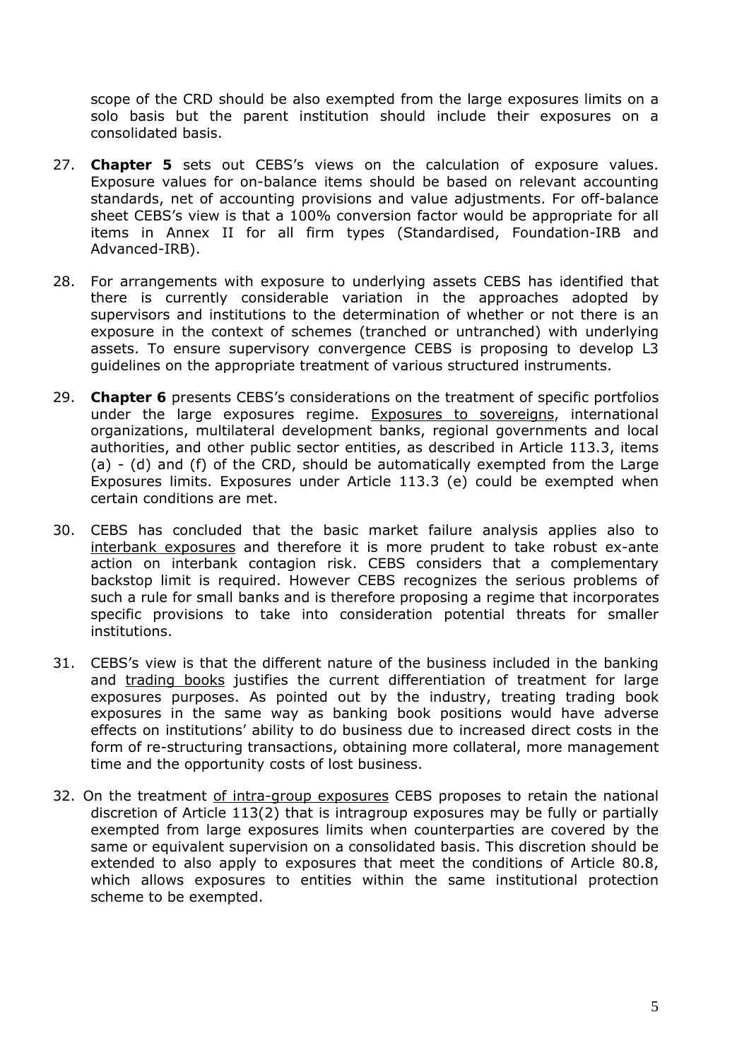scope of the CRD should be also exempted from the large exposures limits on a solo basis but the parent institution should include their exposures on a consolidated basis.

27. **Chapter 5** sets out CEBS's views on the calculation of exposure values. Exposure values for on-balance items should be based on relevant accounting standards, net of accounting provisions and value adjustments. For off-balance sheet CEBS's view is that a 100% conversion factor would be appropriate for all items in Annex II for all firm types (Standardised, Foundation-IRB and Advanced-IRB).

28. For arrangements with exposure to underlying assets CEBS has identified that there is currently considerable variation in the approaches adopted by supervisors and institutions to the determination of whether or not there is an exposure in the context of schemes (tranched or untranched) with underlying assets. To ensure supervisory convergence CEBS is proposing to develop L3 guidelines on the appropriate treatment of various structured instruments.

29. **Chapter 6** presents CEBS's considerations on the treatment of specific portfolios under the large exposures regime. Exposures to sovereigns, international organizations, multilateral development banks, regional governments and local authorities, and other public sector entities, as described in Article 113.3, items (a) - (d) and (f) of the CRD, should be automatically exempted from the Large Exposures limits. Exposures under Article 113.3 (e) could be exempted when certain conditions are met.

30. CEBS has concluded that the basic market failure analysis applies also to interbank exposures and therefore it is more prudent to take robust ex-ante action on interbank contagion risk. CEBS considers that a complementary backstop limit is required. However CEBS recognizes the serious problems of such a rule for small banks and is therefore proposing a regime that incorporates specific provisions to take into consideration potential threats for smaller institutions.

31. CEBS's view is that the different nature of the business included in the banking and trading books justifies the current differentiation of treatment for large exposures purposes. As pointed out by the industry, treating trading book exposures in the same way as banking book positions would have adverse effects on institutions' ability to do business due to increased direct costs in the form of re-structuring transactions, obtaining more collateral, more management time and the opportunity costs of lost business.

32. On the treatment of intra-group exposures CEBS proposes to retain the national discretion of Article 113(2) that is intragroup exposures may be fully or partially exempted from large exposures limits when counterparties are covered by the same or equivalent supervision on a consolidated basis. This discretion should be extended to also apply to exposures that meet the conditions of Article 80.8, which allows exposures to entities within the same institutional protection scheme to be exempted.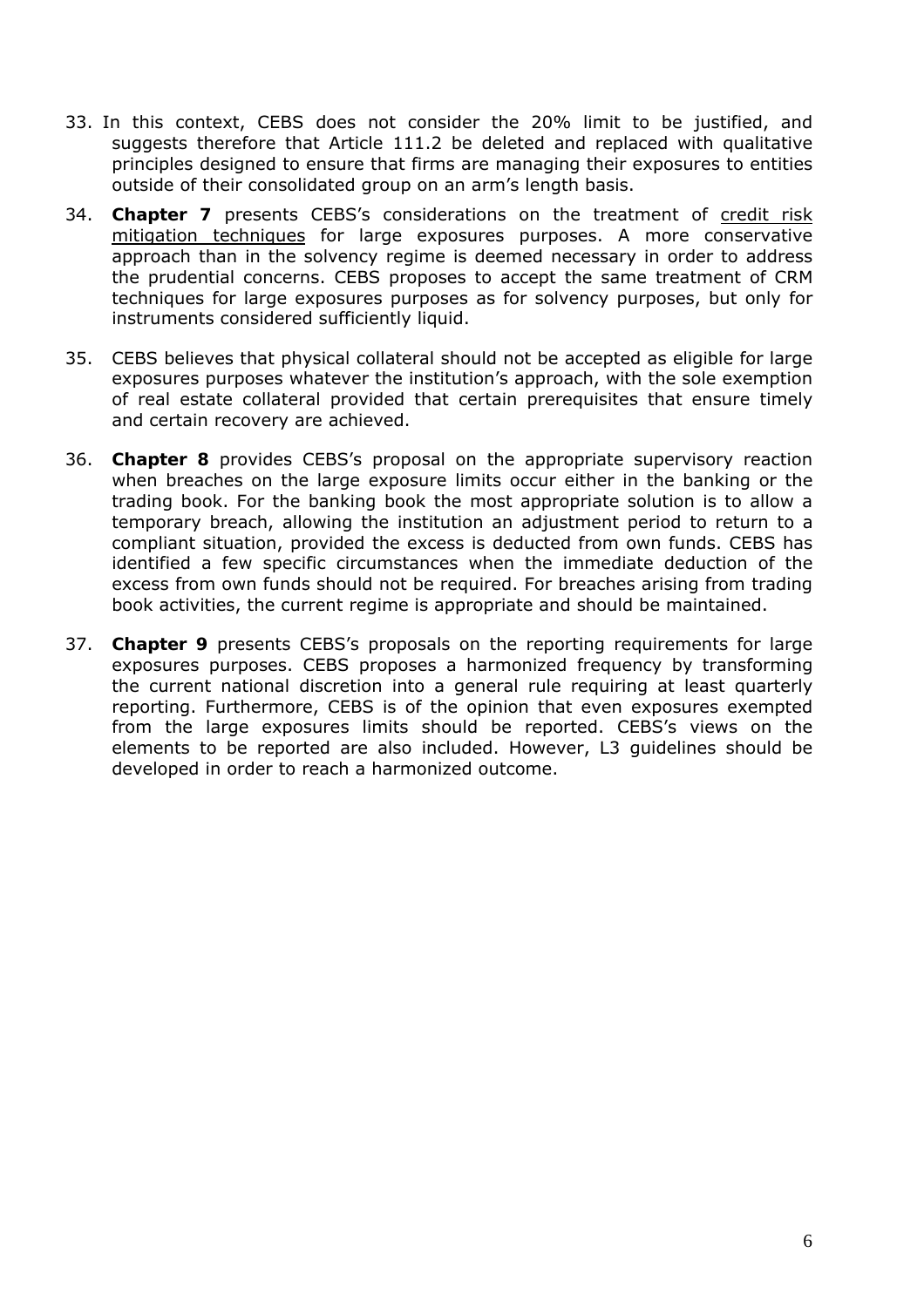33. In this context, CEBS does not consider the 20% limit to be justified, and suggests therefore that Article 111.2 be deleted and replaced with qualitative principles designed to ensure that firms are managing their exposures to entities outside of their consolidated group on an arm's length basis.

34. **Chapter 7** presents CEBS's considerations on the treatment of credit risk mitigation techniques for large exposures purposes. A more conservative approach than in the solvency regime is deemed necessary in order to address the prudential concerns. CEBS proposes to accept the same treatment of CRM techniques for large exposures purposes as for solvency purposes, but only for instruments considered sufficiently liquid.

35. CEBS believes that physical collateral should not be accepted as eligible for large exposures purposes whatever the institution's approach, with the sole exemption of real estate collateral provided that certain prerequisites that ensure timely and certain recovery are achieved.

36. **Chapter 8** provides CEBS's proposal on the appropriate supervisory reaction when breaches on the large exposure limits occur either in the banking or the trading book. For the banking book the most appropriate solution is to allow a temporary breach, allowing the institution an adjustment period to return to a compliant situation, provided the excess is deducted from own funds. CEBS has identified a few specific circumstances when the immediate deduction of the excess from own funds should not be required. For breaches arising from trading book activities, the current regime is appropriate and should be maintained.

37. **Chapter 9** presents CEBS's proposals on the reporting requirements for large exposures purposes. CEBS proposes a harmonized frequency by transforming the current national discretion into a general rule requiring at least quarterly reporting. Furthermore, CEBS is of the opinion that even exposures exempted from the large exposures limits should be reported. CEBS's views on the elements to be reported are also included. However, L3 guidelines should be developed in order to reach a harmonized outcome.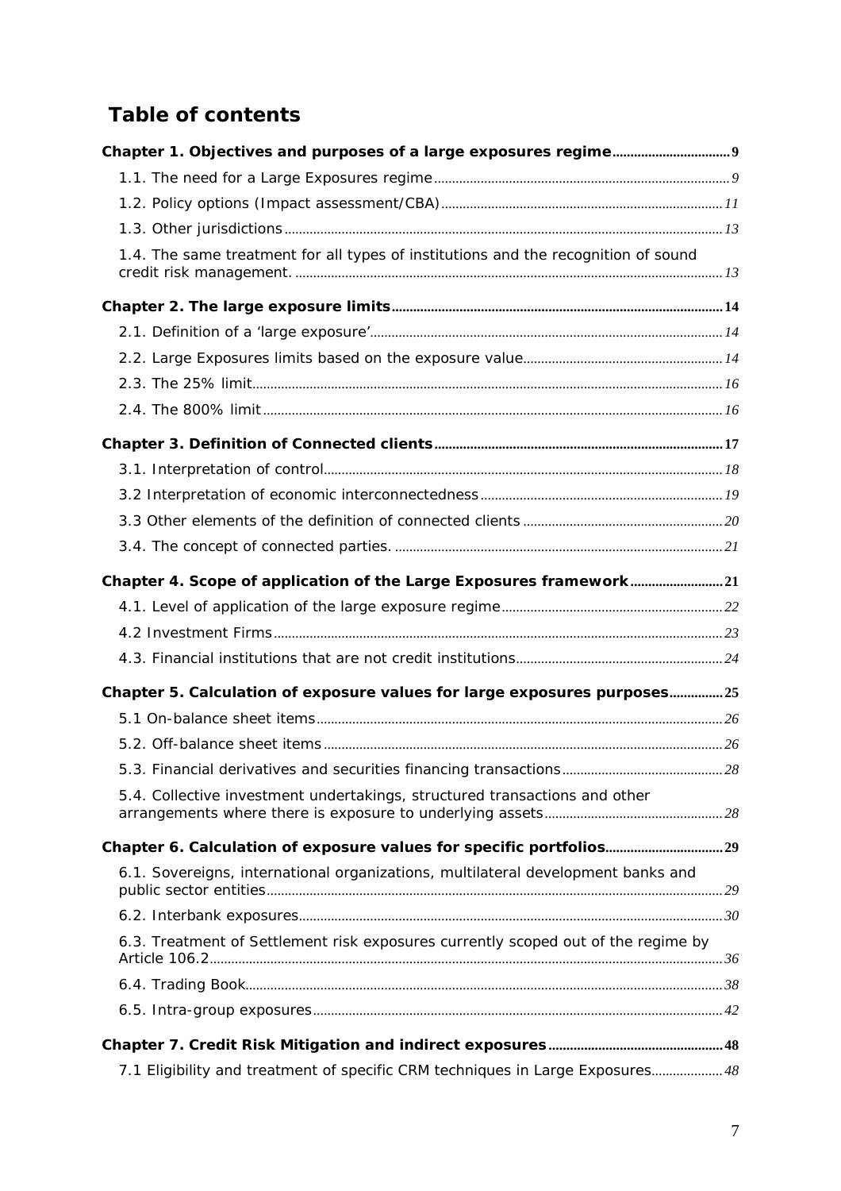# Table of contents

**Chapter 1. Objectives and purposes of a large exposures regime** .......... 9

- 1.1. The need for a Large Exposures regime .......... 9
- 1.2. Policy options (Impact assessment/CBA) .......... 11
- 1.3. Other jurisdictions .......... 13
- 1.4. The same treatment for all types of institutions and the recognition of sound credit risk management. .......... 13

**Chapter 2. The large exposure limits** .......... 14

- 2.1. Definition of a 'large exposure' .......... 14
- 2.2. Large Exposures limits based on the exposure value .......... 14
- 2.3. The 25% limit .......... 16
- 2.4. The 800% limit .......... 16

**Chapter 3. Definition of Connected clients** .......... 17

- 3.1. Interpretation of control .......... 18
- 3.2 Interpretation of economic interconnectedness .......... 19
- 3.3 Other elements of the definition of connected clients .......... 20
- 3.4. The concept of connected parties. .......... 21

**Chapter 4. Scope of application of the Large Exposures framework** .......... 21

- 4.1. Level of application of the large exposure regime .......... 22
- 4.2 Investment Firms .......... 23
- 4.3. Financial institutions that are not credit institutions .......... 24

**Chapter 5. Calculation of exposure values for large exposures purposes** .......... 25

- 5.1 On-balance sheet items .......... 26
- 5.2. Off-balance sheet items .......... 26
- 5.3. Financial derivatives and securities financing transactions .......... 28
- 5.4. Collective investment undertakings, structured transactions and other arrangements where there is exposure to underlying assets .......... 28

**Chapter 6. Calculation of exposure values for specific portfolios** .......... 29

- 6.1. Sovereigns, international organizations, multilateral development banks and public sector entities .......... 29
- 6.2. Interbank exposures .......... 30
- 6.3. Treatment of Settlement risk exposures currently scoped out of the regime by Article 106.2 .......... 36
- 6.4. Trading Book .......... 38
- 6.5. Intra-group exposures .......... 42

**Chapter 7. Credit Risk Mitigation and indirect exposures** .......... 48

- 7.1 Eligibility and treatment of specific CRM techniques in Large Exposures .......... 48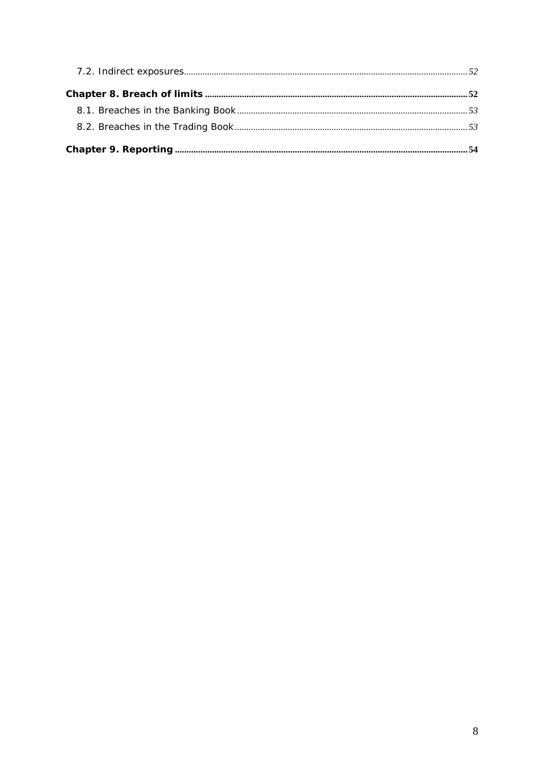7.2. Indirect exposures ........ 52

**Chapter 8. Breach of limits ........ 52**

8.1. Breaches in the Banking Book ........ 53

8.2. Breaches in the Trading Book ........ 53

**Chapter 9. Reporting ........ 54**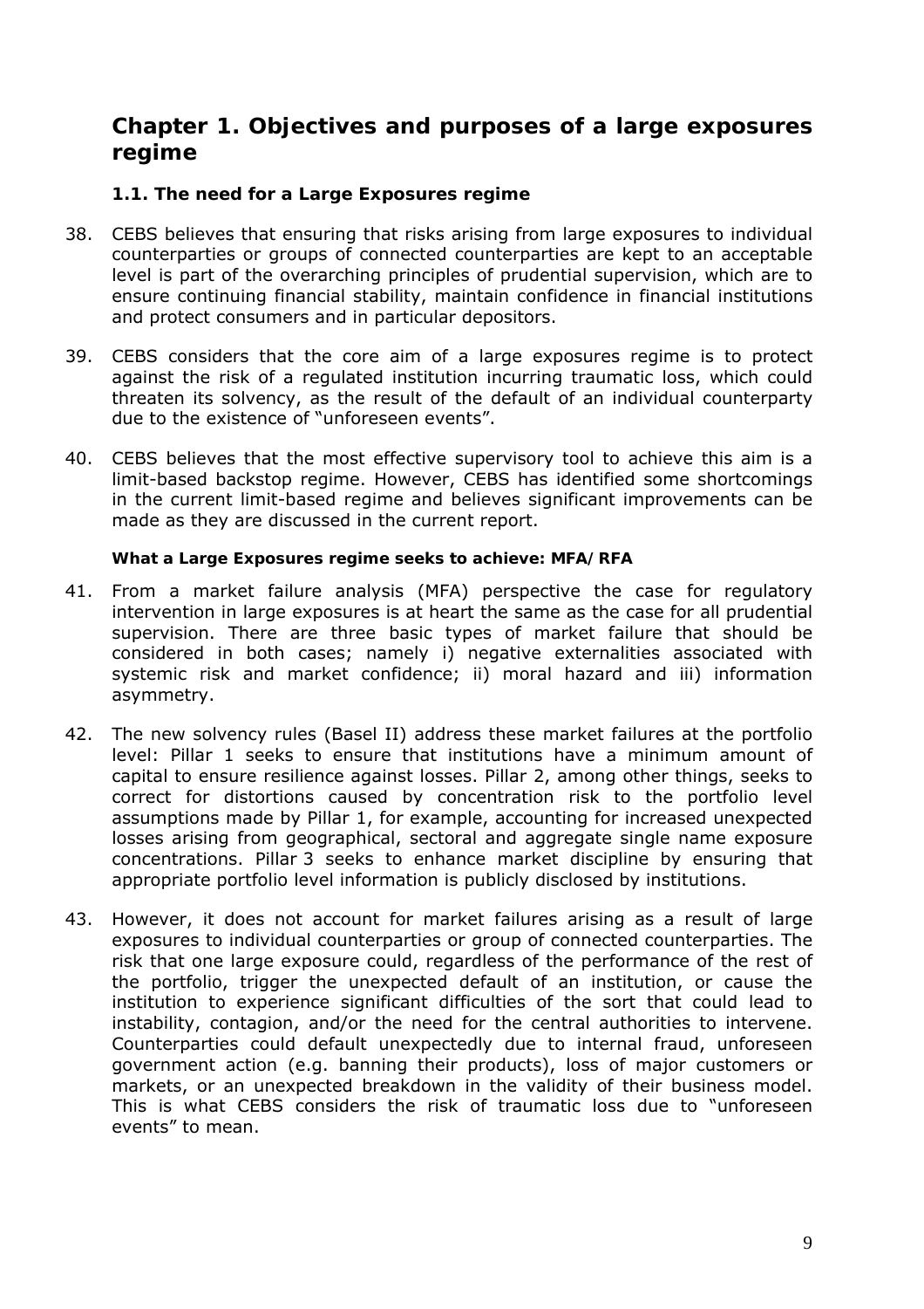# Chapter 1. Objectives and purposes of a large exposures regime

## 1.1. The need for a Large Exposures regime

38. CEBS believes that ensuring that risks arising from large exposures to individual counterparties or groups of connected counterparties are kept to an acceptable level is part of the overarching principles of prudential supervision, which are to ensure continuing financial stability, maintain confidence in financial institutions and protect consumers and in particular depositors.

39. CEBS considers that the core aim of a large exposures regime is to protect against the risk of a regulated institution incurring traumatic loss, which could threaten its solvency, as the result of the default of an individual counterparty due to the existence of "unforeseen events".

40. CEBS believes that the most effective supervisory tool to achieve this aim is a limit-based backstop regime. However, CEBS has identified some shortcomings in the current limit-based regime and believes significant improvements can be made as they are discussed in the current report.

### What a Large Exposures regime seeks to achieve: MFA/RFA

41. From a market failure analysis (MFA) perspective the case for regulatory intervention in large exposures is at heart the same as the case for all prudential supervision. There are three basic types of market failure that should be considered in both cases; namely i) negative externalities associated with systemic risk and market confidence; ii) moral hazard and iii) information asymmetry.

42. The new solvency rules (Basel II) address these market failures at the portfolio level: Pillar 1 seeks to ensure that institutions have a minimum amount of capital to ensure resilience against losses. Pillar 2, among other things, seeks to correct for distortions caused by concentration risk to the portfolio level assumptions made by Pillar 1, for example, accounting for increased unexpected losses arising from geographical, sectoral and aggregate single name exposure concentrations. Pillar 3 seeks to enhance market discipline by ensuring that appropriate portfolio level information is publicly disclosed by institutions.

43. However, it does not account for market failures arising as a result of large exposures to individual counterparties or group of connected counterparties. The risk that one large exposure could, regardless of the performance of the rest of the portfolio, trigger the unexpected default of an institution, or cause the institution to experience significant difficulties of the sort that could lead to instability, contagion, and/or the need for the central authorities to intervene. Counterparties could default unexpectedly due to internal fraud, unforeseen government action (e.g. banning their products), loss of major customers or markets, or an unexpected breakdown in the validity of their business model. This is what CEBS considers the risk of traumatic loss due to "unforeseen events" to mean.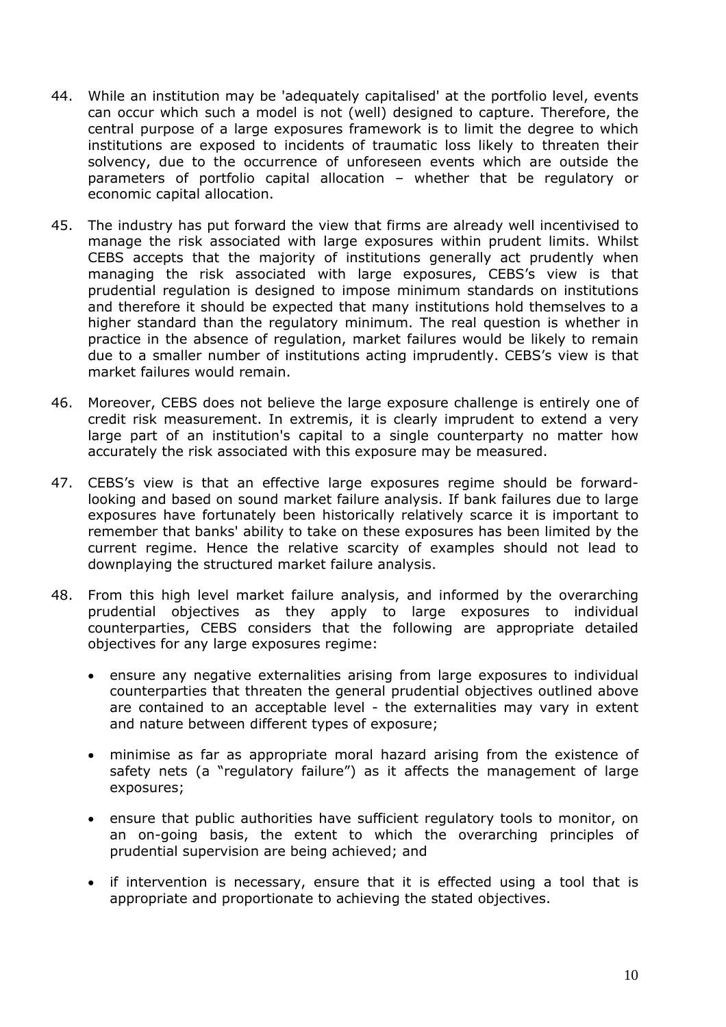44. While an institution may be 'adequately capitalised' at the portfolio level, events can occur which such a model is not (well) designed to capture. Therefore, the central purpose of a large exposures framework is to limit the degree to which institutions are exposed to incidents of traumatic loss likely to threaten their solvency, due to the occurrence of unforeseen events which are outside the parameters of portfolio capital allocation – whether that be regulatory or economic capital allocation.

45. The industry has put forward the view that firms are already well incentivised to manage the risk associated with large exposures within prudent limits. Whilst CEBS accepts that the majority of institutions generally act prudently when managing the risk associated with large exposures, CEBS's view is that prudential regulation is designed to impose minimum standards on institutions and therefore it should be expected that many institutions hold themselves to a higher standard than the regulatory minimum. The real question is whether in practice in the absence of regulation, market failures would be likely to remain due to a smaller number of institutions acting imprudently. CEBS's view is that market failures would remain.

46. Moreover, CEBS does not believe the large exposure challenge is entirely one of credit risk measurement. In extremis, it is clearly imprudent to extend a very large part of an institution's capital to a single counterparty no matter how accurately the risk associated with this exposure may be measured.

47. CEBS's view is that an effective large exposures regime should be forward-looking and based on sound market failure analysis. If bank failures due to large exposures have fortunately been historically relatively scarce it is important to remember that banks' ability to take on these exposures has been limited by the current regime. Hence the relative scarcity of examples should not lead to downplaying the structured market failure analysis.

48. From this high level market failure analysis, and informed by the overarching prudential objectives as they apply to large exposures to individual counterparties, CEBS considers that the following are appropriate detailed objectives for any large exposures regime:

    - ensure any negative externalities arising from large exposures to individual counterparties that threaten the general prudential objectives outlined above are contained to an acceptable level - the externalities may vary in extent and nature between different types of exposure;

    - minimise as far as appropriate moral hazard arising from the existence of safety nets (a "regulatory failure") as it affects the management of large exposures;

    - ensure that public authorities have sufficient regulatory tools to monitor, on an on-going basis, the extent to which the overarching principles of prudential supervision are being achieved; and

    - if intervention is necessary, ensure that it is effected using a tool that is appropriate and proportionate to achieving the stated objectives.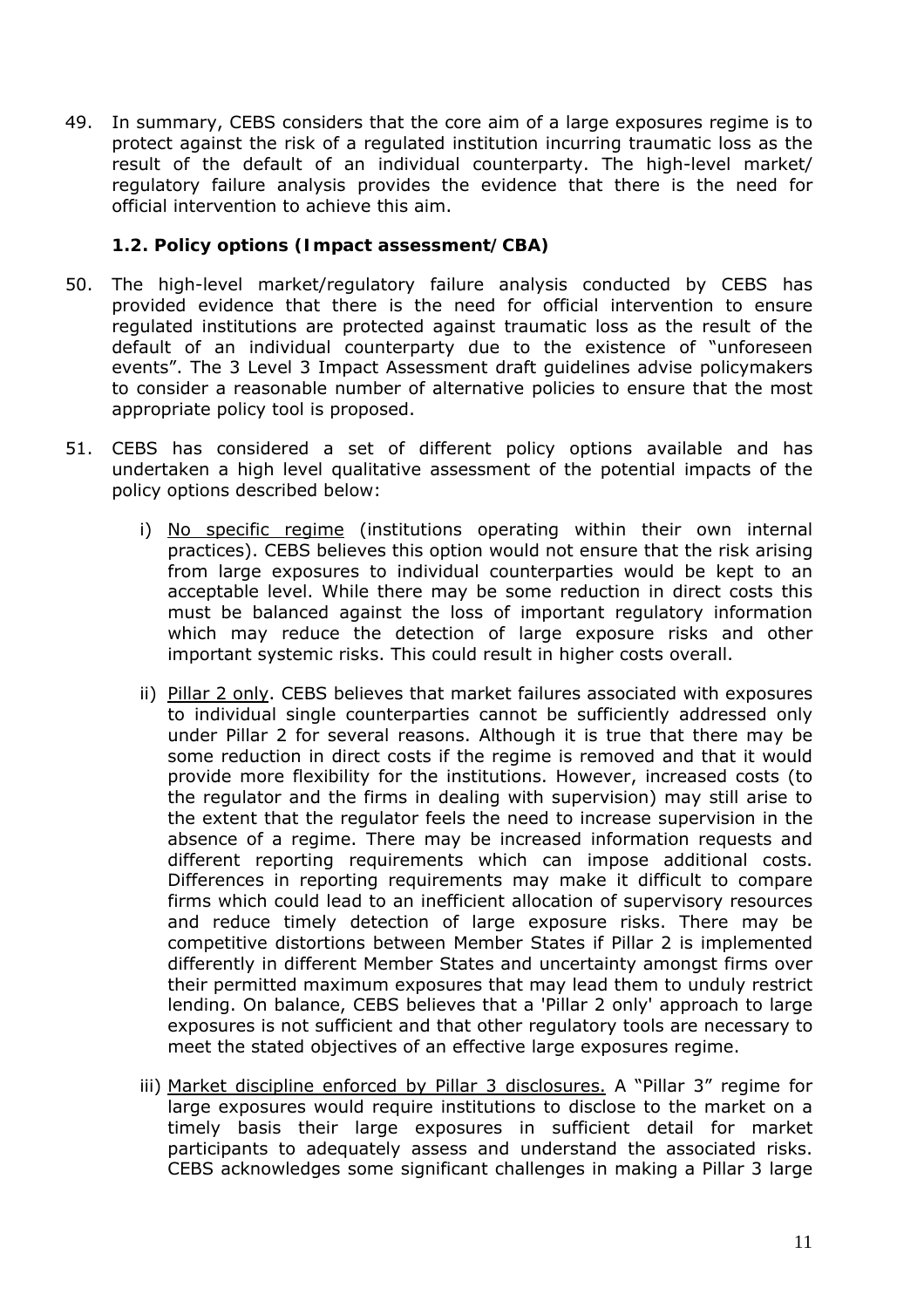49. In summary, CEBS considers that the core aim of a large exposures regime is to protect against the risk of a regulated institution incurring traumatic loss as the result of the default of an individual counterparty. The high-level market/ regulatory failure analysis provides the evidence that there is the need for official intervention to achieve this aim.

### 1.2. Policy options (Impact assessment/CBA)

50. The high-level market/regulatory failure analysis conducted by CEBS has provided evidence that there is the need for official intervention to ensure regulated institutions are protected against traumatic loss as the result of the default of an individual counterparty due to the existence of "unforeseen events". The 3 Level 3 Impact Assessment draft guidelines advise policymakers to consider a reasonable number of alternative policies to ensure that the most appropriate policy tool is proposed.

51. CEBS has considered a set of different policy options available and has undertaken a high level qualitative assessment of the potential impacts of the policy options described below:

    i) <u>No specific regime</u> (institutions operating within their own internal practices). CEBS believes this option would not ensure that the risk arising from large exposures to individual counterparties would be kept to an acceptable level. While there may be some reduction in direct costs this must be balanced against the loss of important regulatory information which may reduce the detection of large exposure risks and other important systemic risks. This could result in higher costs overall.

    ii) <u>Pillar 2 only</u>. CEBS believes that market failures associated with exposures to individual single counterparties cannot be sufficiently addressed only under Pillar 2 for several reasons. Although it is true that there may be some reduction in direct costs if the regime is removed and that it would provide more flexibility for the institutions. However, increased costs (to the regulator and the firms in dealing with supervision) may still arise to the extent that the regulator feels the need to increase supervision in the absence of a regime. There may be increased information requests and different reporting requirements which can impose additional costs. Differences in reporting requirements may make it difficult to compare firms which could lead to an inefficient allocation of supervisory resources and reduce timely detection of large exposure risks. There may be competitive distortions between Member States if Pillar 2 is implemented differently in different Member States and uncertainty amongst firms over their permitted maximum exposures that may lead them to unduly restrict lending. On balance, CEBS believes that a 'Pillar 2 only' approach to large exposures is not sufficient and that other regulatory tools are necessary to meet the stated objectives of an effective large exposures regime.

    iii) <u>Market discipline enforced by Pillar 3 disclosures.</u> A "Pillar 3" regime for large exposures would require institutions to disclose to the market on a timely basis their large exposures in sufficient detail for market participants to adequately assess and understand the associated risks. CEBS acknowledges some significant challenges in making a Pillar 3 large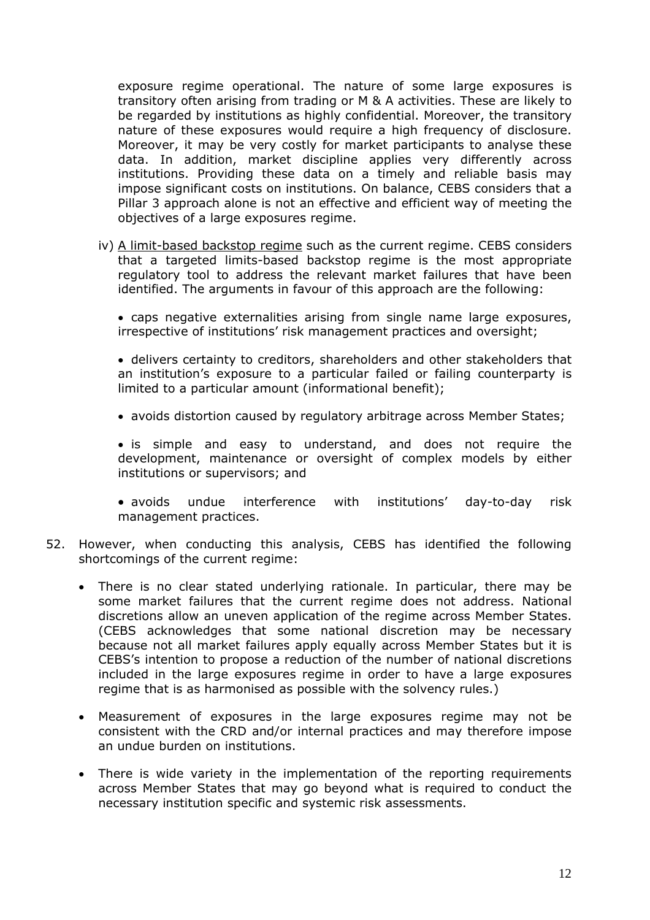exposure regime operational. The nature of some large exposures is transitory often arising from trading or M & A activities. These are likely to be regarded by institutions as highly confidential. Moreover, the transitory nature of these exposures would require a high frequency of disclosure. Moreover, it may be very costly for market participants to analyse these data. In addition, market discipline applies very differently across institutions. Providing these data on a timely and reliable basis may impose significant costs on institutions. On balance, CEBS considers that a Pillar 3 approach alone is not an effective and efficient way of meeting the objectives of a large exposures regime.

iv) <u>A limit-based backstop regime</u> such as the current regime. CEBS considers that a targeted limits-based backstop regime is the most appropriate regulatory tool to address the relevant market failures that have been identified. The arguments in favour of this approach are the following:

- caps negative externalities arising from single name large exposures, irrespective of institutions' risk management practices and oversight;

- delivers certainty to creditors, shareholders and other stakeholders that an institution's exposure to a particular failed or failing counterparty is limited to a particular amount (informational benefit);

- avoids distortion caused by regulatory arbitrage across Member States;

- is simple and easy to understand, and does not require the development, maintenance or oversight of complex models by either institutions or supervisors; and

- avoids undue interference with institutions' day-to-day risk management practices.

52. However, when conducting this analysis, CEBS has identified the following shortcomings of the current regime:

- There is no clear stated underlying rationale. In particular, there may be some market failures that the current regime does not address. National discretions allow an uneven application of the regime across Member States. (CEBS acknowledges that some national discretion may be necessary because not all market failures apply equally across Member States but it is CEBS's intention to propose a reduction of the number of national discretions included in the large exposures regime in order to have a large exposures regime that is as harmonised as possible with the solvency rules.)

- Measurement of exposures in the large exposures regime may not be consistent with the CRD and/or internal practices and may therefore impose an undue burden on institutions.

- There is wide variety in the implementation of the reporting requirements across Member States that may go beyond what is required to conduct the necessary institution specific and systemic risk assessments.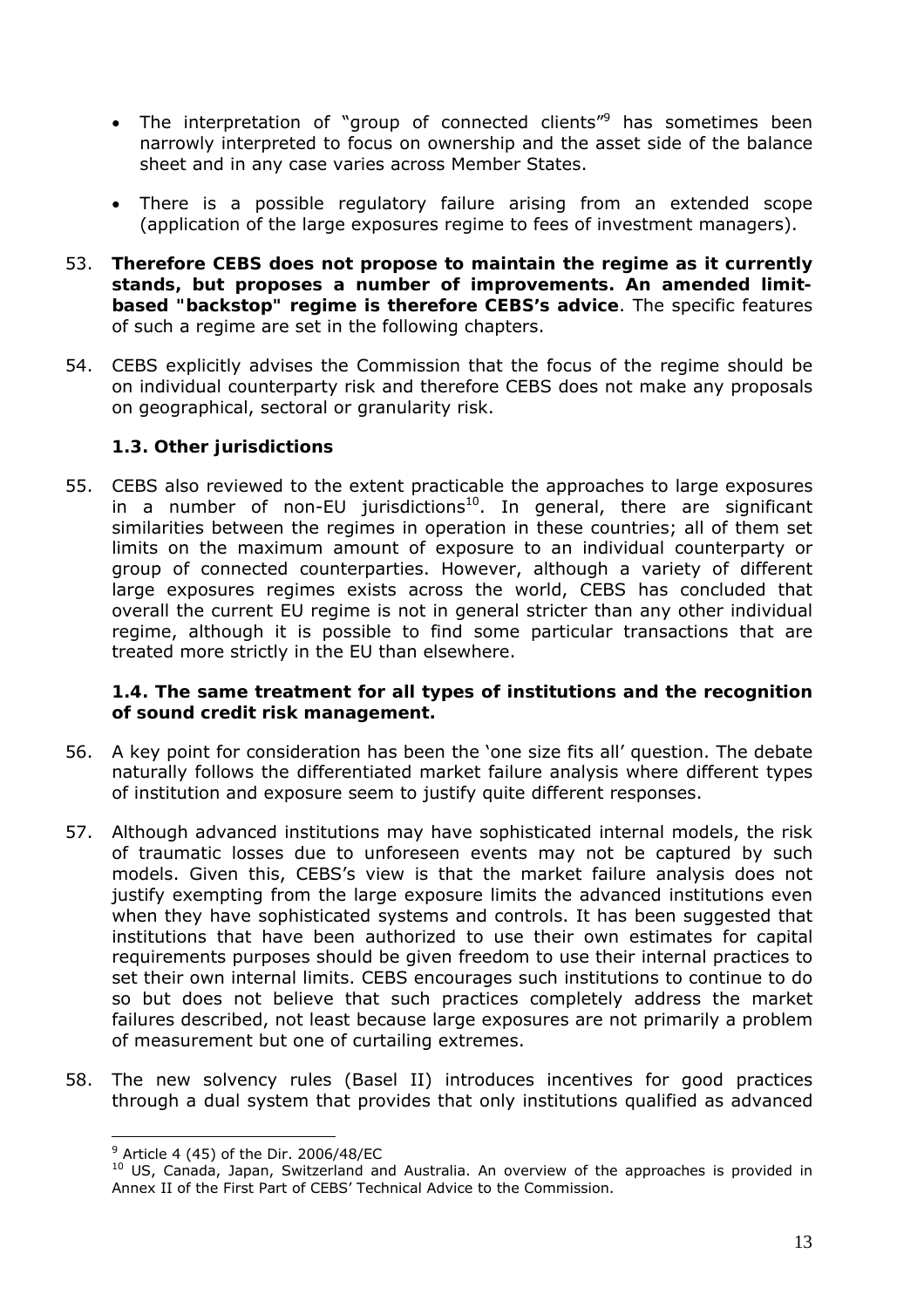- The interpretation of "group of connected clients"[9] has sometimes been narrowly interpreted to focus on ownership and the asset side of the balance sheet and in any case varies across Member States.

- There is a possible regulatory failure arising from an extended scope (application of the large exposures regime to fees of investment managers).

53. **Therefore CEBS does not propose to maintain the regime as it currently stands, but proposes a number of improvements. An amended limit-based "backstop" regime is therefore CEBS's advice**. The specific features of such a regime are set in the following chapters.

54. CEBS explicitly advises the Commission that the focus of the regime should be on individual counterparty risk and therefore CEBS does not make any proposals on geographical, sectoral or granularity risk.

### 1.3. Other jurisdictions

55. CEBS also reviewed to the extent practicable the approaches to large exposures in a number of non-EU jurisdictions[10]. In general, there are significant similarities between the regimes in operation in these countries; all of them set limits on the maximum amount of exposure to an individual counterparty or group of connected counterparties. However, although a variety of different large exposures regimes exists across the world, CEBS has concluded that overall the current EU regime is not in general stricter than any other individual regime, although it is possible to find some particular transactions that are treated more strictly in the EU than elsewhere.

### 1.4. The same treatment for all types of institutions and the recognition of sound credit risk management.

56. A key point for consideration has been the 'one size fits all' question. The debate naturally follows the differentiated market failure analysis where different types of institution and exposure seem to justify quite different responses.

57. Although advanced institutions may have sophisticated internal models, the risk of traumatic losses due to unforeseen events may not be captured by such models. Given this, CEBS's view is that the market failure analysis does not justify exempting from the large exposure limits the advanced institutions even when they have sophisticated systems and controls. It has been suggested that institutions that have been authorized to use their own estimates for capital requirements purposes should be given freedom to use their internal practices to set their own internal limits. CEBS encourages such institutions to continue to do so but does not believe that such practices completely address the market failures described, not least because large exposures are not primarily a problem of measurement but one of curtailing extremes.

58. The new solvency rules (Basel II) introduces incentives for good practices through a dual system that provides that only institutions qualified as advanced

[9] Article 4 (45) of the Dir. 2006/48/EC

[10] US, Canada, Japan, Switzerland and Australia. An overview of the approaches is provided in Annex II of the First Part of CEBS' Technical Advice to the Commission.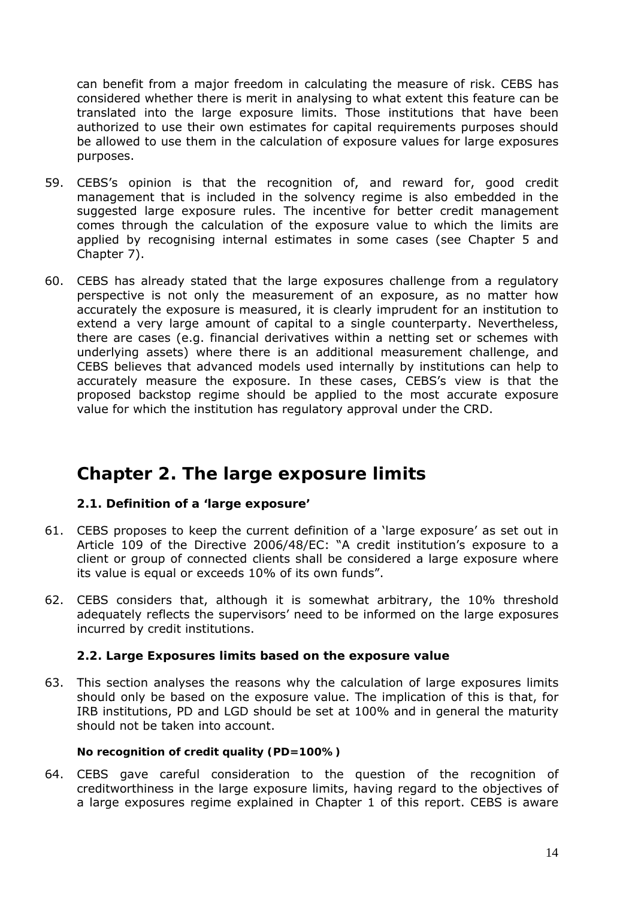can benefit from a major freedom in calculating the measure of risk. CEBS has considered whether there is merit in analysing to what extent this feature can be translated into the large exposure limits. Those institutions that have been authorized to use their own estimates for capital requirements purposes should be allowed to use them in the calculation of exposure values for large exposures purposes.

59. CEBS's opinion is that the recognition of, and reward for, good credit management that is included in the solvency regime is also embedded in the suggested large exposure rules. The incentive for better credit management comes through the calculation of the exposure value to which the limits are applied by recognising internal estimates in some cases (see Chapter 5 and Chapter 7).

60. CEBS has already stated that the large exposures challenge from a regulatory perspective is not only the measurement of an exposure, as no matter how accurately the exposure is measured, it is clearly imprudent for an institution to extend a very large amount of capital to a single counterparty. Nevertheless, there are cases (e.g. financial derivatives within a netting set or schemes with underlying assets) where there is an additional measurement challenge, and CEBS believes that advanced models used internally by institutions can help to accurately measure the exposure. In these cases, CEBS's view is that the proposed backstop regime should be applied to the most accurate exposure value for which the institution has regulatory approval under the CRD.

# Chapter 2. The large exposure limits

### 2.1. Definition of a 'large exposure'

61. CEBS proposes to keep the current definition of a 'large exposure' as set out in Article 109 of the Directive 2006/48/EC: "A credit institution's exposure to a client or group of connected clients shall be considered a large exposure where its value is equal or exceeds 10% of its own funds".

62. CEBS considers that, although it is somewhat arbitrary, the 10% threshold adequately reflects the supervisors' need to be informed on the large exposures incurred by credit institutions.

### 2.2. Large Exposures limits based on the exposure value

63. This section analyses the reasons why the calculation of large exposures limits should only be based on the exposure value. The implication of this is that, for IRB institutions, PD and LGD should be set at 100% and in general the maturity should not be taken into account.

#### No recognition of credit quality (PD=100%)

64. CEBS gave careful consideration to the question of the recognition of creditworthiness in the large exposure limits, having regard to the objectives of a large exposures regime explained in Chapter 1 of this report. CEBS is aware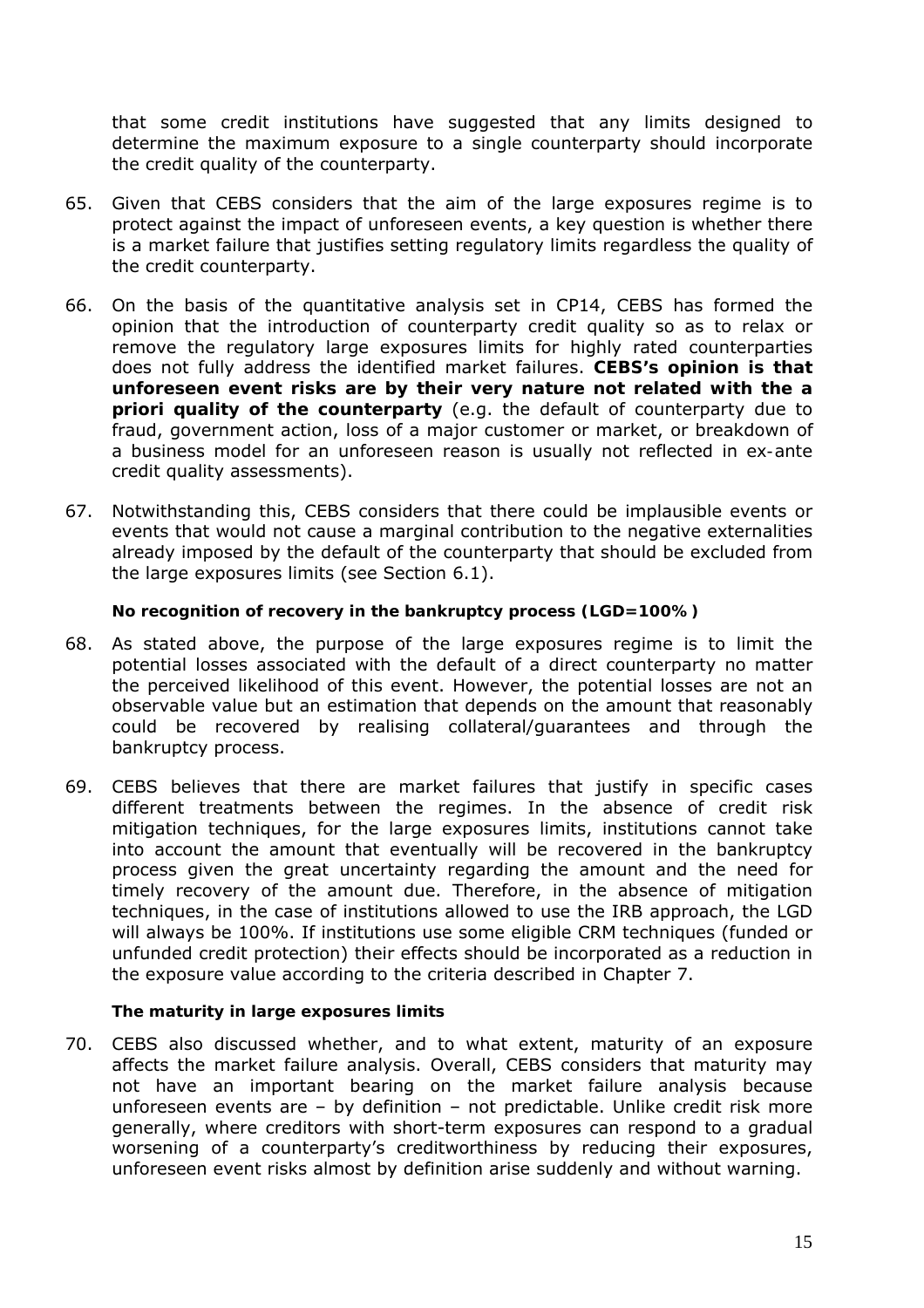that some credit institutions have suggested that any limits designed to determine the maximum exposure to a single counterparty should incorporate the credit quality of the counterparty.

65. Given that CEBS considers that the aim of the large exposures regime is to protect against the impact of unforeseen events, a key question is whether there is a market failure that justifies setting regulatory limits regardless the quality of the credit counterparty.

66. On the basis of the quantitative analysis set in CP14, CEBS has formed the opinion that the introduction of counterparty credit quality so as to relax or remove the regulatory large exposures limits for highly rated counterparties does not fully address the identified market failures. **CEBS's opinion is that unforeseen event risks are by their very nature not related with the a priori quality of the counterparty** (e.g. the default of counterparty due to fraud, government action, loss of a major customer or market, or breakdown of a business model for an unforeseen reason is usually not reflected in ex-ante credit quality assessments).

67. Notwithstanding this, CEBS considers that there could be implausible events or events that would not cause a marginal contribution to the negative externalities already imposed by the default of the counterparty that should be excluded from the large exposures limits (see Section 6.1).

**No recognition of recovery in the bankruptcy process (LGD=100%)**

68. As stated above, the purpose of the large exposures regime is to limit the potential losses associated with the default of a direct counterparty no matter the perceived likelihood of this event. However, the potential losses are not an observable value but an estimation that depends on the amount that reasonably could be recovered by realising collateral/guarantees and through the bankruptcy process.

69. CEBS believes that there are market failures that justify in specific cases different treatments between the regimes. In the absence of credit risk mitigation techniques, for the large exposures limits, institutions cannot take into account the amount that eventually will be recovered in the bankruptcy process given the great uncertainty regarding the amount and the need for timely recovery of the amount due. Therefore, in the absence of mitigation techniques, in the case of institutions allowed to use the IRB approach, the LGD will always be 100%. If institutions use some eligible CRM techniques (funded or unfunded credit protection) their effects should be incorporated as a reduction in the exposure value according to the criteria described in Chapter 7.

**The maturity in large exposures limits**

70. CEBS also discussed whether, and to what extent, maturity of an exposure affects the market failure analysis. Overall, CEBS considers that maturity may not have an important bearing on the market failure analysis because unforeseen events are – by definition – not predictable. Unlike credit risk more generally, where creditors with short-term exposures can respond to a gradual worsening of a counterparty's creditworthiness by reducing their exposures, unforeseen event risks almost by definition arise suddenly and without warning.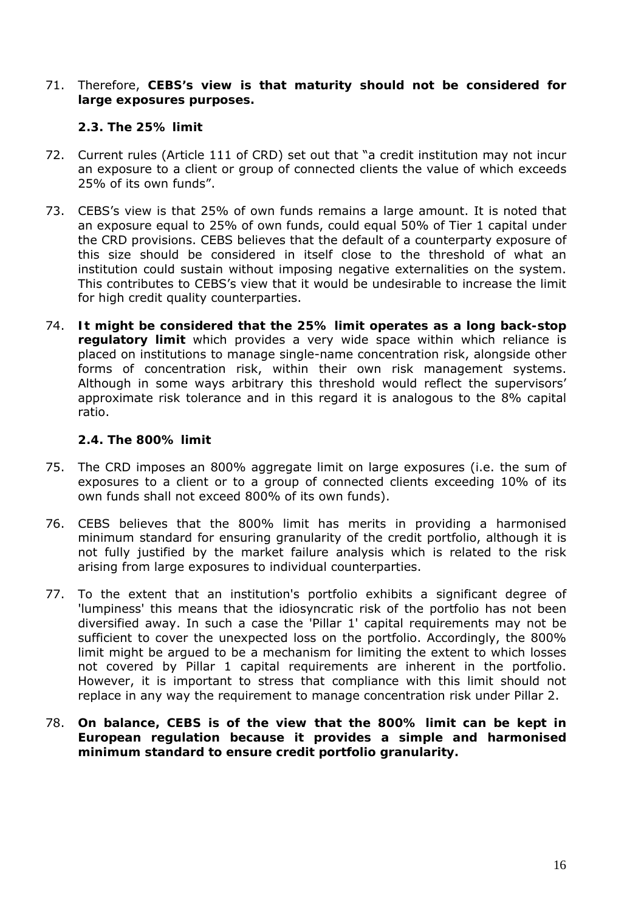71. Therefore, **CEBS's view is that maturity should not be considered for large exposures purposes.**

### 2.3. The 25% limit

72. Current rules (Article 111 of CRD) set out that "a credit institution may not incur an exposure to a client or group of connected clients the value of which exceeds 25% of its own funds".

73. CEBS's view is that 25% of own funds remains a large amount. It is noted that an exposure equal to 25% of own funds, could equal 50% of Tier 1 capital under the CRD provisions. CEBS believes that the default of a counterparty exposure of this size should be considered in itself close to the threshold of what an institution could sustain without imposing negative externalities on the system. This contributes to CEBS's view that it would be undesirable to increase the limit for high credit quality counterparties.

74. **It might be considered that the 25% limit operates as a long back-stop regulatory limit** which provides a very wide space within which reliance is placed on institutions to manage single-name concentration risk, alongside other forms of concentration risk, within their own risk management systems. Although in some ways arbitrary this threshold would reflect the supervisors' approximate risk tolerance and in this regard it is analogous to the 8% capital ratio.

### 2.4. The 800% limit

75. The CRD imposes an 800% aggregate limit on large exposures (i.e. the sum of exposures to a client or to a group of connected clients exceeding 10% of its own funds shall not exceed 800% of its own funds).

76. CEBS believes that the 800% limit has merits in providing a harmonised minimum standard for ensuring granularity of the credit portfolio, although it is not fully justified by the market failure analysis which is related to the risk arising from large exposures to individual counterparties.

77. To the extent that an institution's portfolio exhibits a significant degree of 'lumpiness' this means that the idiosyncratic risk of the portfolio has not been diversified away. In such a case the 'Pillar 1' capital requirements may not be sufficient to cover the unexpected loss on the portfolio. Accordingly, the 800% limit might be argued to be a mechanism for limiting the extent to which losses not covered by Pillar 1 capital requirements are inherent in the portfolio. However, it is important to stress that compliance with this limit should not replace in any way the requirement to manage concentration risk under Pillar 2.

78. **On balance, CEBS is of the view that the 800% limit can be kept in European regulation because it provides a simple and harmonised minimum standard to ensure credit portfolio granularity.**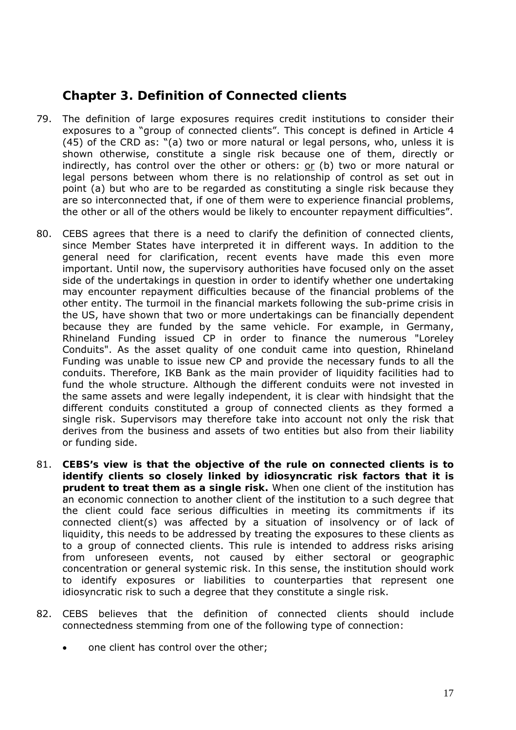## Chapter 3. Definition of Connected clients

79. The definition of large exposures requires credit institutions to consider their exposures to a "group of connected clients". This concept is defined in Article 4 (45) of the CRD as: "(a) two or more natural or legal persons, who, unless it is shown otherwise, constitute a single risk because one of them, directly or indirectly, has control over the other or others: or (b) two or more natural or legal persons between whom there is no relationship of control as set out in point (a) but who are to be regarded as constituting a single risk because they are so interconnected that, if one of them were to experience financial problems, the other or all of the others would be likely to encounter repayment difficulties".

80. CEBS agrees that there is a need to clarify the definition of connected clients, since Member States have interpreted it in different ways. In addition to the general need for clarification, recent events have made this even more important. Until now, the supervisory authorities have focused only on the asset side of the undertakings in question in order to identify whether one undertaking may encounter repayment difficulties because of the financial problems of the other entity. The turmoil in the financial markets following the sub-prime crisis in the US, have shown that two or more undertakings can be financially dependent because they are funded by the same vehicle. For example, in Germany, Rhineland Funding issued CP in order to finance the numerous "Loreley Conduits". As the asset quality of one conduit came into question, Rhineland Funding was unable to issue new CP and provide the necessary funds to all the conduits. Therefore, IKB Bank as the main provider of liquidity facilities had to fund the whole structure. Although the different conduits were not invested in the same assets and were legally independent, it is clear with hindsight that the different conduits constituted a group of connected clients as they formed a single risk. Supervisors may therefore take into account not only the risk that derives from the business and assets of two entities but also from their liability or funding side.

81. **CEBS's view is that the objective of the rule on connected clients is to identify clients so closely linked by idiosyncratic risk factors that it is prudent to treat them as a single risk.** When one client of the institution has an economic connection to another client of the institution to a such degree that the client could face serious difficulties in meeting its commitments if its connected client(s) was affected by a situation of insolvency or of lack of liquidity, this needs to be addressed by treating the exposures to these clients as to a group of connected clients. This rule is intended to address risks arising from unforeseen events, not caused by either sectoral or geographic concentration or general systemic risk. In this sense, the institution should work to identify exposures or liabilities to counterparties that represent one idiosyncratic risk to such a degree that they constitute a single risk.

82. CEBS believes that the definition of connected clients should include connectedness stemming from one of the following type of connection:

    - one client has control over the other;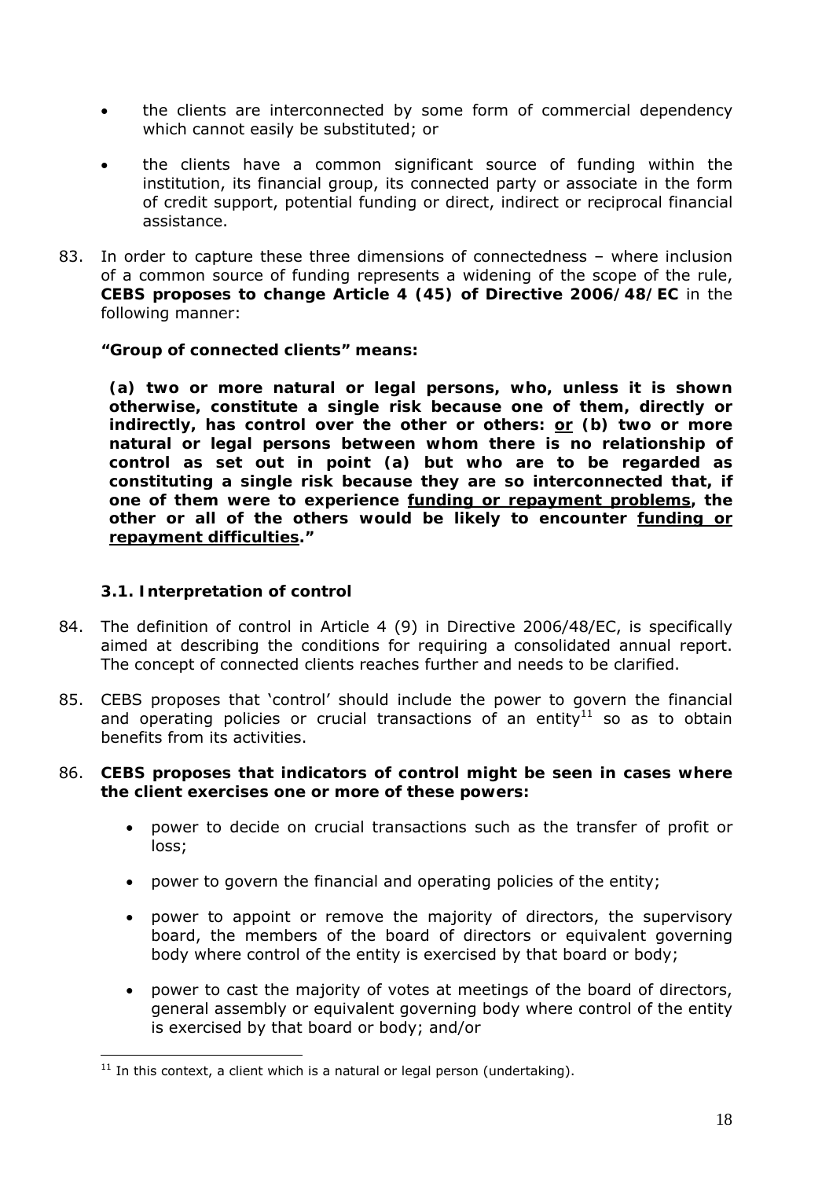- the clients are interconnected by some form of commercial dependency which cannot easily be substituted; or

- the clients have a common significant source of funding within the institution, its financial group, its connected party or associate in the form of credit support, potential funding or direct, indirect or reciprocal financial assistance.

83. In order to capture these three dimensions of connectedness – where inclusion of a common source of funding represents a widening of the scope of the rule, **CEBS proposes to change Article 4 (45) of Directive 2006/48/EC** in the following manner:

    ***"Group of connected clients" means:***

    ***(a) two or more natural or legal persons, who, unless it is shown otherwise, constitute a single risk because one of them, directly or indirectly, has control over the other or others: <u>or</u> (b) two or more natural or legal persons between whom there is no relationship of control as set out in point (a) but who are to be regarded as constituting a single risk because they are so interconnected that, if one of them were to experience <u>funding or repayment problems</u>, the other or all of the others would be likely to encounter <u>funding or repayment difficulties</u>."***

### 3.1. Interpretation of control

84. The definition of control in Article 4 (9) in Directive 2006/48/EC, is specifically aimed at describing the conditions for requiring a consolidated annual report. The concept of connected clients reaches further and needs to be clarified.

85. CEBS proposes that 'control' should include the power to govern the financial and operating policies or crucial transactions of an entity[11] so as to obtain benefits from its activities.

86. **CEBS proposes that indicators of control might be seen in cases where the client exercises one or more of these powers:**

    - power to decide on crucial transactions such as the transfer of profit or loss;
    - power to govern the financial and operating policies of the entity;
    - power to appoint or remove the majority of directors, the supervisory board, the members of the board of directors or equivalent governing body where control of the entity is exercised by that board or body;
    - power to cast the majority of votes at meetings of the board of directors, general assembly or equivalent governing body where control of the entity is exercised by that board or body; and/or

[11] In this context, a client which is a natural or legal person (undertaking).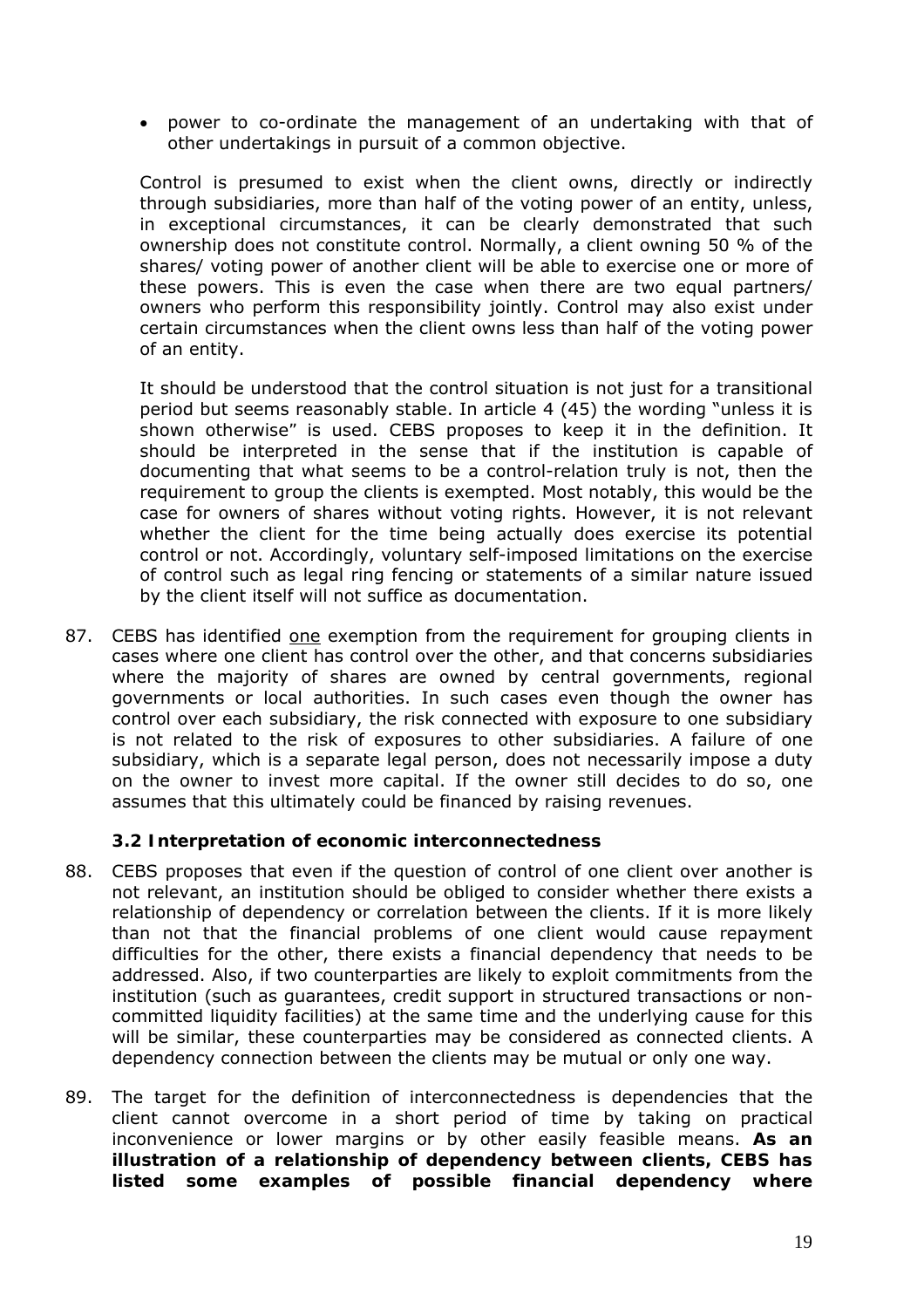- power to co-ordinate the management of an undertaking with that of other undertakings in pursuit of a common objective.

Control is presumed to exist when the client owns, directly or indirectly through subsidiaries, more than half of the voting power of an entity, unless, in exceptional circumstances, it can be clearly demonstrated that such ownership does not constitute control. Normally, a client owning 50 % of the shares/ voting power of another client will be able to exercise one or more of these powers. This is even the case when there are two equal partners/ owners who perform this responsibility jointly. Control may also exist under certain circumstances when the client owns less than half of the voting power of an entity.

It should be understood that the control situation is not just for a transitional period but seems reasonably stable. In article 4 (45) the wording "unless it is shown otherwise" is used. CEBS proposes to keep it in the definition. It should be interpreted in the sense that if the institution is capable of documenting that what seems to be a control-relation truly is not, then the requirement to group the clients is exempted. Most notably, this would be the case for owners of shares without voting rights. However, it is not relevant whether the client for the time being actually does exercise its potential control or not. Accordingly, voluntary self-imposed limitations on the exercise of control such as legal ring fencing or statements of a similar nature issued by the client itself will not suffice as documentation.

87. CEBS has identified <u>one</u> exemption from the requirement for grouping clients in cases where one client has control over the other, and that concerns subsidiaries where the majority of shares are owned by central governments, regional governments or local authorities. In such cases even though the owner has control over each subsidiary, the risk connected with exposure to one subsidiary is not related to the risk of exposures to other subsidiaries. A failure of one subsidiary, which is a separate legal person, does not necessarily impose a duty on the owner to invest more capital. If the owner still decides to do so, one assumes that this ultimately could be financed by raising revenues.

### *3.2 Interpretation of economic interconnectedness*

88. CEBS proposes that even if the question of control of one client over another is not relevant, an institution should be obliged to consider whether there exists a relationship of dependency or correlation between the clients. If it is more likely than not that the financial problems of one client would cause repayment difficulties for the other, there exists a financial dependency that needs to be addressed. Also, if two counterparties are likely to exploit commitments from the institution (such as guarantees, credit support in structured transactions or non-committed liquidity facilities) at the same time and the underlying cause for this will be similar, these counterparties may be considered as connected clients. A dependency connection between the clients may be mutual or only one way.

89. The target for the definition of interconnectedness is dependencies that the client cannot overcome in a short period of time by taking on practical inconvenience or lower margins or by other easily feasible means. ***As an illustration of a relationship of dependency between clients, CEBS has listed some examples of possible financial dependency where***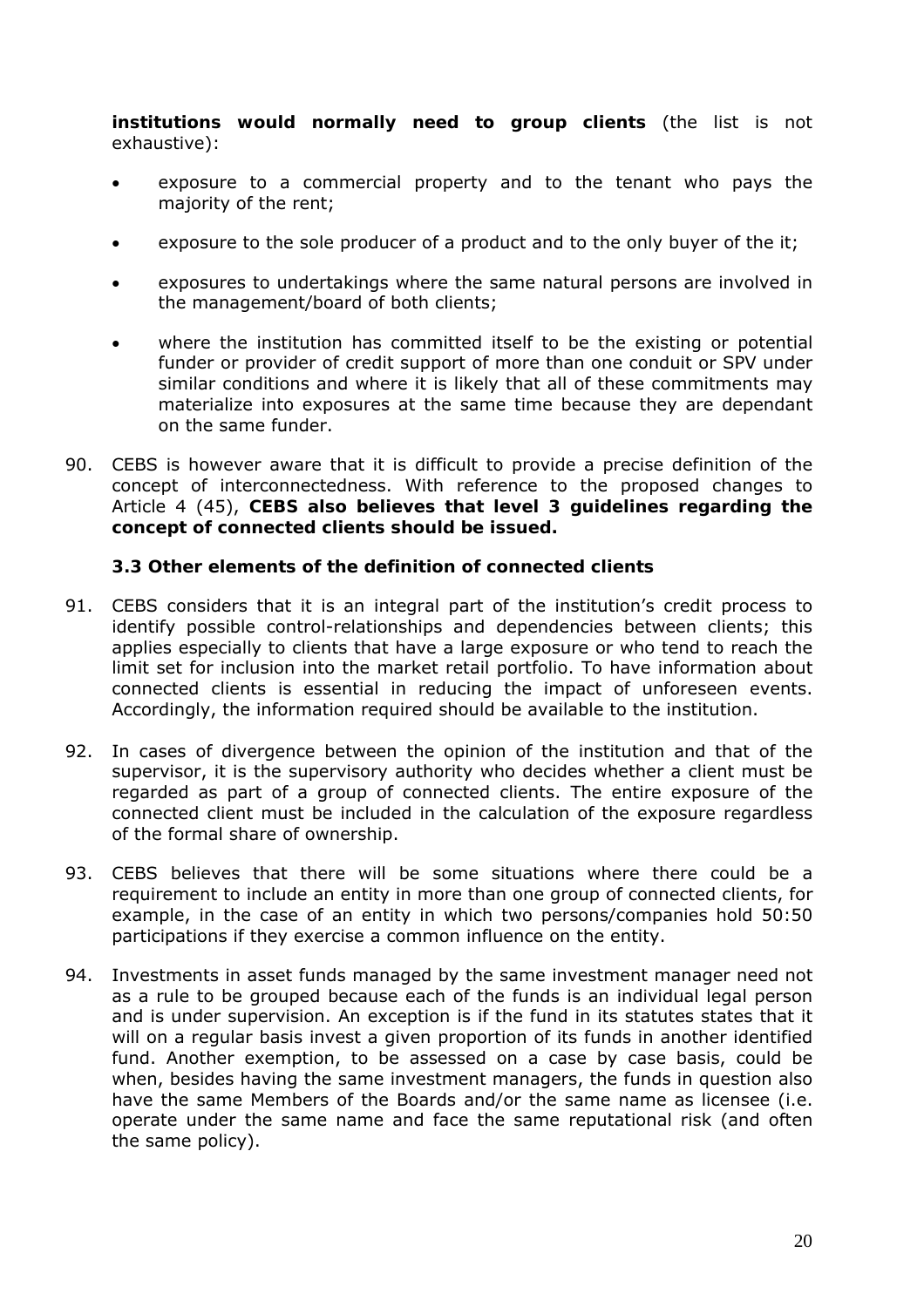**institutions would normally need to group clients** (the list is not exhaustive):

- exposure to a commercial property and to the tenant who pays the majority of the rent;
- exposure to the sole producer of a product and to the only buyer of the it;
- exposures to undertakings where the same natural persons are involved in the management/board of both clients;
- where the institution has committed itself to be the existing or potential funder or provider of credit support of more than one conduit or SPV under similar conditions and where it is likely that all of these commitments may materialize into exposures at the same time because they are dependant on the same funder.

90. CEBS is however aware that it is difficult to provide a precise definition of the concept of interconnectedness. With reference to the proposed changes to Article 4 (45), **CEBS also believes that level 3 guidelines regarding the concept of connected clients should be issued.**

### 3.3 Other elements of the definition of connected clients

91. CEBS considers that it is an integral part of the institution's credit process to identify possible control-relationships and dependencies between clients; this applies especially to clients that have a large exposure or who tend to reach the limit set for inclusion into the market retail portfolio. To have information about connected clients is essential in reducing the impact of unforeseen events. Accordingly, the information required should be available to the institution.

92. In cases of divergence between the opinion of the institution and that of the supervisor, it is the supervisory authority who decides whether a client must be regarded as part of a group of connected clients. The entire exposure of the connected client must be included in the calculation of the exposure regardless of the formal share of ownership.

93. CEBS believes that there will be some situations where there could be a requirement to include an entity in more than one group of connected clients, for example, in the case of an entity in which two persons/companies hold 50:50 participations if they exercise a common influence on the entity.

94. Investments in asset funds managed by the same investment manager need not as a rule to be grouped because each of the funds is an individual legal person and is under supervision. An exception is if the fund in its statutes states that it will on a regular basis invest a given proportion of its funds in another identified fund. Another exemption, to be assessed on a case by case basis, could be when, besides having the same investment managers, the funds in question also have the same Members of the Boards and/or the same name as licensee (i.e. operate under the same name and face the same reputational risk (and often the same policy).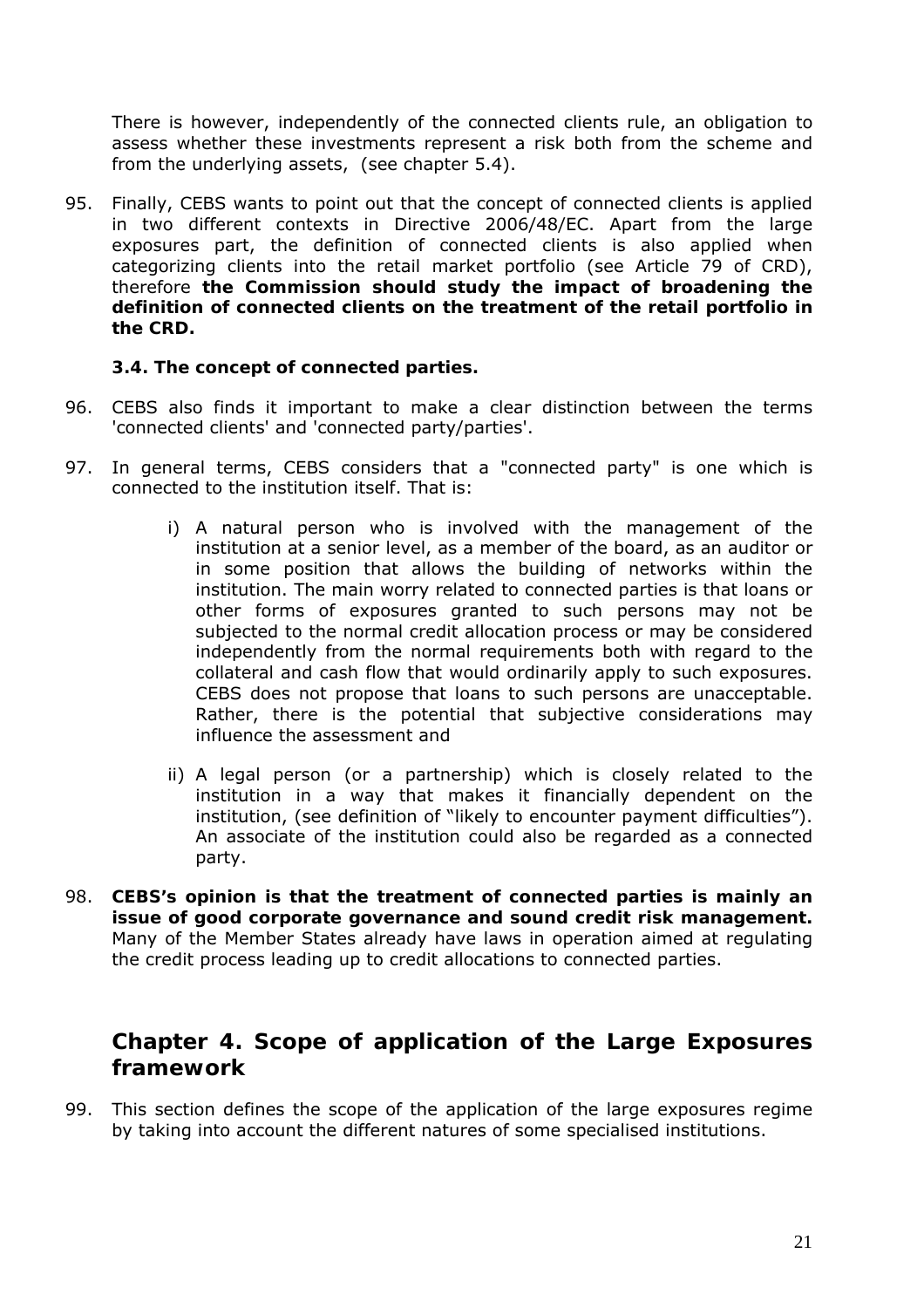There is however, independently of the connected clients rule, an obligation to assess whether these investments represent a risk both from the scheme and from the underlying assets, (see chapter 5.4).

95. Finally, CEBS wants to point out that the concept of connected clients is applied in two different contexts in Directive 2006/48/EC. Apart from the large exposures part, the definition of connected clients is also applied when categorizing clients into the retail market portfolio (see Article 79 of CRD), therefore **the Commission should study the impact of broadening the definition of connected clients on the treatment of the retail portfolio in the CRD.**

### 3.4. The concept of connected parties.

96. CEBS also finds it important to make a clear distinction between the terms 'connected clients' and 'connected party/parties'.

97. In general terms, CEBS considers that a "connected party" is one which is connected to the institution itself. That is:

    i) A natural person who is involved with the management of the institution at a senior level, as a member of the board, as an auditor or in some position that allows the building of networks within the institution. The main worry related to connected parties is that loans or other forms of exposures granted to such persons may not be subjected to the normal credit allocation process or may be considered independently from the normal requirements both with regard to the collateral and cash flow that would ordinarily apply to such exposures. CEBS does not propose that loans to such persons are unacceptable. Rather, there is the potential that subjective considerations may influence the assessment and

    ii) A legal person (or a partnership) which is closely related to the institution in a way that makes it financially dependent on the institution, (see definition of "likely to encounter payment difficulties"). An associate of the institution could also be regarded as a connected party.

98. **CEBS's opinion is that the treatment of connected parties is mainly an issue of good corporate governance and sound credit risk management.** Many of the Member States already have laws in operation aimed at regulating the credit process leading up to credit allocations to connected parties.

## Chapter 4. Scope of application of the Large Exposures framework

99. This section defines the scope of the application of the large exposures regime by taking into account the different natures of some specialised institutions.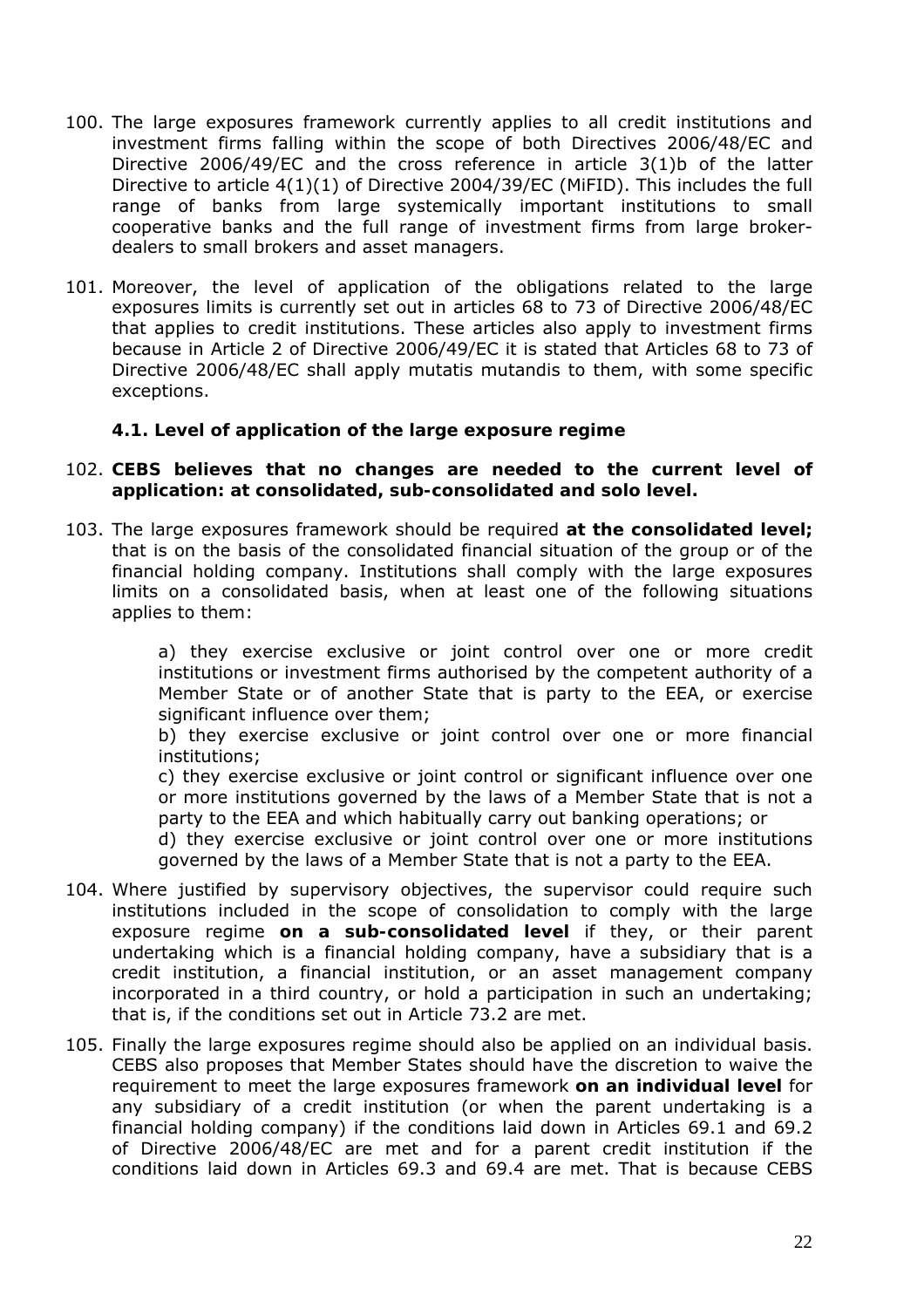100. The large exposures framework currently applies to all credit institutions and investment firms falling within the scope of both Directives 2006/48/EC and Directive 2006/49/EC and the cross reference in article 3(1)b of the latter Directive to article 4(1)(1) of Directive 2004/39/EC (MiFID). This includes the full range of banks from large systemically important institutions to small cooperative banks and the full range of investment firms from large broker-dealers to small brokers and asset managers.

101. Moreover, the level of application of the obligations related to the large exposures limits is currently set out in articles 68 to 73 of Directive 2006/48/EC that applies to credit institutions. These articles also apply to investment firms because in Article 2 of Directive 2006/49/EC it is stated that Articles 68 to 73 of Directive 2006/48/EC shall apply mutatis mutandis to them, with some specific exceptions.

### 4.1. Level of application of the large exposure regime

102. **CEBS believes that no changes are needed to the current level of application: at consolidated, sub-consolidated and solo level.**

103. The large exposures framework should be required **at the consolidated level;** that is on the basis of the consolidated financial situation of the group or of the financial holding company. Institutions shall comply with the large exposures limits on a consolidated basis, when at least one of the following situations applies to them:

    a) they exercise exclusive or joint control over one or more credit institutions or investment firms authorised by the competent authority of a Member State or of another State that is party to the EEA, or exercise significant influence over them;
    b) they exercise exclusive or joint control over one or more financial institutions;
    c) they exercise exclusive or joint control or significant influence over one or more institutions governed by the laws of a Member State that is not a party to the EEA and which habitually carry out banking operations; or
    d) they exercise exclusive or joint control over one or more institutions governed by the laws of a Member State that is not a party to the EEA.

104. Where justified by supervisory objectives, the supervisor could require such institutions included in the scope of consolidation to comply with the large exposure regime **on a sub-consolidated level** if they, or their parent undertaking which is a financial holding company, have a subsidiary that is a credit institution, a financial institution, or an asset management company incorporated in a third country, or hold a participation in such an undertaking; that is, if the conditions set out in Article 73.2 are met.

105. Finally the large exposures regime should also be applied on an individual basis. CEBS also proposes that Member States should have the discretion to waive the requirement to meet the large exposures framework **on an individual level** for any subsidiary of a credit institution (or when the parent undertaking is a financial holding company) if the conditions laid down in Articles 69.1 and 69.2 of Directive 2006/48/EC are met and for a parent credit institution if the conditions laid down in Articles 69.3 and 69.4 are met. That is because CEBS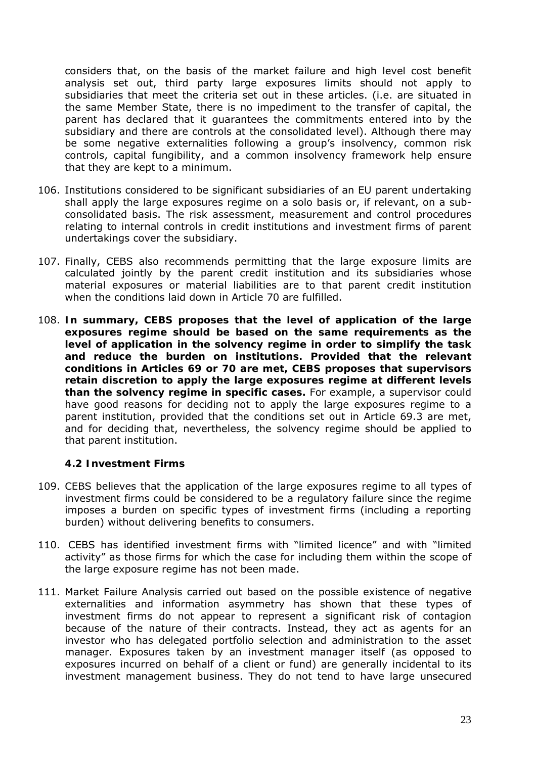considers that, on the basis of the market failure and high level cost benefit analysis set out, third party large exposures limits should not apply to subsidiaries that meet the criteria set out in these articles. (i.e. are situated in the same Member State, there is no impediment to the transfer of capital, the parent has declared that it guarantees the commitments entered into by the subsidiary and there are controls at the consolidated level). Although there may be some negative externalities following a group's insolvency, common risk controls, capital fungibility, and a common insolvency framework help ensure that they are kept to a minimum.

106. Institutions considered to be significant subsidiaries of an EU parent undertaking shall apply the large exposures regime on a solo basis or, if relevant, on a sub-consolidated basis. The risk assessment, measurement and control procedures relating to internal controls in credit institutions and investment firms of parent undertakings cover the subsidiary.

107. Finally, CEBS also recommends permitting that the large exposure limits are calculated jointly by the parent credit institution and its subsidiaries whose material exposures or material liabilities are to that parent credit institution when the conditions laid down in Article 70 are fulfilled.

108. **In summary, CEBS proposes that the level of application of the large exposures regime should be based on the same requirements as the level of application in the solvency regime in order to simplify the task and reduce the burden on institutions. Provided that the relevant conditions in Articles 69 or 70 are met, CEBS proposes that supervisors retain discretion to apply the large exposures regime at different levels than the solvency regime in specific cases.** For example, a supervisor could have good reasons for deciding not to apply the large exposures regime to a parent institution, provided that the conditions set out in Article 69.3 are met, and for deciding that, nevertheless, the solvency regime should be applied to that parent institution.

### 4.2 Investment Firms

109. CEBS believes that the application of the large exposures regime to all types of investment firms could be considered to be a regulatory failure since the regime imposes a burden on specific types of investment firms (including a reporting burden) without delivering benefits to consumers.

110. CEBS has identified investment firms with "limited licence" and with "limited activity" as those firms for which the case for including them within the scope of the large exposure regime has not been made.

111. Market Failure Analysis carried out based on the possible existence of negative externalities and information asymmetry has shown that these types of investment firms do not appear to represent a significant risk of contagion because of the nature of their contracts. Instead, they act as agents for an investor who has delegated portfolio selection and administration to the asset manager. Exposures taken by an investment manager itself (as opposed to exposures incurred on behalf of a client or fund) are generally incidental to its investment management business. They do not tend to have large unsecured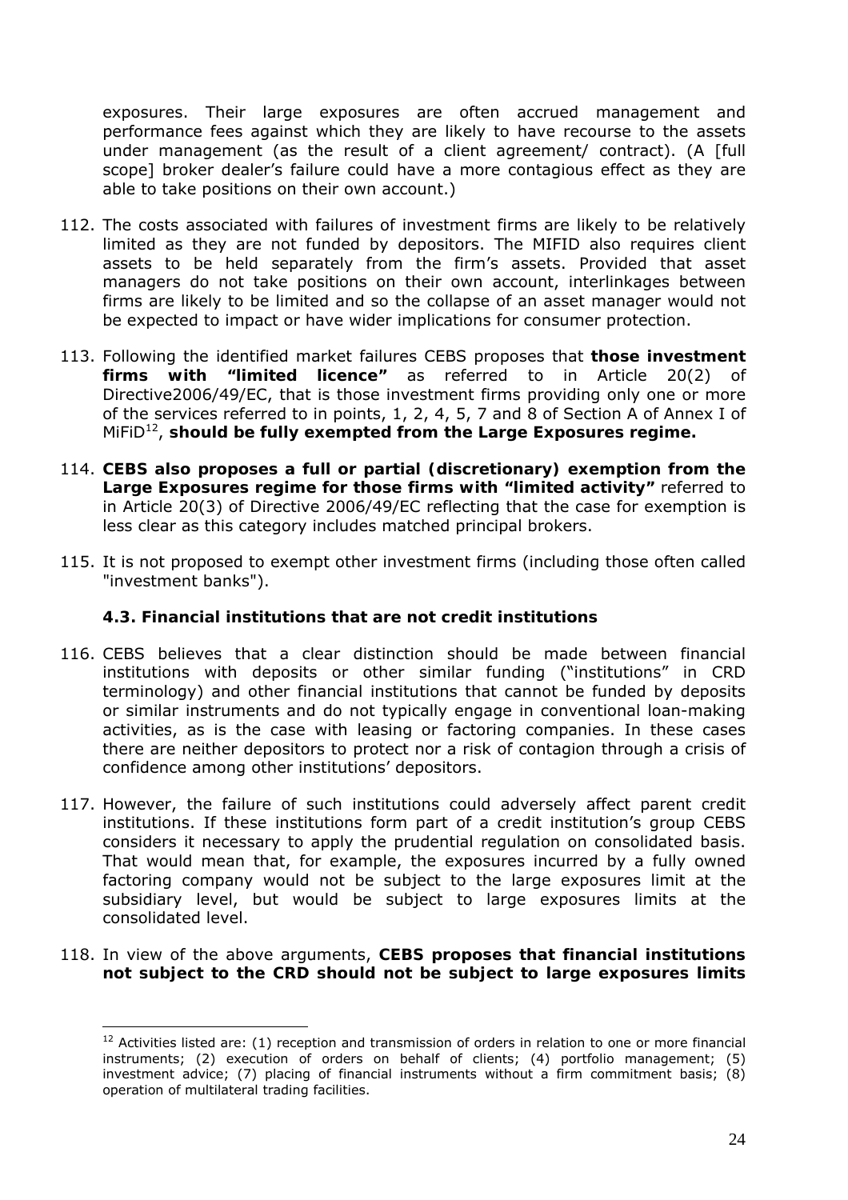exposures. Their large exposures are often accrued management and performance fees against which they are likely to have recourse to the assets under management (as the result of a client agreement/ contract). (A [full scope] broker dealer's failure could have a more contagious effect as they are able to take positions on their own account.)

112. The costs associated with failures of investment firms are likely to be relatively limited as they are not funded by depositors. The MIFID also requires client assets to be held separately from the firm's assets. Provided that asset managers do not take positions on their own account, interlinkages between firms are likely to be limited and so the collapse of an asset manager would not be expected to impact or have wider implications for consumer protection.

113. Following the identified market failures CEBS proposes that **those investment firms with "limited licence"** as referred to in Article 20(2) of Directive2006/49/EC, that is those investment firms providing only one or more of the services referred to in points, 1, 2, 4, 5, 7 and 8 of Section A of Annex I of MiFiD[12], **should be fully exempted from the Large Exposures regime.**

114. **CEBS also proposes a full or partial (discretionary) exemption from the Large Exposures regime for those firms with "limited activity"** referred to in Article 20(3) of Directive 2006/49/EC reflecting that the case for exemption is less clear as this category includes matched principal brokers.

115. It is not proposed to exempt other investment firms (including those often called "investment banks").

### 4.3. Financial institutions that are not credit institutions

116. CEBS believes that a clear distinction should be made between financial institutions with deposits or other similar funding ("institutions" in CRD terminology) and other financial institutions that cannot be funded by deposits or similar instruments and do not typically engage in conventional loan-making activities, as is the case with leasing or factoring companies. In these cases there are neither depositors to protect nor a risk of contagion through a crisis of confidence among other institutions' depositors.

117. However, the failure of such institutions could adversely affect parent credit institutions. If these institutions form part of a credit institution's group CEBS considers it necessary to apply the prudential regulation on consolidated basis. That would mean that, for example, the exposures incurred by a fully owned factoring company would not be subject to the large exposures limit at the subsidiary level, but would be subject to large exposures limits at the consolidated level.

118. In view of the above arguments, **CEBS proposes that financial institutions not subject to the CRD should not be subject to large exposures limits**

[12] Activities listed are: (1) reception and transmission of orders in relation to one or more financial instruments; (2) execution of orders on behalf of clients; (4) portfolio management; (5) investment advice; (7) placing of financial instruments without a firm commitment basis; (8) operation of multilateral trading facilities.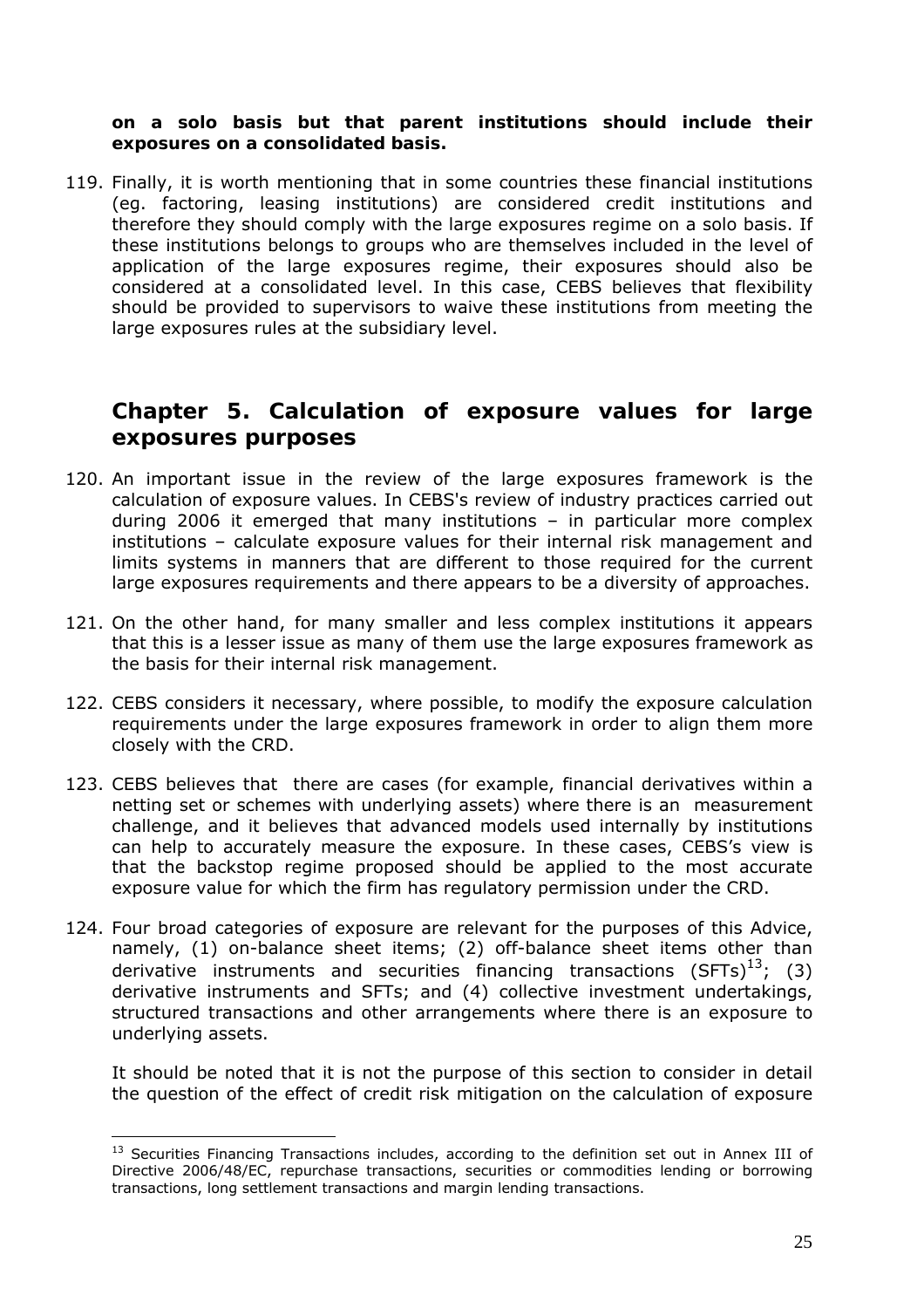**on a solo basis but that parent institutions should include their exposures on a consolidated basis.**

119. Finally, it is worth mentioning that in some countries these financial institutions (eg. factoring, leasing institutions) are considered credit institutions and therefore they should comply with the large exposures regime on a solo basis. If these institutions belongs to groups who are themselves included in the level of application of the large exposures regime, their exposures should also be considered at a consolidated level. In this case, CEBS believes that flexibility should be provided to supervisors to waive these institutions from meeting the large exposures rules at the subsidiary level.

## Chapter 5. Calculation of exposure values for large exposures purposes

120. An important issue in the review of the large exposures framework is the calculation of exposure values. In CEBS's review of industry practices carried out during 2006 it emerged that many institutions – in particular more complex institutions – calculate exposure values for their internal risk management and limits systems in manners that are different to those required for the current large exposures requirements and there appears to be a diversity of approaches.

121. On the other hand, for many smaller and less complex institutions it appears that this is a lesser issue as many of them use the large exposures framework as the basis for their internal risk management.

122. CEBS considers it necessary, where possible, to modify the exposure calculation requirements under the large exposures framework in order to align them more closely with the CRD.

123. CEBS believes that there are cases (for example, financial derivatives within a netting set or schemes with underlying assets) where there is an measurement challenge, and it believes that advanced models used internally by institutions can help to accurately measure the exposure. In these cases, CEBS's view is that the backstop regime proposed should be applied to the most accurate exposure value for which the firm has regulatory permission under the CRD.

124. Four broad categories of exposure are relevant for the purposes of this Advice, namely, (1) on-balance sheet items; (2) off-balance sheet items other than derivative instruments and securities financing transactions (SFTs)[13]; (3) derivative instruments and SFTs; and (4) collective investment undertakings, structured transactions and other arrangements where there is an exposure to underlying assets.

It should be noted that it is not the purpose of this section to consider in detail the question of the effect of credit risk mitigation on the calculation of exposure

---

[13] Securities Financing Transactions includes, according to the definition set out in Annex III of Directive 2006/48/EC, repurchase transactions, securities or commodities lending or borrowing transactions, long settlement transactions and margin lending transactions.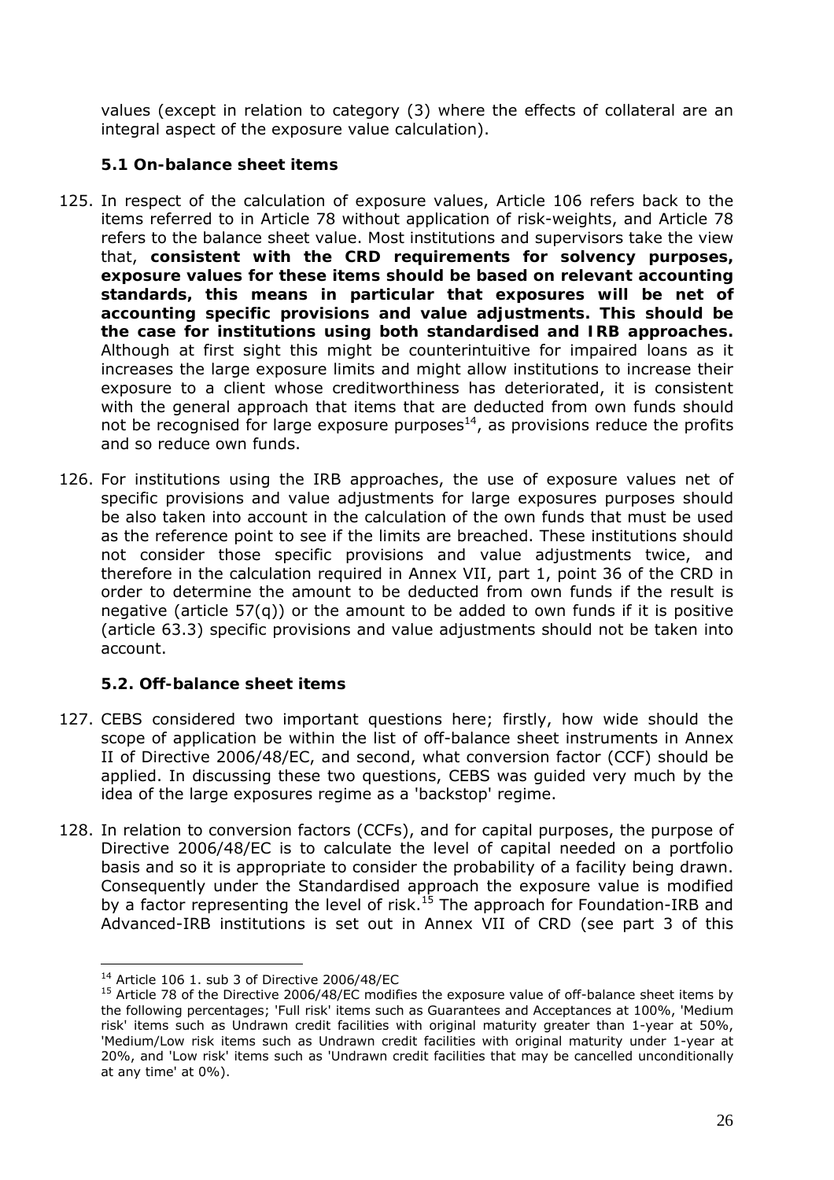values (except in relation to category (3) where the effects of collateral are an integral aspect of the exposure value calculation).

### 5.1 On-balance sheet items

125. In respect of the calculation of exposure values, Article 106 refers back to the items referred to in Article 78 without application of risk-weights, and Article 78 refers to the balance sheet value. Most institutions and supervisors take the view that, **consistent with the CRD requirements for solvency purposes, exposure values for these items should be based on relevant accounting standards, this means in particular that exposures will be net of accounting specific provisions and value adjustments. This should be the case for institutions using both standardised and IRB approaches.** Although at first sight this might be counterintuitive for impaired loans as it increases the large exposure limits and might allow institutions to increase their exposure to a client whose creditworthiness has deteriorated, it is consistent with the general approach that items that are deducted from own funds should not be recognised for large exposure purposes[14], as provisions reduce the profits and so reduce own funds.

126. For institutions using the IRB approaches, the use of exposure values net of specific provisions and value adjustments for large exposures purposes should be also taken into account in the calculation of the own funds that must be used as the reference point to see if the limits are breached. These institutions should not consider those specific provisions and value adjustments twice, and therefore in the calculation required in Annex VII, part 1, point 36 of the CRD in order to determine the amount to be deducted from own funds if the result is negative (article 57(q)) or the amount to be added to own funds if it is positive (article 63.3) specific provisions and value adjustments should not be taken into account.

### 5.2. Off-balance sheet items

127. CEBS considered two important questions here; firstly, how wide should the scope of application be within the list of off-balance sheet instruments in Annex II of Directive 2006/48/EC, and second, what conversion factor (CCF) should be applied. In discussing these two questions, CEBS was guided very much by the idea of the large exposures regime as a 'backstop' regime.

128. In relation to conversion factors (CCFs), and for capital purposes, the purpose of Directive 2006/48/EC is to calculate the level of capital needed on a portfolio basis and so it is appropriate to consider the probability of a facility being drawn. Consequently under the Standardised approach the exposure value is modified by a factor representing the level of risk.[15] The approach for Foundation-IRB and Advanced-IRB institutions is set out in Annex VII of CRD (see part 3 of this

---

[14] Article 106 1. sub 3 of Directive 2006/48/EC

[15] Article 78 of the Directive 2006/48/EC modifies the exposure value of off-balance sheet items by the following percentages; 'Full risk' items such as Guarantees and Acceptances at 100%, 'Medium risk' items such as Undrawn credit facilities with original maturity greater than 1-year at 50%, 'Medium/Low risk items such as Undrawn credit facilities with original maturity under 1-year at 20%, and 'Low risk' items such as 'Undrawn credit facilities that may be cancelled unconditionally at any time' at 0%).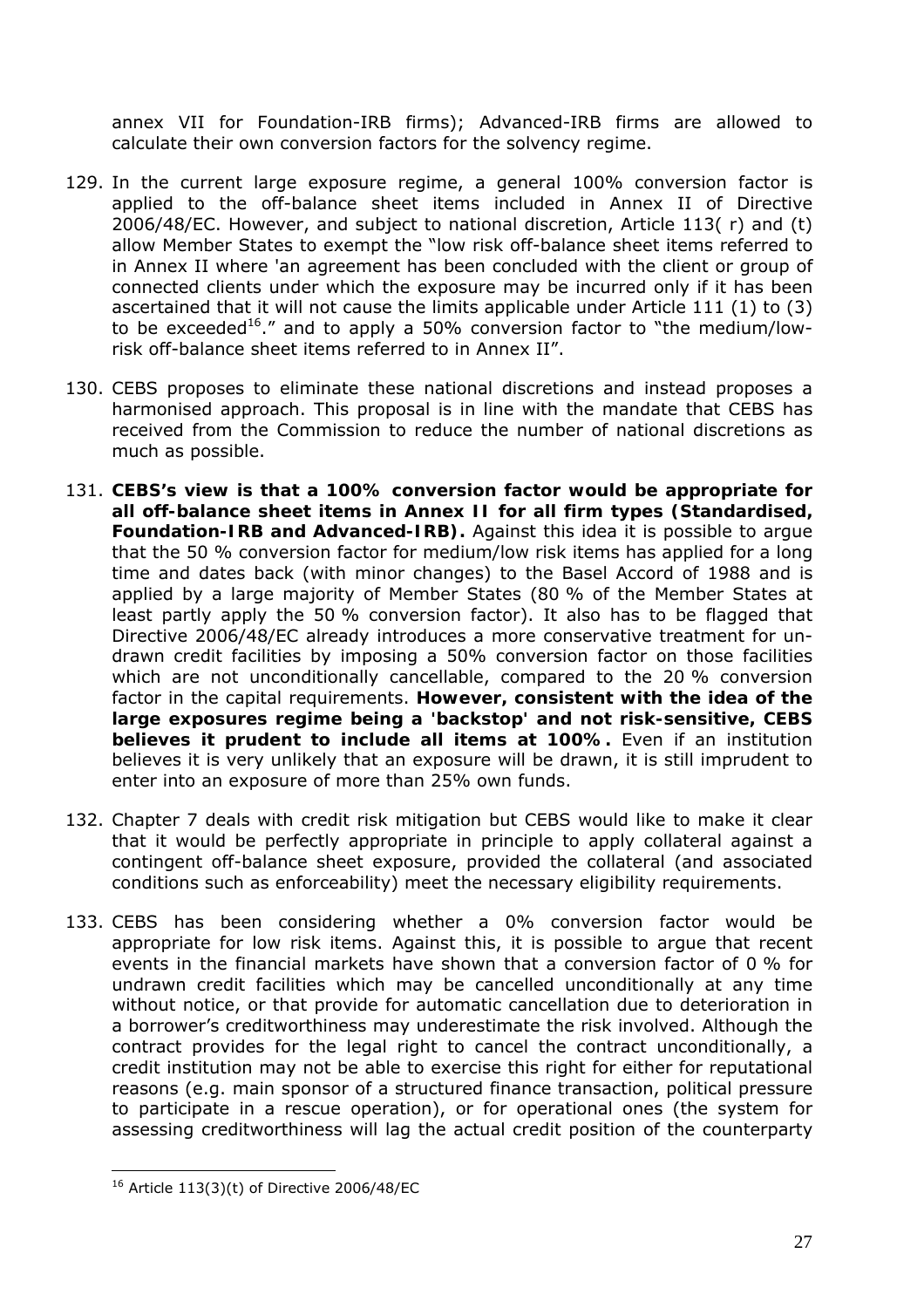annex VII for Foundation-IRB firms); Advanced-IRB firms are allowed to calculate their own conversion factors for the solvency regime.

129. In the current large exposure regime, a general 100% conversion factor is applied to the off-balance sheet items included in Annex II of Directive 2006/48/EC. However, and subject to national discretion, Article 113( r) and (t) allow Member States to exempt the "low risk off-balance sheet items referred to in Annex II where 'an agreement has been concluded with the client or group of connected clients under which the exposure may be incurred only if it has been ascertained that it will not cause the limits applicable under Article 111 (1) to (3) to be exceeded[16]." and to apply a 50% conversion factor to "the medium/low-risk off-balance sheet items referred to in Annex II".

130. CEBS proposes to eliminate these national discretions and instead proposes a harmonised approach. This proposal is in line with the mandate that CEBS has received from the Commission to reduce the number of national discretions as much as possible.

131. **CEBS's view is that a 100% conversion factor would be appropriate for all off-balance sheet items in Annex II for all firm types (Standardised, Foundation-IRB and Advanced-IRB).** Against this idea it is possible to argue that the 50 % conversion factor for medium/low risk items has applied for a long time and dates back (with minor changes) to the Basel Accord of 1988 and is applied by a large majority of Member States (80 % of the Member States at least partly apply the 50 % conversion factor). It also has to be flagged that Directive 2006/48/EC already introduces a more conservative treatment for undrawn credit facilities by imposing a 50% conversion factor on those facilities which are not unconditionally cancellable, compared to the 20 % conversion factor in the capital requirements. **However, consistent with the idea of the large exposures regime being a 'backstop' and not risk-sensitive, CEBS believes it prudent to include all items at 100%.** Even if an institution believes it is very unlikely that an exposure will be drawn, it is still imprudent to enter into an exposure of more than 25% own funds.

132. Chapter 7 deals with credit risk mitigation but CEBS would like to make it clear that it would be perfectly appropriate in principle to apply collateral against a contingent off-balance sheet exposure, provided the collateral (and associated conditions such as enforceability) meet the necessary eligibility requirements.

133. CEBS has been considering whether a 0% conversion factor would be appropriate for low risk items. Against this, it is possible to argue that recent events in the financial markets have shown that a conversion factor of 0 % for undrawn credit facilities which may be cancelled unconditionally at any time without notice, or that provide for automatic cancellation due to deterioration in a borrower's creditworthiness may underestimate the risk involved. Although the contract provides for the legal right to cancel the contract unconditionally, a credit institution may not be able to exercise this right for either for reputational reasons (e.g. main sponsor of a structured finance transaction, political pressure to participate in a rescue operation), or for operational ones (the system for assessing creditworthiness will lag the actual credit position of the counterparty

[16] Article 113(3)(t) of Directive 2006/48/EC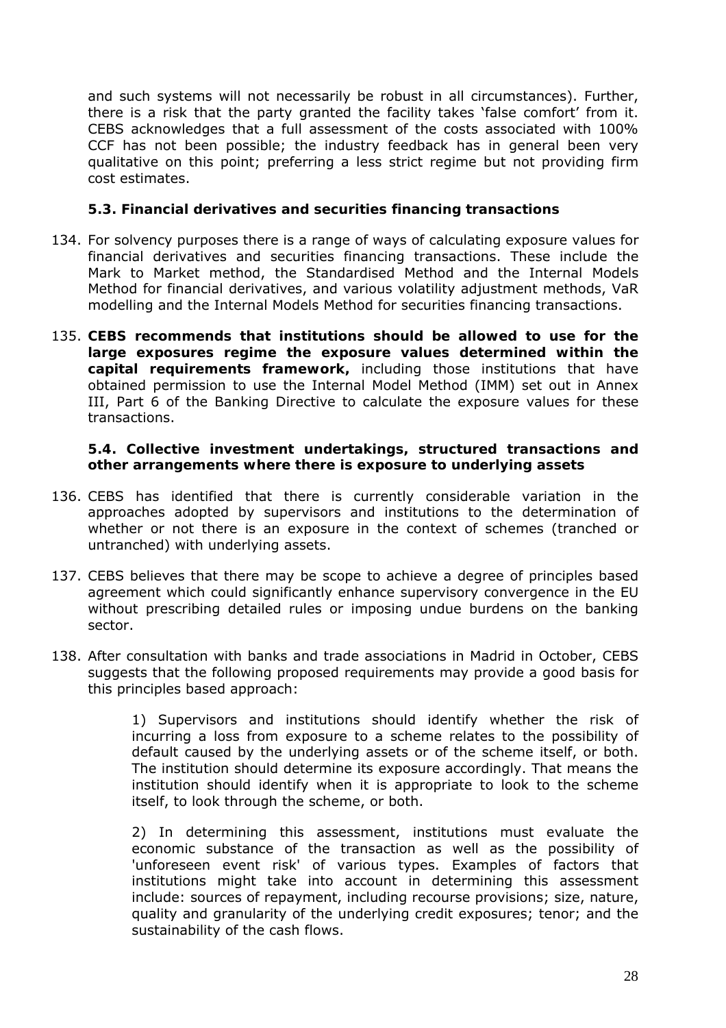and such systems will not necessarily be robust in all circumstances). Further, there is a risk that the party granted the facility takes 'false comfort' from it. CEBS acknowledges that a full assessment of the costs associated with 100% CCF has not been possible; the industry feedback has in general been very qualitative on this point; preferring a less strict regime but not providing firm cost estimates.

### 5.3. Financial derivatives and securities financing transactions

134. For solvency purposes there is a range of ways of calculating exposure values for financial derivatives and securities financing transactions. These include the Mark to Market method, the Standardised Method and the Internal Models Method for financial derivatives, and various volatility adjustment methods, VaR modelling and the Internal Models Method for securities financing transactions.

135. **CEBS recommends that institutions should be allowed to use for the large exposures regime the exposure values determined within the capital requirements framework,** including those institutions that have obtained permission to use the Internal Model Method (IMM) set out in Annex III, Part 6 of the Banking Directive to calculate the exposure values for these transactions.

### 5.4. Collective investment undertakings, structured transactions and other arrangements where there is exposure to underlying assets

136. CEBS has identified that there is currently considerable variation in the approaches adopted by supervisors and institutions to the determination of whether or not there is an exposure in the context of schemes (tranched or untranched) with underlying assets.

137. CEBS believes that there may be scope to achieve a degree of principles based agreement which could significantly enhance supervisory convergence in the EU without prescribing detailed rules or imposing undue burdens on the banking sector.

138. After consultation with banks and trade associations in Madrid in October, CEBS suggests that the following proposed requirements may provide a good basis for this principles based approach:

    1) Supervisors and institutions should identify whether the risk of incurring a loss from exposure to a scheme relates to the possibility of default caused by the underlying assets or of the scheme itself, or both. The institution should determine its exposure accordingly. That means the institution should identify when it is appropriate to look to the scheme itself, to look through the scheme, or both.

    2) In determining this assessment, institutions must evaluate the economic substance of the transaction as well as the possibility of 'unforeseen event risk' of various types. Examples of factors that institutions might take into account in determining this assessment include: sources of repayment, including recourse provisions; size, nature, quality and granularity of the underlying credit exposures; tenor; and the sustainability of the cash flows.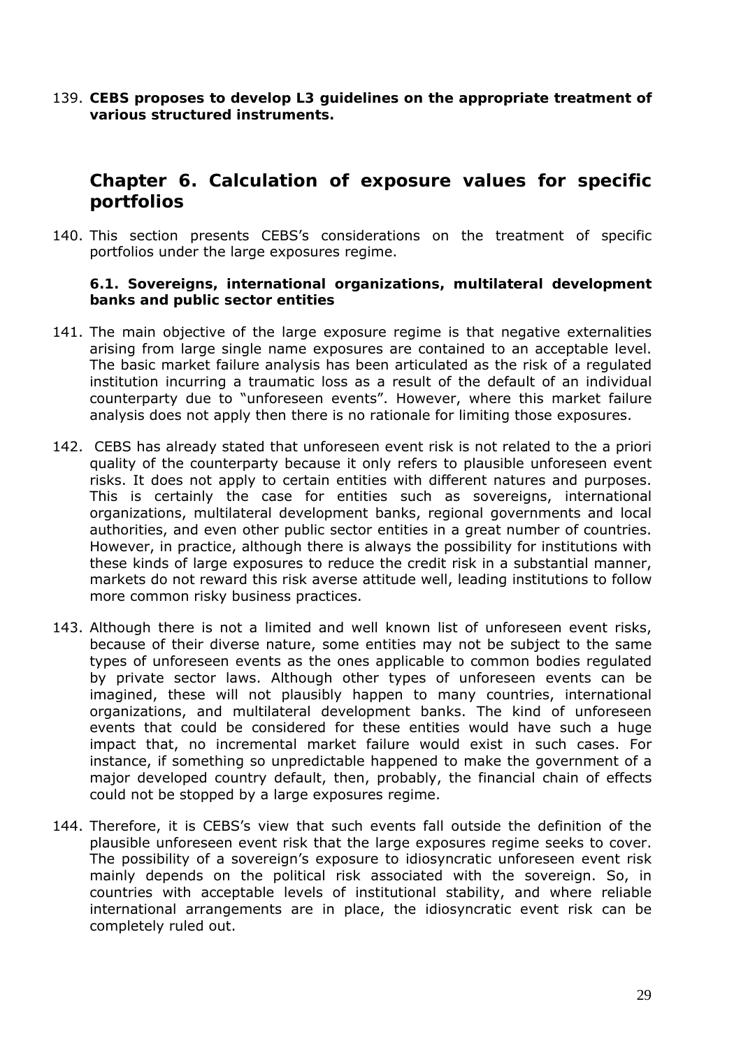139. **CEBS proposes to develop L3 guidelines on the appropriate treatment of various structured instruments.**

# Chapter 6. Calculation of exposure values for specific portfolios

140. This section presents CEBS's considerations on the treatment of specific portfolios under the large exposures regime.

### 6.1. Sovereigns, international organizations, multilateral development banks and public sector entities

141. The main objective of the large exposure regime is that negative externalities arising from large single name exposures are contained to an acceptable level. The basic market failure analysis has been articulated as the risk of a regulated institution incurring a traumatic loss as a result of the default of an individual counterparty due to "unforeseen events". However, where this market failure analysis does not apply then there is no rationale for limiting those exposures.

142. CEBS has already stated that unforeseen event risk is not related to the a priori quality of the counterparty because it only refers to plausible unforeseen event risks. It does not apply to certain entities with different natures and purposes. This is certainly the case for entities such as sovereigns, international organizations, multilateral development banks, regional governments and local authorities, and even other public sector entities in a great number of countries. However, in practice, although there is always the possibility for institutions with these kinds of large exposures to reduce the credit risk in a substantial manner, markets do not reward this risk averse attitude well, leading institutions to follow more common risky business practices.

143. Although there is not a limited and well known list of unforeseen event risks, because of their diverse nature, some entities may not be subject to the same types of unforeseen events as the ones applicable to common bodies regulated by private sector laws. Although other types of unforeseen events can be imagined, these will not plausibly happen to many countries, international organizations, and multilateral development banks. The kind of unforeseen events that could be considered for these entities would have such a huge impact that, no incremental market failure would exist in such cases. For instance, if something so unpredictable happened to make the government of a major developed country default, then, probably, the financial chain of effects could not be stopped by a large exposures regime.

144. Therefore, it is CEBS's view that such events fall outside the definition of the plausible unforeseen event risk that the large exposures regime seeks to cover. The possibility of a sovereign's exposure to idiosyncratic unforeseen event risk mainly depends on the political risk associated with the sovereign. So, in countries with acceptable levels of institutional stability, and where reliable international arrangements are in place, the idiosyncratic event risk can be completely ruled out.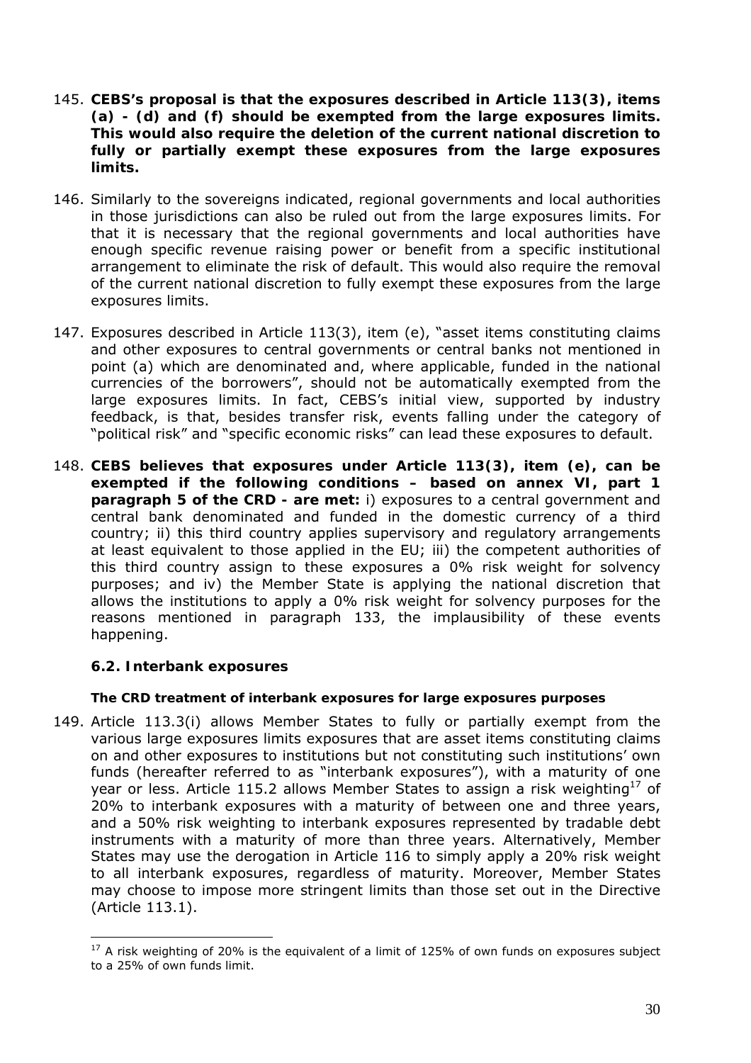145. **CEBS's proposal is that the exposures described in Article 113(3), items (a) - (d) and (f) should be exempted from the large exposures limits. This would also require the deletion of the current national discretion to fully or partially exempt these exposures from the large exposures limits.**

146. Similarly to the sovereigns indicated, regional governments and local authorities in those jurisdictions can also be ruled out from the large exposures limits. For that it is necessary that the regional governments and local authorities have enough specific revenue raising power or benefit from a specific institutional arrangement to eliminate the risk of default. This would also require the removal of the current national discretion to fully exempt these exposures from the large exposures limits.

147. Exposures described in Article 113(3), item (e), "asset items constituting claims and other exposures to central governments or central banks not mentioned in point (a) which are denominated and, where applicable, funded in the national currencies of the borrowers", should not be automatically exempted from the large exposures limits. In fact, CEBS's initial view, supported by industry feedback, is that, besides transfer risk, events falling under the category of "political risk" and "specific economic risks" can lead these exposures to default.

148. **CEBS believes that exposures under Article 113(3), item (e), can be exempted if the following conditions – based on annex VI, part 1 paragraph 5 of the CRD - are met:** i) exposures to a central government and central bank denominated and funded in the domestic currency of a third country; ii) this third country applies supervisory and regulatory arrangements at least equivalent to those applied in the EU; iii) the competent authorities of this third country assign to these exposures a 0% risk weight for solvency purposes; and iv) the Member State is applying the national discretion that allows the institutions to apply a 0% risk weight for solvency purposes for the reasons mentioned in paragraph 133, the implausibility of these events happening.

### 6.2. Interbank exposures

#### The CRD treatment of interbank exposures for large exposures purposes

149. Article 113.3(i) allows Member States to fully or partially exempt from the various large exposures limits exposures that are asset items constituting claims on and other exposures to institutions but not constituting such institutions' own funds (hereafter referred to as "interbank exposures"), with a maturity of one year or less. Article 115.2 allows Member States to assign a risk weighting[17] of 20% to interbank exposures with a maturity of between one and three years, and a 50% risk weighting to interbank exposures represented by tradable debt instruments with a maturity of more than three years. Alternatively, Member States may use the derogation in Article 116 to simply apply a 20% risk weight to all interbank exposures, regardless of maturity. Moreover, Member States may choose to impose more stringent limits than those set out in the Directive (Article 113.1).

[17] A risk weighting of 20% is the equivalent of a limit of 125% of own funds on exposures subject to a 25% of own funds limit.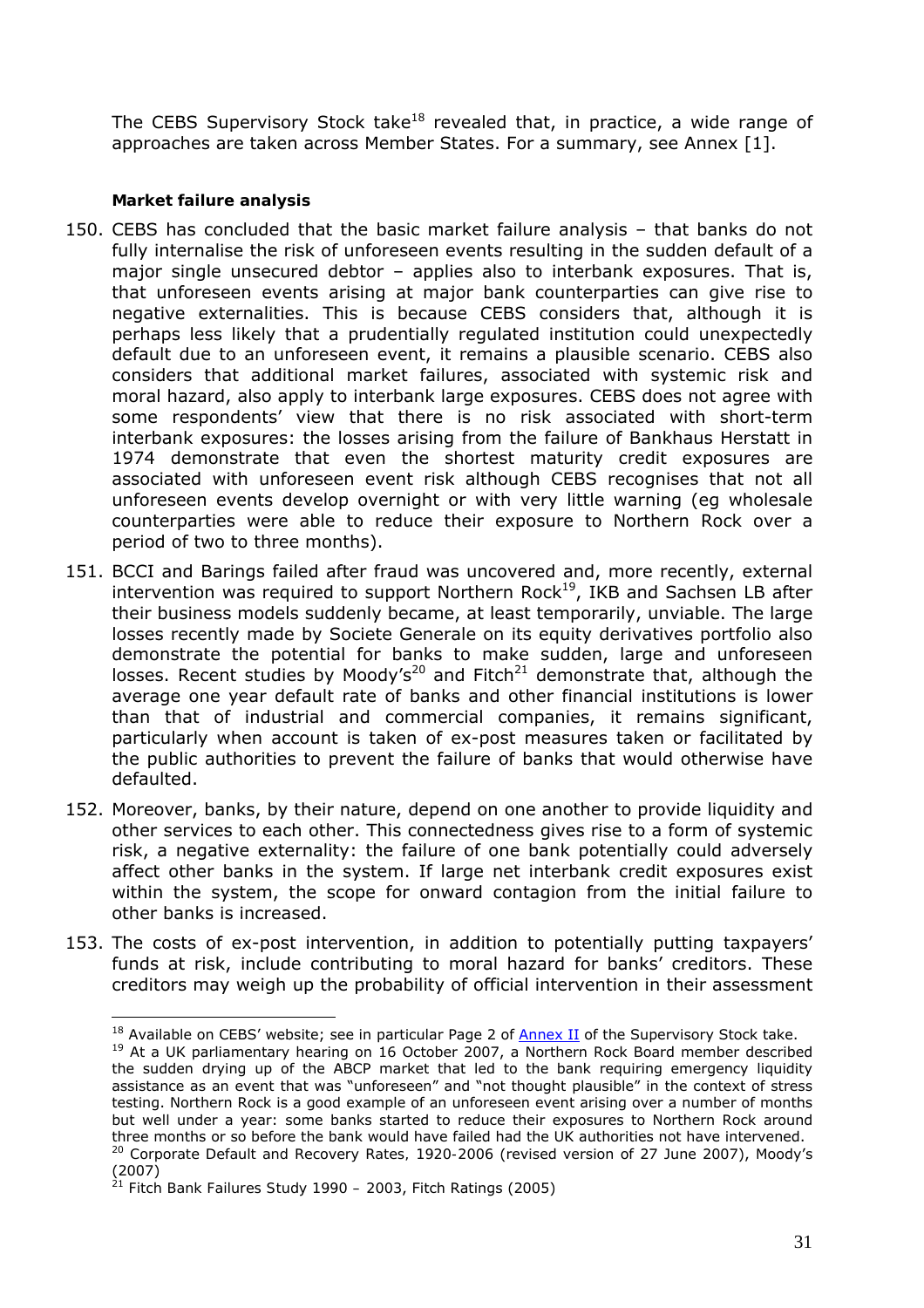The CEBS Supervisory Stock take[18] revealed that, in practice, a wide range of approaches are taken across Member States. For a summary, see Annex [1].

**Market failure analysis**

150. CEBS has concluded that the basic market failure analysis – that banks do not fully internalise the risk of unforeseen events resulting in the sudden default of a major single unsecured debtor – applies also to interbank exposures. That is, that unforeseen events arising at major bank counterparties can give rise to negative externalities. This is because CEBS considers that, although it is perhaps less likely that a prudentially regulated institution could unexpectedly default due to an unforeseen event, it remains a plausible scenario. CEBS also considers that additional market failures, associated with systemic risk and moral hazard, also apply to interbank large exposures. CEBS does not agree with some respondents' view that there is no risk associated with short-term interbank exposures: the losses arising from the failure of Bankhaus Herstatt in 1974 demonstrate that even the shortest maturity credit exposures are associated with unforeseen event risk although CEBS recognises that not all unforeseen events develop overnight or with very little warning (eg wholesale counterparties were able to reduce their exposure to Northern Rock over a period of two to three months).

151. BCCI and Barings failed after fraud was uncovered and, more recently, external intervention was required to support Northern Rock[19], IKB and Sachsen LB after their business models suddenly became, at least temporarily, unviable. The large losses recently made by Societe Generale on its equity derivatives portfolio also demonstrate the potential for banks to make sudden, large and unforeseen losses. Recent studies by Moody's[20] and Fitch[21] demonstrate that, although the average one year default rate of banks and other financial institutions is lower than that of industrial and commercial companies, it remains significant, particularly when account is taken of ex-post measures taken or facilitated by the public authorities to prevent the failure of banks that would otherwise have defaulted.

152. Moreover, banks, by their nature, depend on one another to provide liquidity and other services to each other. This connectedness gives rise to a form of systemic risk, a negative externality: the failure of one bank potentially could adversely affect other banks in the system. If large net interbank credit exposures exist within the system, the scope for onward contagion from the initial failure to other banks is increased.

153. The costs of ex-post intervention, in addition to potentially putting taxpayers' funds at risk, include contributing to moral hazard for banks' creditors. These creditors may weigh up the probability of official intervention in their assessment

---

[18] Available on CEBS' website; see in particular Page 2 of Annex II of the Supervisory Stock take.

[19] At a UK parliamentary hearing on 16 October 2007, a Northern Rock Board member described the sudden drying up of the ABCP market that led to the bank requiring emergency liquidity assistance as an event that was "unforeseen" and "not thought plausible" in the context of stress testing. Northern Rock is a good example of an unforeseen event arising over a number of months but well under a year: some banks started to reduce their exposures to Northern Rock around three months or so before the bank would have failed had the UK authorities not have intervened.

[20] Corporate Default and Recovery Rates, 1920-2006 (revised version of 27 June 2007), Moody's (2007)

[21] Fitch Bank Failures Study 1990 – 2003, Fitch Ratings (2005)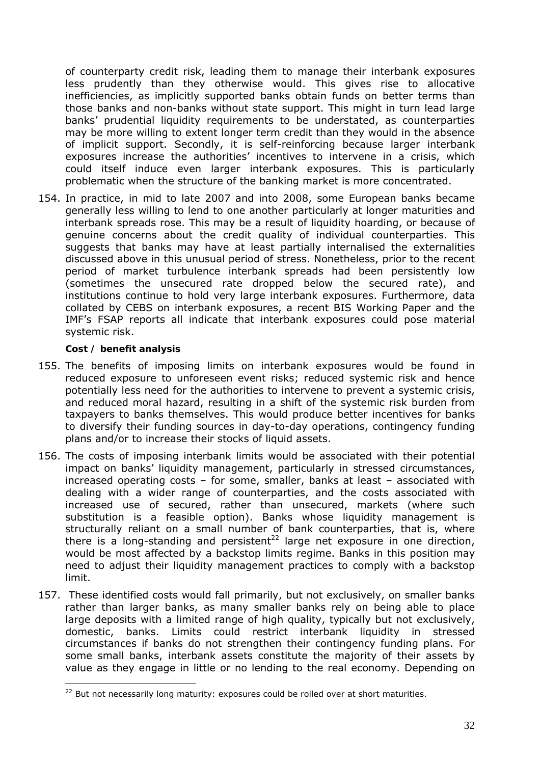of counterparty credit risk, leading them to manage their interbank exposures less prudently than they otherwise would. This gives rise to allocative inefficiencies, as implicitly supported banks obtain funds on better terms than those banks and non-banks without state support. This might in turn lead large banks' prudential liquidity requirements to be understated, as counterparties may be more willing to extent longer term credit than they would in the absence of implicit support. Secondly, it is self-reinforcing because larger interbank exposures increase the authorities' incentives to intervene in a crisis, which could itself induce even larger interbank exposures. This is particularly problematic when the structure of the banking market is more concentrated.

154. In practice, in mid to late 2007 and into 2008, some European banks became generally less willing to lend to one another particularly at longer maturities and interbank spreads rose. This may be a result of liquidity hoarding, or because of genuine concerns about the credit quality of individual counterparties. This suggests that banks may have at least partially internalised the externalities discussed above in this unusual period of stress. Nonetheless, prior to the recent period of market turbulence interbank spreads had been persistently low (sometimes the unsecured rate dropped below the secured rate), and institutions continue to hold very large interbank exposures. Furthermore, data collated by CEBS on interbank exposures, a recent BIS Working Paper and the IMF's FSAP reports all indicate that interbank exposures could pose material systemic risk.

**Cost / benefit analysis**

155. The benefits of imposing limits on interbank exposures would be found in reduced exposure to unforeseen event risks; reduced systemic risk and hence potentially less need for the authorities to intervene to prevent a systemic crisis, and reduced moral hazard, resulting in a shift of the systemic risk burden from taxpayers to banks themselves. This would produce better incentives for banks to diversify their funding sources in day-to-day operations, contingency funding plans and/or to increase their stocks of liquid assets.

156. The costs of imposing interbank limits would be associated with their potential impact on banks' liquidity management, particularly in stressed circumstances, increased operating costs – for some, smaller, banks at least – associated with dealing with a wider range of counterparties, and the costs associated with increased use of secured, rather than unsecured, markets (where such substitution is a feasible option). Banks whose liquidity management is structurally reliant on a small number of bank counterparties, that is, where there is a long-standing and persistent[22] large net exposure in one direction, would be most affected by a backstop limits regime. Banks in this position may need to adjust their liquidity management practices to comply with a backstop limit.

157. These identified costs would fall primarily, but not exclusively, on smaller banks rather than larger banks, as many smaller banks rely on being able to place large deposits with a limited range of high quality, typically but not exclusively, domestic, banks. Limits could restrict interbank liquidity in stressed circumstances if banks do not strengthen their contingency funding plans. For some small banks, interbank assets constitute the majority of their assets by value as they engage in little or no lending to the real economy. Depending on

[22] But not necessarily long maturity: exposures could be rolled over at short maturities.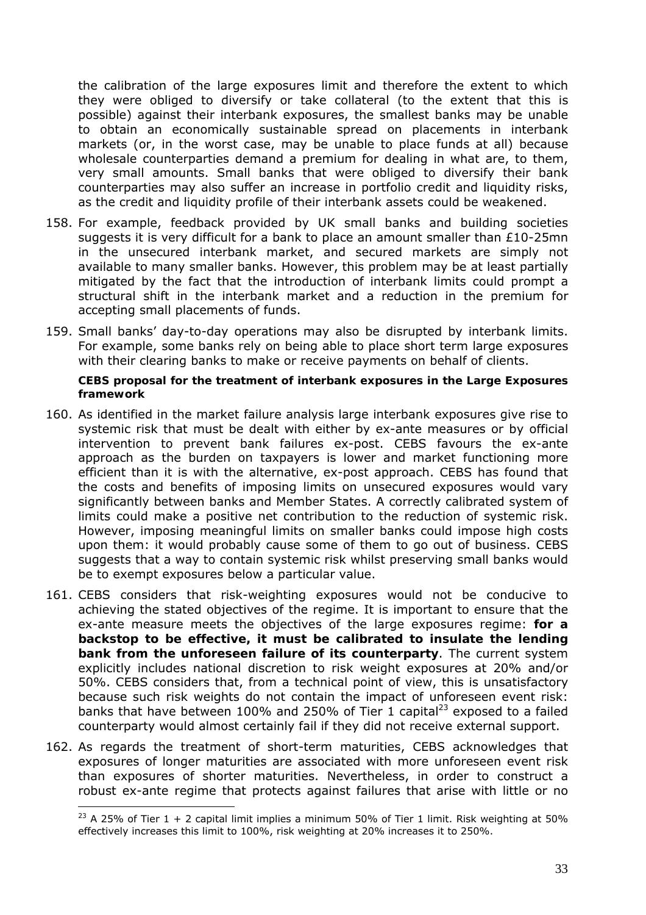the calibration of the large exposures limit and therefore the extent to which they were obliged to diversify or take collateral (to the extent that this is possible) against their interbank exposures, the smallest banks may be unable to obtain an economically sustainable spread on placements in interbank markets (or, in the worst case, may be unable to place funds at all) because wholesale counterparties demand a premium for dealing in what are, to them, very small amounts. Small banks that were obliged to diversify their bank counterparties may also suffer an increase in portfolio credit and liquidity risks, as the credit and liquidity profile of their interbank assets could be weakened.

158. For example, feedback provided by UK small banks and building societies suggests it is very difficult for a bank to place an amount smaller than £10-25mn in the unsecured interbank market, and secured markets are simply not available to many smaller banks. However, this problem may be at least partially mitigated by the fact that the introduction of interbank limits could prompt a structural shift in the interbank market and a reduction in the premium for accepting small placements of funds.

159. Small banks' day-to-day operations may also be disrupted by interbank limits. For example, some banks rely on being able to place short term large exposures with their clearing banks to make or receive payments on behalf of clients.

**CEBS proposal for the treatment of interbank exposures in the Large Exposures framework**

160. As identified in the market failure analysis large interbank exposures give rise to systemic risk that must be dealt with either by ex-ante measures or by official intervention to prevent bank failures ex-post. CEBS favours the ex-ante approach as the burden on taxpayers is lower and market functioning more efficient than it is with the alternative, ex-post approach. CEBS has found that the costs and benefits of imposing limits on unsecured exposures would vary significantly between banks and Member States. A correctly calibrated system of limits could make a positive net contribution to the reduction of systemic risk. However, imposing meaningful limits on smaller banks could impose high costs upon them: it would probably cause some of them to go out of business. CEBS suggests that a way to contain systemic risk whilst preserving small banks would be to exempt exposures below a particular value.

161. CEBS considers that risk-weighting exposures would not be conducive to achieving the stated objectives of the regime. It is important to ensure that the ex-ante measure meets the objectives of the large exposures regime: **for a backstop to be effective, it must be calibrated to insulate the lending bank from the unforeseen failure of its counterparty**. The current system explicitly includes national discretion to risk weight exposures at 20% and/or 50%. CEBS considers that, from a technical point of view, this is unsatisfactory because such risk weights do not contain the impact of unforeseen event risk: banks that have between 100% and 250% of Tier 1 capital[23] exposed to a failed counterparty would almost certainly fail if they did not receive external support.

162. As regards the treatment of short-term maturities, CEBS acknowledges that exposures of longer maturities are associated with more unforeseen event risk than exposures of shorter maturities. Nevertheless, in order to construct a robust ex-ante regime that protects against failures that arise with little or no

[23] A 25% of Tier 1 + 2 capital limit implies a minimum 50% of Tier 1 limit. Risk weighting at 50% effectively increases this limit to 100%, risk weighting at 20% increases it to 250%.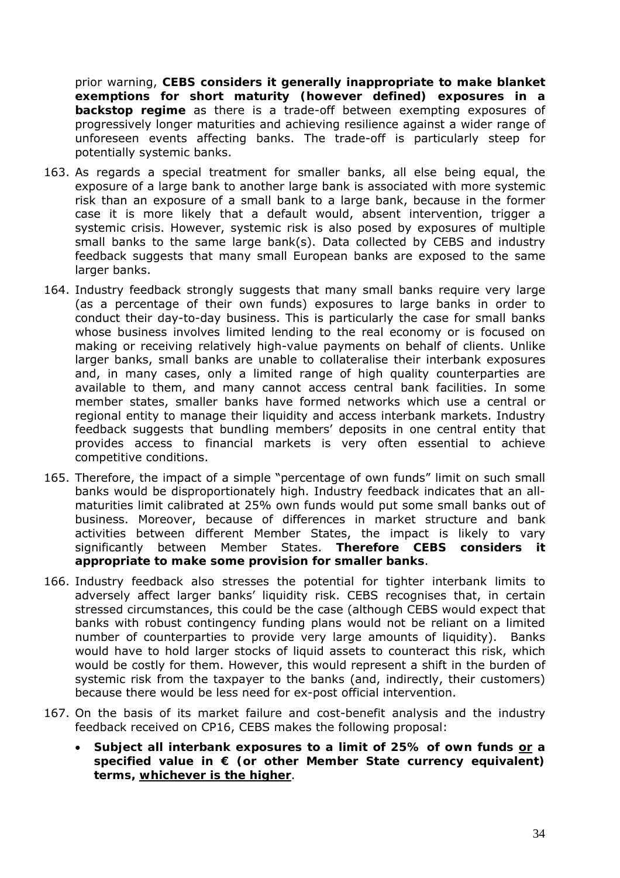prior warning, **CEBS considers it generally inappropriate to make blanket exemptions for short maturity (however defined) exposures in a backstop regime** as there is a trade-off between exempting exposures of progressively longer maturities and achieving resilience against a wider range of unforeseen events affecting banks. The trade-off is particularly steep for potentially systemic banks.

163. As regards a special treatment for smaller banks, all else being equal, the exposure of a large bank to another large bank is associated with more systemic risk than an exposure of a small bank to a large bank, because in the former case it is more likely that a default would, absent intervention, trigger a systemic crisis. However, systemic risk is also posed by exposures of multiple small banks to the same large bank(s). Data collected by CEBS and industry feedback suggests that many small European banks are exposed to the same larger banks.

164. Industry feedback strongly suggests that many small banks require very large (as a percentage of their own funds) exposures to large banks in order to conduct their day-to-day business. This is particularly the case for small banks whose business involves limited lending to the real economy or is focused on making or receiving relatively high-value payments on behalf of clients. Unlike larger banks, small banks are unable to collateralise their interbank exposures and, in many cases, only a limited range of high quality counterparties are available to them, and many cannot access central bank facilities. In some member states, smaller banks have formed networks which use a central or regional entity to manage their liquidity and access interbank markets. Industry feedback suggests that bundling members' deposits in one central entity that provides access to financial markets is very often essential to achieve competitive conditions.

165. Therefore, the impact of a simple "percentage of own funds" limit on such small banks would be disproportionately high. Industry feedback indicates that an all-maturities limit calibrated at 25% own funds would put some small banks out of business. Moreover, because of differences in market structure and bank activities between different Member States, the impact is likely to vary significantly between Member States. **Therefore CEBS considers it appropriate to make some provision for smaller banks**.

166. Industry feedback also stresses the potential for tighter interbank limits to adversely affect larger banks' liquidity risk. CEBS recognises that, in certain stressed circumstances, this could be the case (although CEBS would expect that banks with robust contingency funding plans would not be reliant on a limited number of counterparties to provide very large amounts of liquidity). Banks would have to hold larger stocks of liquid assets to counteract this risk, which would be costly for them. However, this would represent a shift in the burden of systemic risk from the taxpayer to the banks (and, indirectly, their customers) because there would be less need for ex-post official intervention.

167. On the basis of its market failure and cost-benefit analysis and the industry feedback received on CP16, CEBS makes the following proposal:

    - **Subject all interbank exposures to a limit of 25% of own funds <u>or</u> a specified value in € (or other Member State currency equivalent) terms, <u>whichever is the higher</u>**.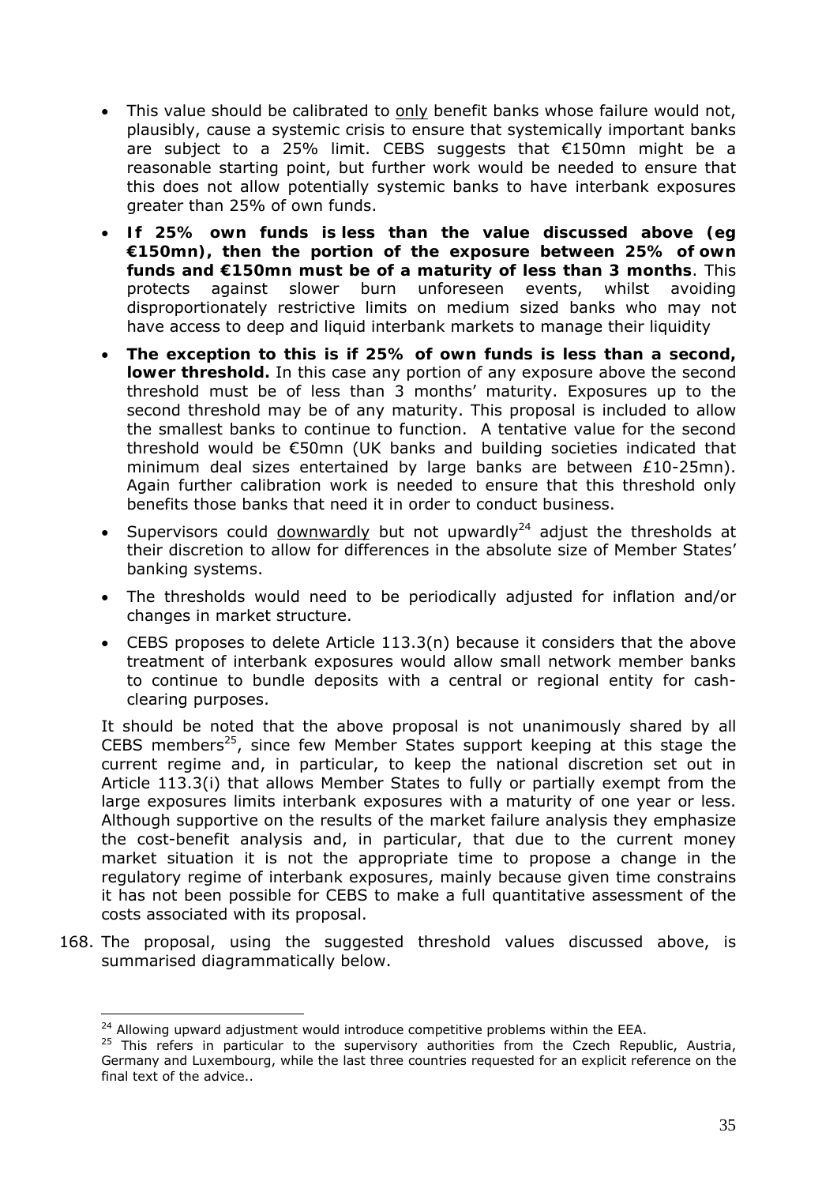- This value should be calibrated to <u>only</u> benefit banks whose failure would not, plausibly, cause a systemic crisis to ensure that systemically important banks are subject to a 25% limit. CEBS suggests that €150mn might be a reasonable starting point, but further work would be needed to ensure that this does not allow potentially systemic banks to have interbank exposures greater than 25% of own funds.
- ***If 25% own funds is less than the value discussed above (eg €150mn), then the portion of the exposure between 25% of own funds and €150mn must be of a maturity of less than 3 months***. This protects against slower burn unforeseen events, whilst avoiding disproportionately restrictive limits on medium sized banks who may not have access to deep and liquid interbank markets to manage their liquidity
- ***The exception to this is if 25% of own funds is less than a second, lower threshold.*** In this case any portion of any exposure above the second threshold must be of less than 3 months' maturity. Exposures up to the second threshold may be of any maturity. This proposal is included to allow the smallest banks to continue to function. A tentative value for the second threshold would be €50mn (UK banks and building societies indicated that minimum deal sizes entertained by large banks are between £10-25mn). Again further calibration work is needed to ensure that this threshold only benefits those banks that need it in order to conduct business.
- Supervisors could <u>downwardly</u> but not upwardly[24] adjust the thresholds at their discretion to allow for differences in the absolute size of Member States' banking systems.
- The thresholds would need to be periodically adjusted for inflation and/or changes in market structure.
- CEBS proposes to delete Article 113.3(n) because it considers that the above treatment of interbank exposures would allow small network member banks to continue to bundle deposits with a central or regional entity for cash-clearing purposes.

It should be noted that the above proposal is not unanimously shared by all CEBS members[25], since few Member States support keeping at this stage the current regime and, in particular, to keep the national discretion set out in Article 113.3(i) that allows Member States to fully or partially exempt from the large exposures limits interbank exposures with a maturity of one year or less. Although supportive on the results of the market failure analysis they emphasize the cost-benefit analysis and, in particular, that due to the current money market situation it is not the appropriate time to propose a change in the regulatory regime of interbank exposures, mainly because given time constrains it has not been possible for CEBS to make a full quantitative assessment of the costs associated with its proposal.

168. The proposal, using the suggested threshold values discussed above, is summarised diagrammatically below.

---

[24] Allowing upward adjustment would introduce competitive problems within the EEA.

[25] This refers in particular to the supervisory authorities from the Czech Republic, Austria, Germany and Luxembourg, while the last three countries requested for an explicit reference on the final text of the advice..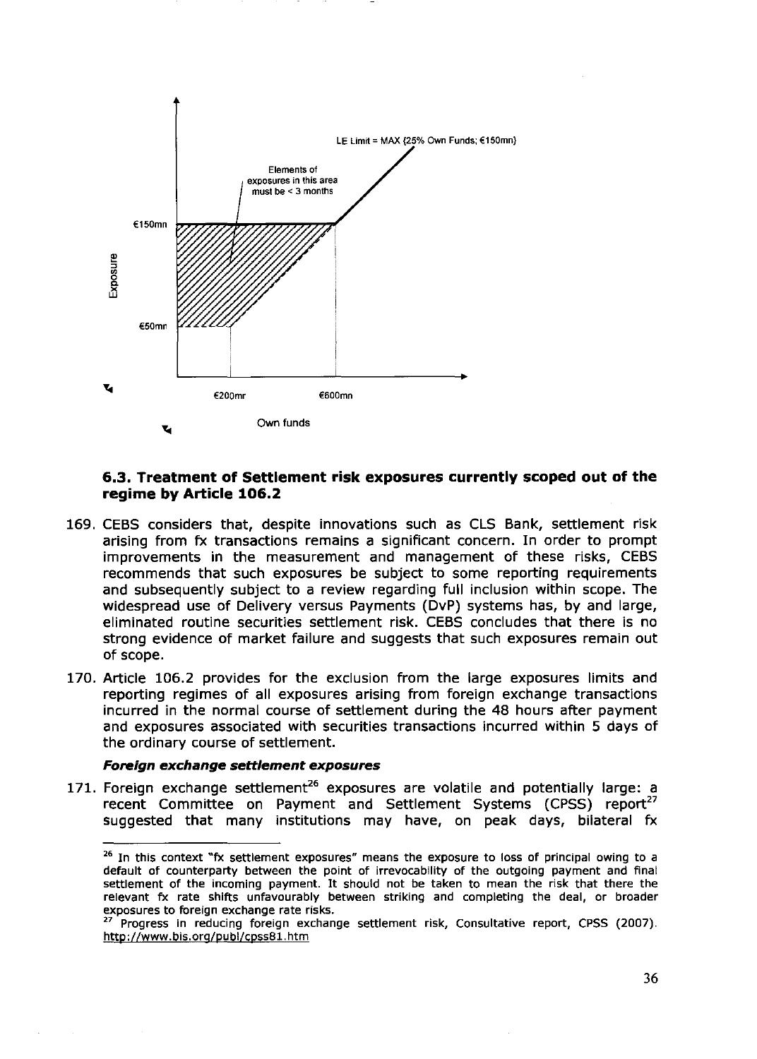## 6.3. Treatment of Settlement risk exposures currently scoped out of the regime by Article 106.2

169. CEBS considers that, despite innovations such as CLS Bank, settlement risk arising from fx transactions remains a significant concern. In order to prompt improvements in the measurement and management of these risks, CEBS recommends that such exposures be subject to some reporting requirements and subsequently subject to a review regarding full inclusion within scope. The widespread use of Delivery versus Payments (DvP) systems has, by and large, eliminated routine securities settlement risk. CEBS concludes that there is no strong evidence of market failure and suggests that such exposures remain out of scope.

170. Article 106.2 provides for the exclusion from the large exposures limits and reporting regimes of all exposures arising from foreign exchange transactions incurred in the normal course of settlement during the 48 hours after payment and exposures associated with securities transactions incurred within 5 days of the ordinary course of settlement.

***Foreign exchange settlement exposures***

171. Foreign exchange settlement[26] exposures are volatile and potentially large: a recent Committee on Payment and Settlement Systems (CPSS) report[27] suggested that many institutions may have, on peak days, bilateral fx

[26] In this context "fx settlement exposures" means the exposure to loss of principal owing to a default of counterparty between the point of irrevocability of the outgoing payment and final settlement of the incoming payment. It should not be taken to mean the risk that there the relevant fx rate shifts unfavourably between striking and completing the deal, or broader exposures to foreign exchange rate risks.

[27] Progress in reducing foreign exchange settlement risk, Consultative report, CPSS (2007). http://www.bis.org/publ/cpss81.htm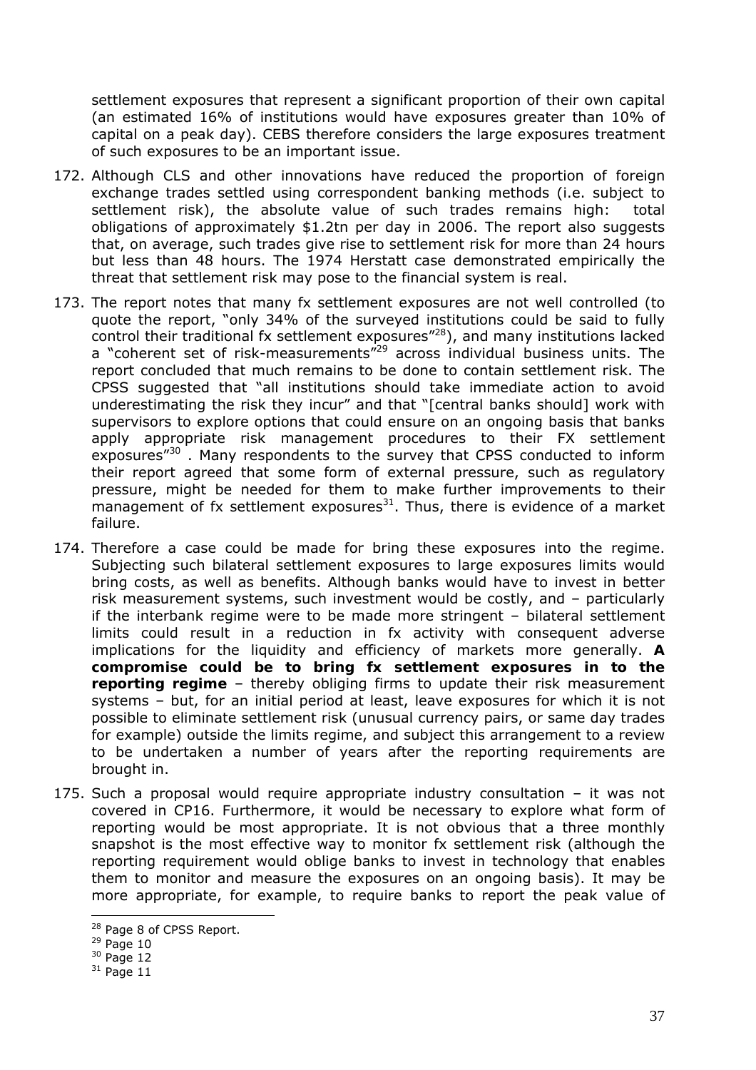settlement exposures that represent a significant proportion of their own capital (an estimated 16% of institutions would have exposures greater than 10% of capital on a peak day). CEBS therefore considers the large exposures treatment of such exposures to be an important issue.

172. Although CLS and other innovations have reduced the proportion of foreign exchange trades settled using correspondent banking methods (i.e. subject to settlement risk), the absolute value of such trades remains high: total obligations of approximately $1.2tn per day in 2006. The report also suggests that, on average, such trades give rise to settlement risk for more than 24 hours but less than 48 hours. The 1974 Herstatt case demonstrated empirically the threat that settlement risk may pose to the financial system is real.

173. The report notes that many fx settlement exposures are not well controlled (to quote the report, "only 34% of the surveyed institutions could be said to fully control their traditional fx settlement exposures"[28]), and many institutions lacked a "coherent set of risk-measurements"[29] across individual business units. The report concluded that much remains to be done to contain settlement risk. The CPSS suggested that "all institutions should take immediate action to avoid underestimating the risk they incur" and that "[central banks should] work with supervisors to explore options that could ensure on an ongoing basis that banks apply appropriate risk management procedures to their FX settlement exposures"[30] . Many respondents to the survey that CPSS conducted to inform their report agreed that some form of external pressure, such as regulatory pressure, might be needed for them to make further improvements to their management of fx settlement exposures[31]. Thus, there is evidence of a market failure.

174. Therefore a case could be made for bring these exposures into the regime. Subjecting such bilateral settlement exposures to large exposures limits would bring costs, as well as benefits. Although banks would have to invest in better risk measurement systems, such investment would be costly, and – particularly if the interbank regime were to be made more stringent – bilateral settlement limits could result in a reduction in fx activity with consequent adverse implications for the liquidity and efficiency of markets more generally. **A compromise could be to bring fx settlement exposures in to the reporting regime** – thereby obliging firms to update their risk measurement systems – but, for an initial period at least, leave exposures for which it is not possible to eliminate settlement risk (unusual currency pairs, or same day trades for example) outside the limits regime, and subject this arrangement to a review to be undertaken a number of years after the reporting requirements are brought in.

175. Such a proposal would require appropriate industry consultation – it was not covered in CP16. Furthermore, it would be necessary to explore what form of reporting would be most appropriate. It is not obvious that a three monthly snapshot is the most effective way to monitor fx settlement risk (although the reporting requirement would oblige banks to invest in technology that enables them to monitor and measure the exposures on an ongoing basis). It may be more appropriate, for example, to require banks to report the peak value of

[28] Page 8 of CPSS Report.
[29] Page 10
[30] Page 12
[31] Page 11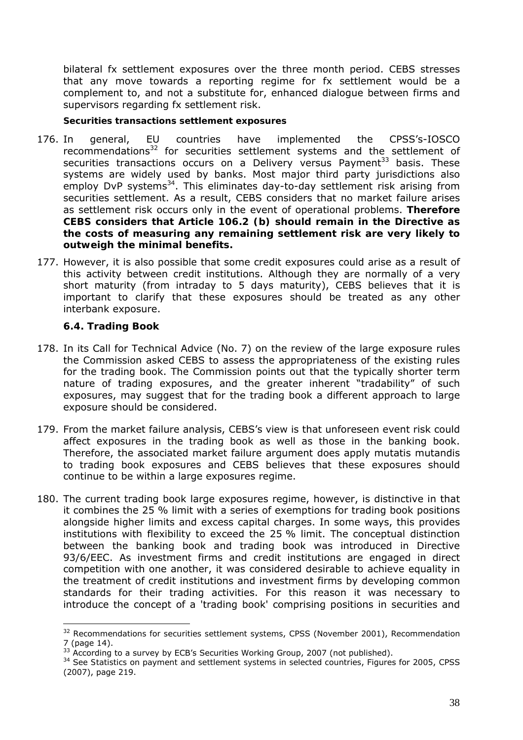bilateral fx settlement exposures over the three month period. CEBS stresses that any move towards a reporting regime for fx settlement would be a complement to, and not a substitute for, enhanced dialogue between firms and supervisors regarding fx settlement risk.

**Securities transactions settlement exposures**

176. In general, EU countries have implemented the CPSS's-IOSCO recommendations[32] for securities settlement systems and the settlement of securities transactions occurs on a Delivery versus Payment[33] basis. These systems are widely used by banks. Most major third party jurisdictions also employ DvP systems[34]. This eliminates day-to-day settlement risk arising from securities settlement. As a result, CEBS considers that no market failure arises as settlement risk occurs only in the event of operational problems. **Therefore CEBS considers that Article 106.2 (b) should remain in the Directive as the costs of measuring any remaining settlement risk are very likely to outweigh the minimal benefits.**

177. However, it is also possible that some credit exposures could arise as a result of this activity between credit institutions. Although they are normally of a very short maturity (from intraday to 5 days maturity), CEBS believes that it is important to clarify that these exposures should be treated as any other interbank exposure.

### 6.4. Trading Book

178. In its Call for Technical Advice (No. 7) on the review of the large exposure rules the Commission asked CEBS to assess the appropriateness of the existing rules for the trading book. The Commission points out that the typically shorter term nature of trading exposures, and the greater inherent "tradability" of such exposures, may suggest that for the trading book a different approach to large exposure should be considered.

179. From the market failure analysis, CEBS's view is that unforeseen event risk could affect exposures in the trading book as well as those in the banking book. Therefore, the associated market failure argument does apply mutatis mutandis to trading book exposures and CEBS believes that these exposures should continue to be within a large exposures regime.

180. The current trading book large exposures regime, however, is distinctive in that it combines the 25 % limit with a series of exemptions for trading book positions alongside higher limits and excess capital charges. In some ways, this provides institutions with flexibility to exceed the 25 % limit. The conceptual distinction between the banking book and trading book was introduced in Directive 93/6/EEC. As investment firms and credit institutions are engaged in direct competition with one another, it was considered desirable to achieve equality in the treatment of credit institutions and investment firms by developing common standards for their trading activities. For this reason it was necessary to introduce the concept of a 'trading book' comprising positions in securities and

---

[32] Recommendations for securities settlement systems, CPSS (November 2001), Recommendation 7 (page 14).

[33] According to a survey by ECB's Securities Working Group, 2007 (not published).

[34] See Statistics on payment and settlement systems in selected countries, Figures for 2005, CPSS (2007), page 219.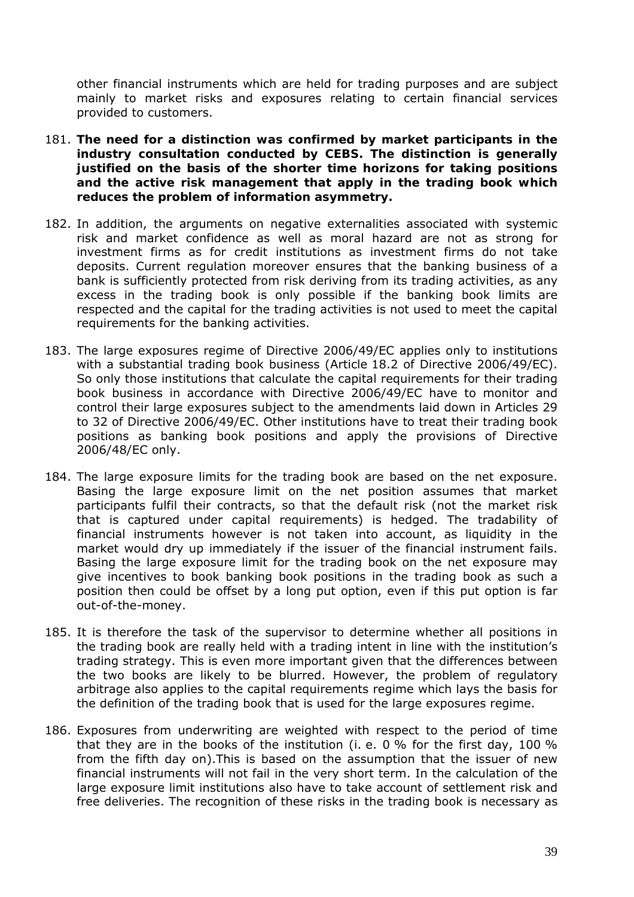other financial instruments which are held for trading purposes and are subject mainly to market risks and exposures relating to certain financial services provided to customers.

181. **The need for a distinction was confirmed by market participants in the industry consultation conducted by CEBS. The distinction is generally justified on the basis of the shorter time horizons for taking positions and the active risk management that apply in the trading book which reduces the problem of information asymmetry.**

182. In addition, the arguments on negative externalities associated with systemic risk and market confidence as well as moral hazard are not as strong for investment firms as for credit institutions as investment firms do not take deposits. Current regulation moreover ensures that the banking business of a bank is sufficiently protected from risk deriving from its trading activities, as any excess in the trading book is only possible if the banking book limits are respected and the capital for the trading activities is not used to meet the capital requirements for the banking activities.

183. The large exposures regime of Directive 2006/49/EC applies only to institutions with a substantial trading book business (Article 18.2 of Directive 2006/49/EC). So only those institutions that calculate the capital requirements for their trading book business in accordance with Directive 2006/49/EC have to monitor and control their large exposures subject to the amendments laid down in Articles 29 to 32 of Directive 2006/49/EC. Other institutions have to treat their trading book positions as banking book positions and apply the provisions of Directive 2006/48/EC only.

184. The large exposure limits for the trading book are based on the net exposure. Basing the large exposure limit on the net position assumes that market participants fulfil their contracts, so that the default risk (not the market risk that is captured under capital requirements) is hedged. The tradability of financial instruments however is not taken into account, as liquidity in the market would dry up immediately if the issuer of the financial instrument fails. Basing the large exposure limit for the trading book on the net exposure may give incentives to book banking book positions in the trading book as such a position then could be offset by a long put option, even if this put option is far out-of-the-money.

185. It is therefore the task of the supervisor to determine whether all positions in the trading book are really held with a trading intent in line with the institution's trading strategy. This is even more important given that the differences between the two books are likely to be blurred. However, the problem of regulatory arbitrage also applies to the capital requirements regime which lays the basis for the definition of the trading book that is used for the large exposures regime.

186. Exposures from underwriting are weighted with respect to the period of time that they are in the books of the institution (i. e. 0 % for the first day, 100 % from the fifth day on).This is based on the assumption that the issuer of new financial instruments will not fail in the very short term. In the calculation of the large exposure limit institutions also have to take account of settlement risk and free deliveries. The recognition of these risks in the trading book is necessary as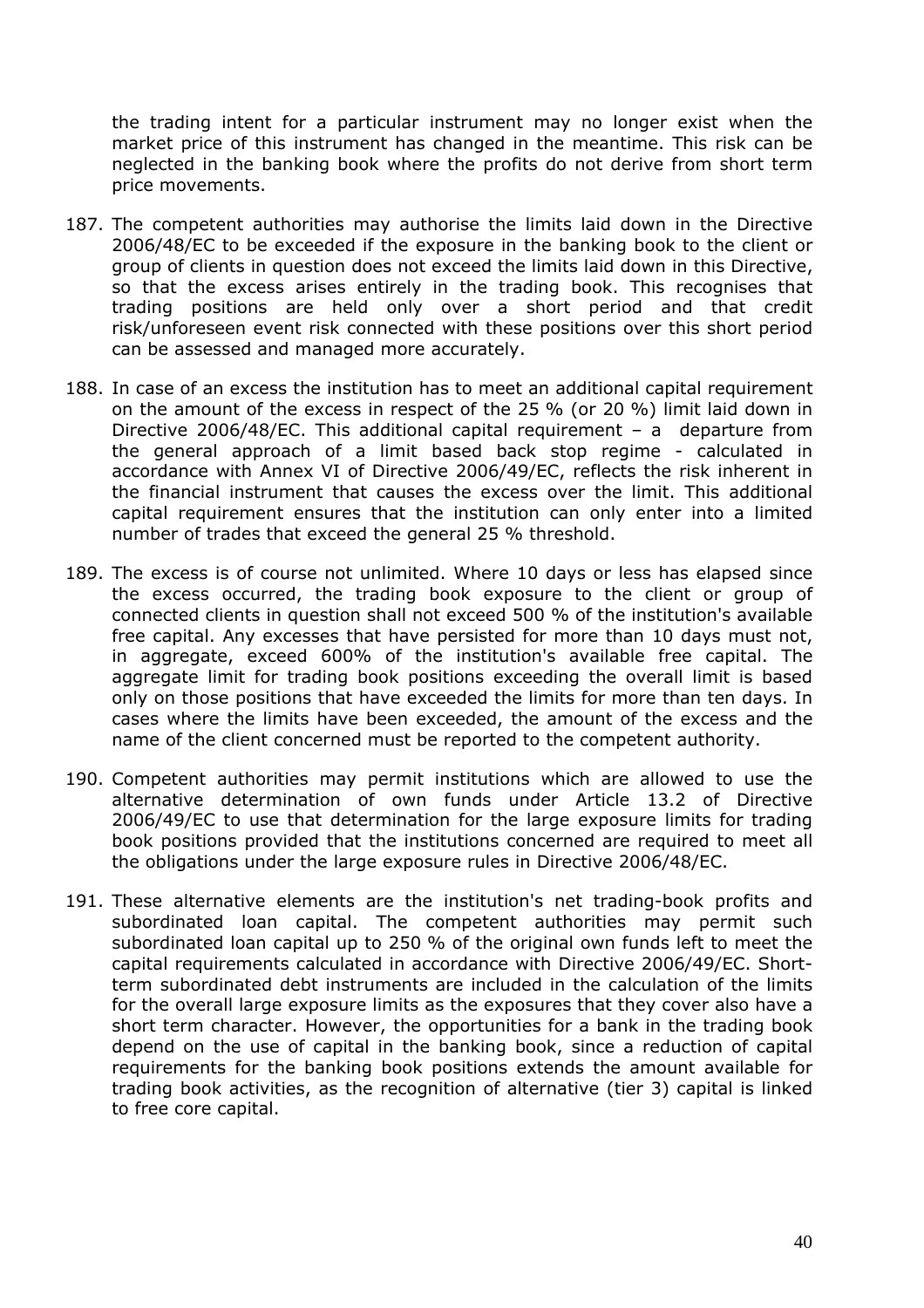the trading intent for a particular instrument may no longer exist when the market price of this instrument has changed in the meantime. This risk can be neglected in the banking book where the profits do not derive from short term price movements.

187. The competent authorities may authorise the limits laid down in the Directive 2006/48/EC to be exceeded if the exposure in the banking book to the client or group of clients in question does not exceed the limits laid down in this Directive, so that the excess arises entirely in the trading book. This recognises that trading positions are held only over a short period and that credit risk/unforeseen event risk connected with these positions over this short period can be assessed and managed more accurately.

188. In case of an excess the institution has to meet an additional capital requirement on the amount of the excess in respect of the 25 % (or 20 %) limit laid down in Directive 2006/48/EC. This additional capital requirement – a departure from the general approach of a limit based back stop regime - calculated in accordance with Annex VI of Directive 2006/49/EC, reflects the risk inherent in the financial instrument that causes the excess over the limit. This additional capital requirement ensures that the institution can only enter into a limited number of trades that exceed the general 25 % threshold.

189. The excess is of course not unlimited. Where 10 days or less has elapsed since the excess occurred, the trading book exposure to the client or group of connected clients in question shall not exceed 500 % of the institution's available free capital. Any excesses that have persisted for more than 10 days must not, in aggregate, exceed 600% of the institution's available free capital. The aggregate limit for trading book positions exceeding the overall limit is based only on those positions that have exceeded the limits for more than ten days. In cases where the limits have been exceeded, the amount of the excess and the name of the client concerned must be reported to the competent authority.

190. Competent authorities may permit institutions which are allowed to use the alternative determination of own funds under Article 13.2 of Directive 2006/49/EC to use that determination for the large exposure limits for trading book positions provided that the institutions concerned are required to meet all the obligations under the large exposure rules in Directive 2006/48/EC.

191. These alternative elements are the institution's net trading-book profits and subordinated loan capital. The competent authorities may permit such subordinated loan capital up to 250 % of the original own funds left to meet the capital requirements calculated in accordance with Directive 2006/49/EC. Short-term subordinated debt instruments are included in the calculation of the limits for the overall large exposure limits as the exposures that they cover also have a short term character. However, the opportunities for a bank in the trading book depend on the use of capital in the banking book, since a reduction of capital requirements for the banking book positions extends the amount available for trading book activities, as the recognition of alternative (tier 3) capital is linked to free core capital.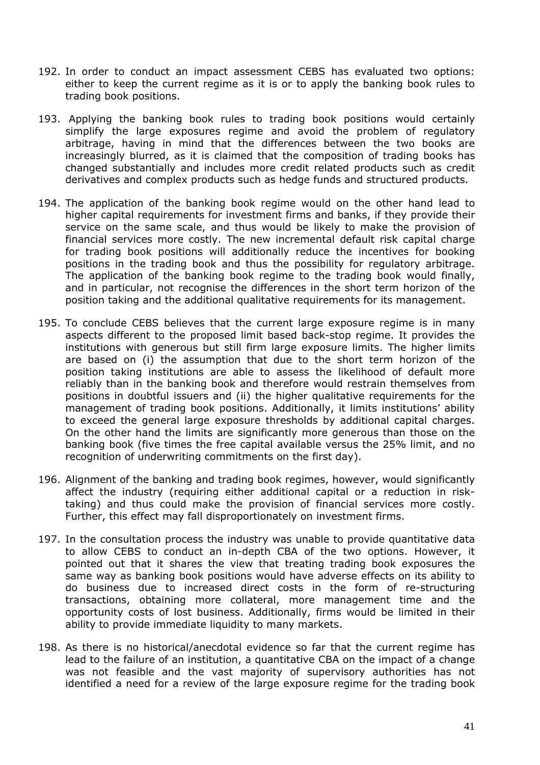192. In order to conduct an impact assessment CEBS has evaluated two options: either to keep the current regime as it is or to apply the banking book rules to trading book positions.

193. Applying the banking book rules to trading book positions would certainly simplify the large exposures regime and avoid the problem of regulatory arbitrage, having in mind that the differences between the two books are increasingly blurred, as it is claimed that the composition of trading books has changed substantially and includes more credit related products such as credit derivatives and complex products such as hedge funds and structured products.

194. The application of the banking book regime would on the other hand lead to higher capital requirements for investment firms and banks, if they provide their service on the same scale, and thus would be likely to make the provision of financial services more costly. The new incremental default risk capital charge for trading book positions will additionally reduce the incentives for booking positions in the trading book and thus the possibility for regulatory arbitrage. The application of the banking book regime to the trading book would finally, and in particular, not recognise the differences in the short term horizon of the position taking and the additional qualitative requirements for its management.

195. To conclude CEBS believes that the current large exposure regime is in many aspects different to the proposed limit based back-stop regime. It provides the institutions with generous but still firm large exposure limits. The higher limits are based on (i) the assumption that due to the short term horizon of the position taking institutions are able to assess the likelihood of default more reliably than in the banking book and therefore would restrain themselves from positions in doubtful issuers and (ii) the higher qualitative requirements for the management of trading book positions. Additionally, it limits institutions' ability to exceed the general large exposure thresholds by additional capital charges. On the other hand the limits are significantly more generous than those on the banking book (five times the free capital available versus the 25% limit, and no recognition of underwriting commitments on the first day).

196. Alignment of the banking and trading book regimes, however, would significantly affect the industry (requiring either additional capital or a reduction in risk-taking) and thus could make the provision of financial services more costly. Further, this effect may fall disproportionately on investment firms.

197. In the consultation process the industry was unable to provide quantitative data to allow CEBS to conduct an in-depth CBA of the two options. However, it pointed out that it shares the view that treating trading book exposures the same way as banking book positions would have adverse effects on its ability to do business due to increased direct costs in the form of re-structuring transactions, obtaining more collateral, more management time and the opportunity costs of lost business. Additionally, firms would be limited in their ability to provide immediate liquidity to many markets.

198. As there is no historical/anecdotal evidence so far that the current regime has lead to the failure of an institution, a quantitative CBA on the impact of a change was not feasible and the vast majority of supervisory authorities has not identified a need for a review of the large exposure regime for the trading book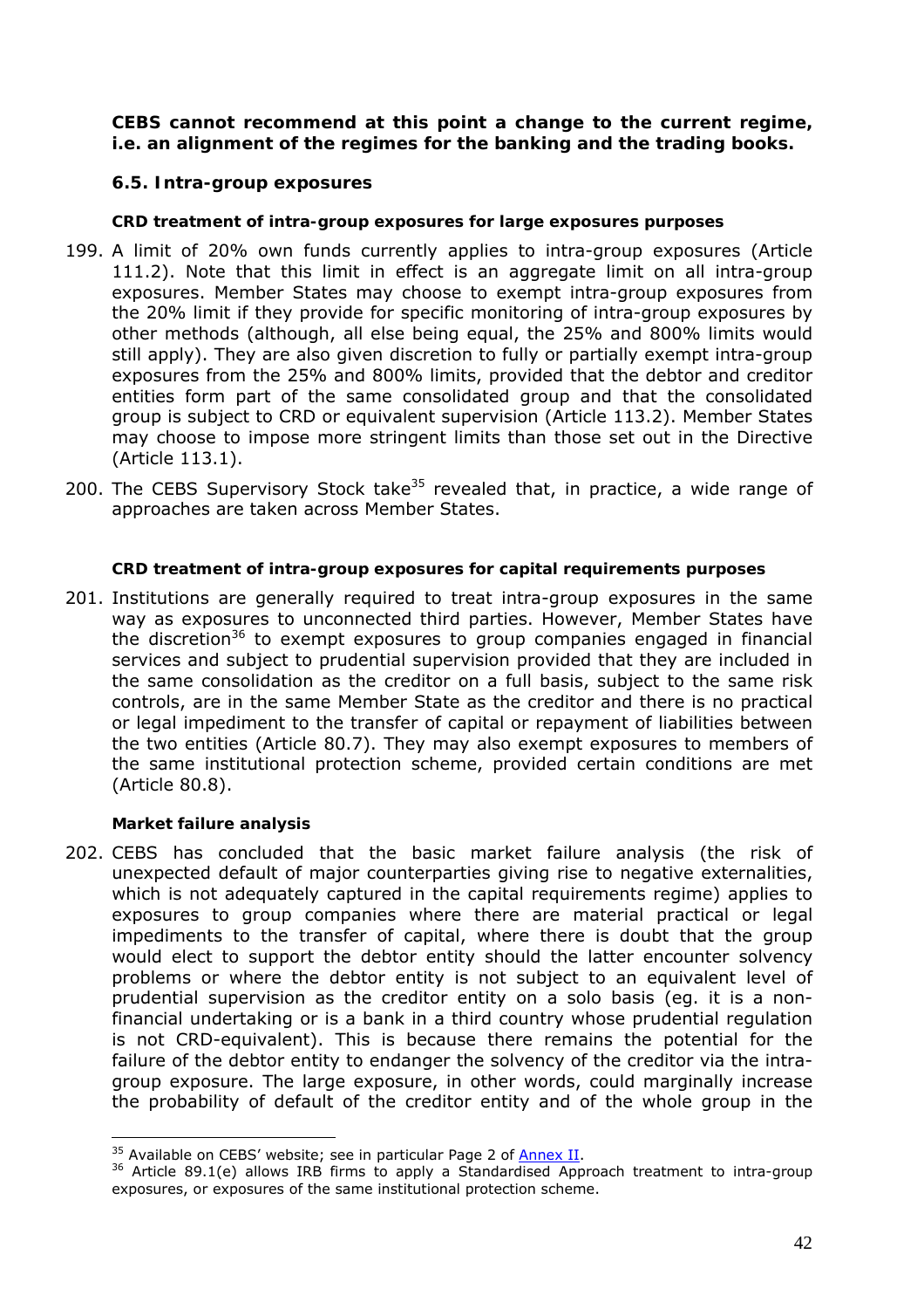**CEBS cannot recommend at this point a change to the current regime, i.e. an alignment of the regimes for the banking and the trading books.**

### 6.5. Intra-group exposures

#### CRD treatment of intra-group exposures for large exposures purposes

199. A limit of 20% own funds currently applies to intra-group exposures (Article 111.2). Note that this limit in effect is an aggregate limit on all intra-group exposures. Member States may choose to exempt intra-group exposures from the 20% limit if they provide for specific monitoring of intra-group exposures by other methods (although, all else being equal, the 25% and 800% limits would still apply). They are also given discretion to fully or partially exempt intra-group exposures from the 25% and 800% limits, provided that the debtor and creditor entities form part of the same consolidated group and that the consolidated group is subject to CRD or equivalent supervision (Article 113.2). Member States may choose to impose more stringent limits than those set out in the Directive (Article 113.1).

200. The CEBS Supervisory Stock take[35] revealed that, in practice, a wide range of approaches are taken across Member States.

#### CRD treatment of intra-group exposures for capital requirements purposes

201. Institutions are generally required to treat intra-group exposures in the same way as exposures to unconnected third parties. However, Member States have the discretion[36] to exempt exposures to group companies engaged in financial services and subject to prudential supervision provided that they are included in the same consolidation as the creditor on a full basis, subject to the same risk controls, are in the same Member State as the creditor and there is no practical or legal impediment to the transfer of capital or repayment of liabilities between the two entities (Article 80.7). They may also exempt exposures to members of the same institutional protection scheme, provided certain conditions are met (Article 80.8).

#### Market failure analysis

202. CEBS has concluded that the basic market failure analysis (the risk of unexpected default of major counterparties giving rise to negative externalities, which is not adequately captured in the capital requirements regime) applies to exposures to group companies where there are material practical or legal impediments to the transfer of capital, where there is doubt that the group would elect to support the debtor entity should the latter encounter solvency problems or where the debtor entity is not subject to an equivalent level of prudential supervision as the creditor entity on a solo basis (eg. it is a non-financial undertaking or is a bank in a third country whose prudential regulation is not CRD-equivalent). This is because there remains the potential for the failure of the debtor entity to endanger the solvency of the creditor via the intra-group exposure. The large exposure, in other words, could marginally increase the probability of default of the creditor entity and of the whole group in the

---

[35] Available on CEBS' website; see in particular Page 2 of Annex II.

[36] Article 89.1(e) allows IRB firms to apply a Standardised Approach treatment to intra-group exposures, or exposures of the same institutional protection scheme.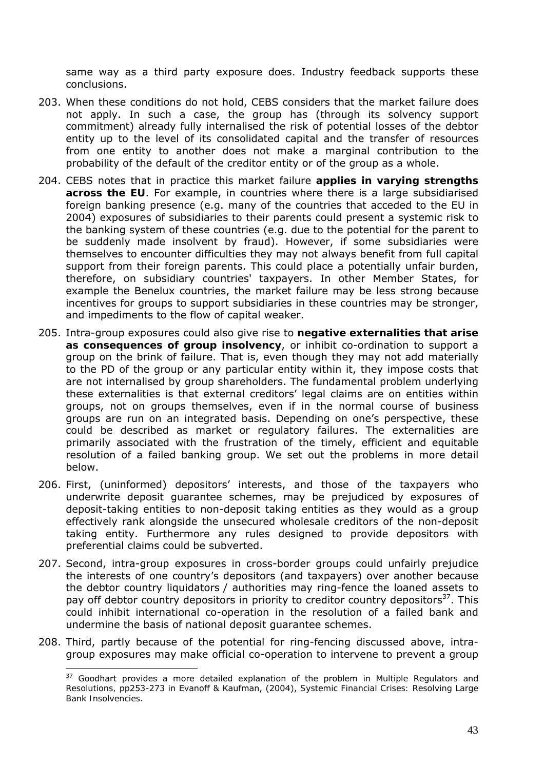same way as a third party exposure does. Industry feedback supports these conclusions.

203. When these conditions do not hold, CEBS considers that the market failure does not apply. In such a case, the group has (through its solvency support commitment) already fully internalised the risk of potential losses of the debtor entity up to the level of its consolidated capital and the transfer of resources from one entity to another does not make a marginal contribution to the probability of the default of the creditor entity or of the group as a whole.

204. CEBS notes that in practice this market failure **applies in varying strengths across the EU**. For example, in countries where there is a large subsidiarised foreign banking presence (e.g. many of the countries that acceded to the EU in 2004) exposures of subsidiaries to their parents could present a systemic risk to the banking system of these countries (e.g. due to the potential for the parent to be suddenly made insolvent by fraud). However, if some subsidiaries were themselves to encounter difficulties they may not always benefit from full capital support from their foreign parents. This could place a potentially unfair burden, therefore, on subsidiary countries' taxpayers. In other Member States, for example the Benelux countries, the market failure may be less strong because incentives for groups to support subsidiaries in these countries may be stronger, and impediments to the flow of capital weaker.

205. Intra-group exposures could also give rise to **negative externalities that arise as consequences of group insolvency**, or inhibit co-ordination to support a group on the brink of failure. That is, even though they may not add materially to the PD of the group or any particular entity within it, they impose costs that are not internalised by group shareholders. The fundamental problem underlying these externalities is that external creditors' legal claims are on entities within groups, not on groups themselves, even if in the normal course of business groups are run on an integrated basis. Depending on one's perspective, these could be described as market or regulatory failures. The externalities are primarily associated with the frustration of the timely, efficient and equitable resolution of a failed banking group. We set out the problems in more detail below.

206. First, (uninformed) depositors' interests, and those of the taxpayers who underwrite deposit guarantee schemes, may be prejudiced by exposures of deposit-taking entities to non-deposit taking entities as they would as a group effectively rank alongside the unsecured wholesale creditors of the non-deposit taking entity. Furthermore any rules designed to provide depositors with preferential claims could be subverted.

207. Second, intra-group exposures in cross-border groups could unfairly prejudice the interests of one country's depositors (and taxpayers) over another because the debtor country liquidators / authorities may ring-fence the loaned assets to pay off debtor country depositors in priority to creditor country depositors[37]. This could inhibit international co-operation in the resolution of a failed bank and undermine the basis of national deposit guarantee schemes.

208. Third, partly because of the potential for ring-fencing discussed above, intra-group exposures may make official co-operation to intervene to prevent a group

---

[37] Goodhart provides a more detailed explanation of the problem in Multiple Regulators and Resolutions, pp253-273 in Evanoff & Kaufman, (2004), *Systemic Financial Crises: Resolving Large Bank Insolvencies.*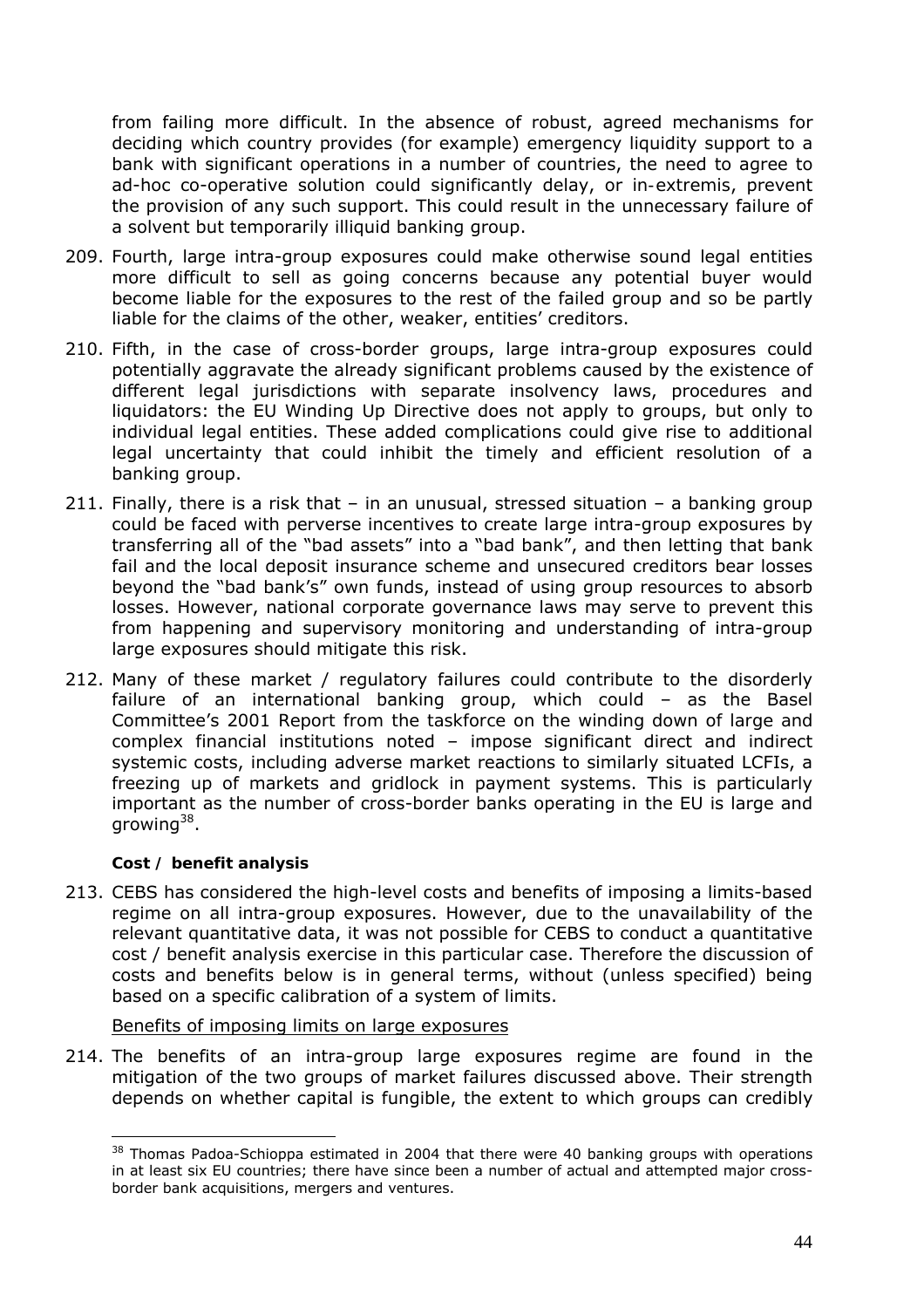from failing more difficult. In the absence of robust, agreed mechanisms for deciding which country provides (for example) emergency liquidity support to a bank with significant operations in a number of countries, the need to agree to ad-hoc co-operative solution could significantly delay, or in-extremis, prevent the provision of any such support. This could result in the unnecessary failure of a solvent but temporarily illiquid banking group.

209. Fourth, large intra-group exposures could make otherwise sound legal entities more difficult to sell as going concerns because any potential buyer would become liable for the exposures to the rest of the failed group and so be partly liable for the claims of the other, weaker, entities' creditors.

210. Fifth, in the case of cross-border groups, large intra-group exposures could potentially aggravate the already significant problems caused by the existence of different legal jurisdictions with separate insolvency laws, procedures and liquidators: the EU Winding Up Directive does not apply to groups, but only to individual legal entities. These added complications could give rise to additional legal uncertainty that could inhibit the timely and efficient resolution of a banking group.

211. Finally, there is a risk that – in an unusual, stressed situation – a banking group could be faced with perverse incentives to create large intra-group exposures by transferring all of the "bad assets" into a "bad bank", and then letting that bank fail and the local deposit insurance scheme and unsecured creditors bear losses beyond the "bad bank's" own funds, instead of using group resources to absorb losses. However, national corporate governance laws may serve to prevent this from happening and supervisory monitoring and understanding of intra-group large exposures should mitigate this risk.

212. Many of these market / regulatory failures could contribute to the disorderly failure of an international banking group, which could – as the Basel Committee's 2001 Report from the taskforce on the winding down of large and complex financial institutions noted – impose significant direct and indirect systemic costs, including adverse market reactions to similarly situated LCFIs, a freezing up of markets and gridlock in payment systems. This is particularly important as the number of cross-border banks operating in the EU is large and growing[38].

**Cost / benefit analysis**

213. CEBS has considered the high-level costs and benefits of imposing a limits-based regime on all intra-group exposures. However, due to the unavailability of the relevant quantitative data, it was not possible for CEBS to conduct a quantitative cost / benefit analysis exercise in this particular case. Therefore the discussion of costs and benefits below is in general terms, without (unless specified) being based on a specific calibration of a system of limits.

Benefits of imposing limits on large exposures

214. The benefits of an intra-group large exposures regime are found in the mitigation of the two groups of market failures discussed above. Their strength depends on whether capital is fungible, the extent to which groups can credibly

---

[38] Thomas Padoa-Schioppa estimated in 2004 that there were 40 banking groups with operations in at least six EU countries; there have since been a number of actual and attempted major cross-border bank acquisitions, mergers and ventures.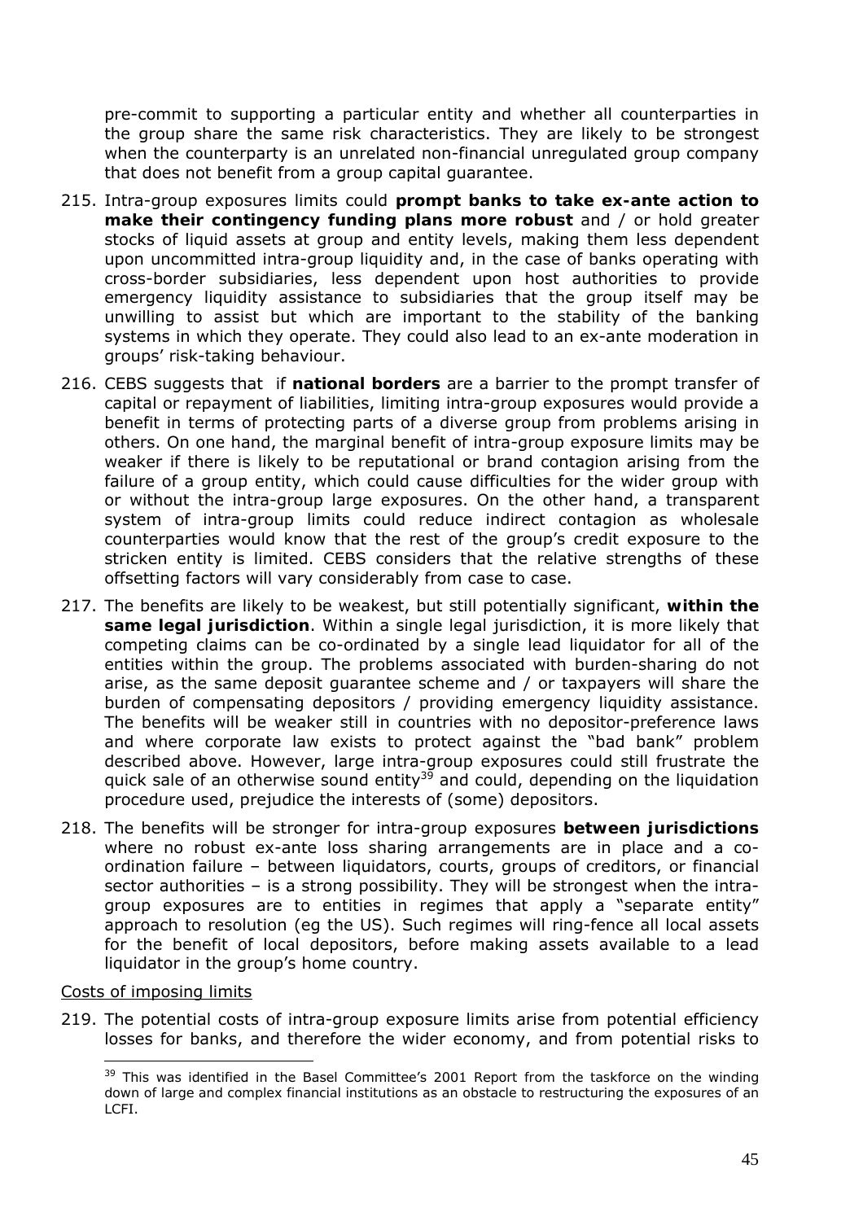pre-commit to supporting a particular entity and whether all counterparties in the group share the same risk characteristics. They are likely to be strongest when the counterparty is an unrelated non-financial unregulated group company that does not benefit from a group capital guarantee.

215. Intra-group exposures limits could **prompt banks to take ex-ante action to make their contingency funding plans more robust** and / or hold greater stocks of liquid assets at group and entity levels, making them less dependent upon uncommitted intra-group liquidity and, in the case of banks operating with cross-border subsidiaries, less dependent upon host authorities to provide emergency liquidity assistance to subsidiaries that the group itself may be unwilling to assist but which are important to the stability of the banking systems in which they operate. They could also lead to an ex-ante moderation in groups' risk-taking behaviour.

216. CEBS suggests that if **national borders** are a barrier to the prompt transfer of capital or repayment of liabilities, limiting intra-group exposures would provide a benefit in terms of protecting parts of a diverse group from problems arising in others. On one hand, the marginal benefit of intra-group exposure limits may be weaker if there is likely to be reputational or brand contagion arising from the failure of a group entity, which could cause difficulties for the wider group with or without the intra-group large exposures. On the other hand, a transparent system of intra-group limits could reduce indirect contagion as wholesale counterparties would know that the rest of the group's credit exposure to the stricken entity is limited. CEBS considers that the relative strengths of these offsetting factors will vary considerably from case to case.

217. The benefits are likely to be weakest, but still potentially significant, **within the same legal jurisdiction**. Within a single legal jurisdiction, it is more likely that competing claims can be co-ordinated by a single lead liquidator for all of the entities within the group. The problems associated with burden-sharing do not arise, as the same deposit guarantee scheme and / or taxpayers will share the burden of compensating depositors / providing emergency liquidity assistance. The benefits will be weaker still in countries with no depositor-preference laws and where corporate law exists to protect against the "bad bank" problem described above. However, large intra-group exposures could still frustrate the quick sale of an otherwise sound entity[39] and could, depending on the liquidation procedure used, prejudice the interests of (some) depositors.

218. The benefits will be stronger for intra-group exposures **between jurisdictions** where no robust ex-ante loss sharing arrangements are in place and a co-ordination failure – between liquidators, courts, groups of creditors, or financial sector authorities – is a strong possibility. They will be strongest when the intra-group exposures are to entities in regimes that apply a "separate entity" approach to resolution (eg the US). Such regimes will ring-fence all local assets for the benefit of local depositors, before making assets available to a lead liquidator in the group's home country.

Costs of imposing limits

219. The potential costs of intra-group exposure limits arise from potential efficiency losses for banks, and therefore the wider economy, and from potential risks to

[39] This was identified in the Basel Committee's 2001 Report from the taskforce on the winding down of large and complex financial institutions as an obstacle to restructuring the exposures of an LCFI.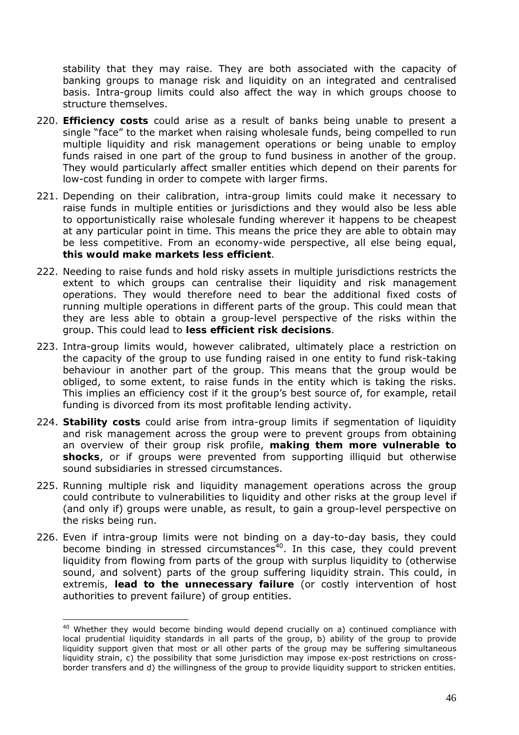stability that they may raise. They are both associated with the capacity of banking groups to manage risk and liquidity on an integrated and centralised basis. Intra-group limits could also affect the way in which groups choose to structure themselves.

220. **Efficiency costs** could arise as a result of banks being unable to present a single "face" to the market when raising wholesale funds, being compelled to run multiple liquidity and risk management operations or being unable to employ funds raised in one part of the group to fund business in another of the group. They would particularly affect smaller entities which depend on their parents for low-cost funding in order to compete with larger firms.

221. Depending on their calibration, intra-group limits could make it necessary to raise funds in multiple entities or jurisdictions and they would also be less able to opportunistically raise wholesale funding wherever it happens to be cheapest at any particular point in time. This means the price they are able to obtain may be less competitive. From an economy-wide perspective, all else being equal, **this would make markets less efficient**.

222. Needing to raise funds and hold risky assets in multiple jurisdictions restricts the extent to which groups can centralise their liquidity and risk management operations. They would therefore need to bear the additional fixed costs of running multiple operations in different parts of the group. This could mean that they are less able to obtain a group-level perspective of the risks within the group. This could lead to **less efficient risk decisions**.

223. Intra-group limits would, however calibrated, ultimately place a restriction on the capacity of the group to use funding raised in one entity to fund risk-taking behaviour in another part of the group. This means that the group would be obliged, to some extent, to raise funds in the entity which is taking the risks. This implies an efficiency cost if it the group's best source of, for example, retail funding is divorced from its most profitable lending activity.

224. **Stability costs** could arise from intra-group limits if segmentation of liquidity and risk management across the group were to prevent groups from obtaining an overview of their group risk profile, **making them more vulnerable to shocks**, or if groups were prevented from supporting illiquid but otherwise sound subsidiaries in stressed circumstances.

225. Running multiple risk and liquidity management operations across the group could contribute to vulnerabilities to liquidity and other risks at the group level if (and only if) groups were unable, as result, to gain a group-level perspective on the risks being run.

226. Even if intra-group limits were not binding on a day-to-day basis, they could become binding in stressed circumstances[40]. In this case, they could prevent liquidity from flowing from parts of the group with surplus liquidity to (otherwise sound, and solvent) parts of the group suffering liquidity strain. This could, in extremis, **lead to the unnecessary failure** (or costly intervention of host authorities to prevent failure) of group entities.

[40] Whether they would become binding would depend crucially on a) continued compliance with local prudential liquidity standards in all parts of the group, b) ability of the group to provide liquidity support given that most or all other parts of the group may be suffering simultaneous liquidity strain, c) the possibility that some jurisdiction may impose ex-post restrictions on cross-border transfers and d) the willingness of the group to provide liquidity support to stricken entities.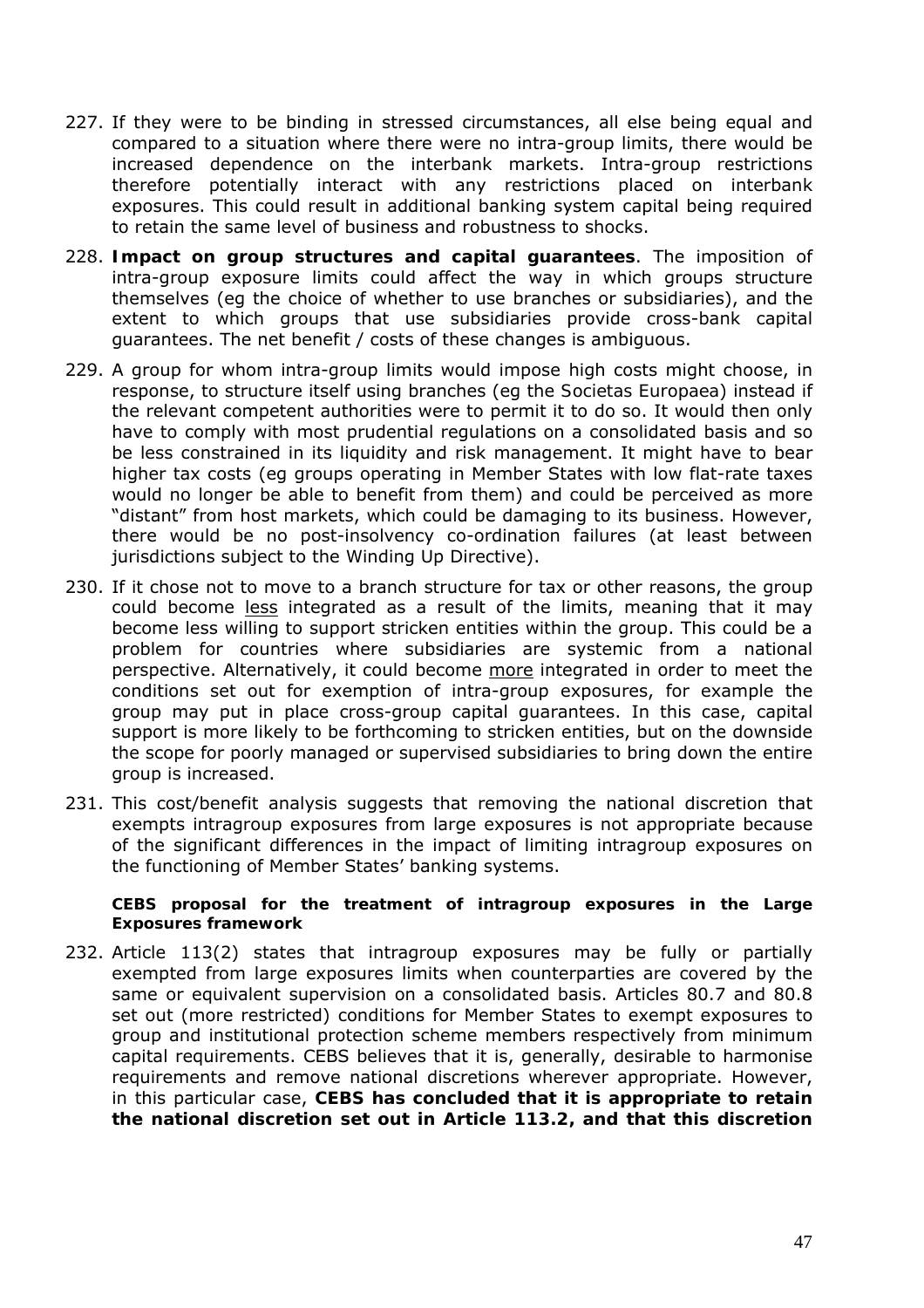227. If they were to be binding in stressed circumstances, all else being equal and compared to a situation where there were no intra-group limits, there would be increased dependence on the interbank markets. Intra-group restrictions therefore potentially interact with any restrictions placed on interbank exposures. This could result in additional banking system capital being required to retain the same level of business and robustness to shocks.

228. **Impact on group structures and capital guarantees**. The imposition of intra-group exposure limits could affect the way in which groups structure themselves (eg the choice of whether to use branches or subsidiaries), and the extent to which groups that use subsidiaries provide cross-bank capital guarantees. The net benefit / costs of these changes is ambiguous.

229. A group for whom intra-group limits would impose high costs might choose, in response, to structure itself using branches (eg the Societas Europaea) instead if the relevant competent authorities were to permit it to do so. It would then only have to comply with most prudential regulations on a consolidated basis and so be less constrained in its liquidity and risk management. It might have to bear higher tax costs (eg groups operating in Member States with low flat-rate taxes would no longer be able to benefit from them) and could be perceived as more "distant" from host markets, which could be damaging to its business. However, there would be no post-insolvency co-ordination failures (at least between jurisdictions subject to the Winding Up Directive).

230. If it chose not to move to a branch structure for tax or other reasons, the group could become less integrated as a result of the limits, meaning that it may become less willing to support stricken entities within the group. This could be a problem for countries where subsidiaries are systemic from a national perspective. Alternatively, it could become more integrated in order to meet the conditions set out for exemption of intra-group exposures, for example the group may put in place cross-group capital guarantees. In this case, capital support is more likely to be forthcoming to stricken entities, but on the downside the scope for poorly managed or supervised subsidiaries to bring down the entire group is increased.

231. This cost/benefit analysis suggests that removing the national discretion that exempts intragroup exposures from large exposures is not appropriate because of the significant differences in the impact of limiting intragroup exposures on the functioning of Member States' banking systems.

**CEBS proposal for the treatment of intragroup exposures in the Large Exposures framework**

232. Article 113(2) states that intragroup exposures may be fully or partially exempted from large exposures limits when counterparties are covered by the same or equivalent supervision on a consolidated basis. Articles 80.7 and 80.8 set out (more restricted) conditions for Member States to exempt exposures to group and institutional protection scheme members respectively from minimum capital requirements. CEBS believes that it is, generally, desirable to harmonise requirements and remove national discretions wherever appropriate. However, in this particular case, **CEBS has concluded that it is appropriate to retain the national discretion set out in Article 113.2, and that this discretion**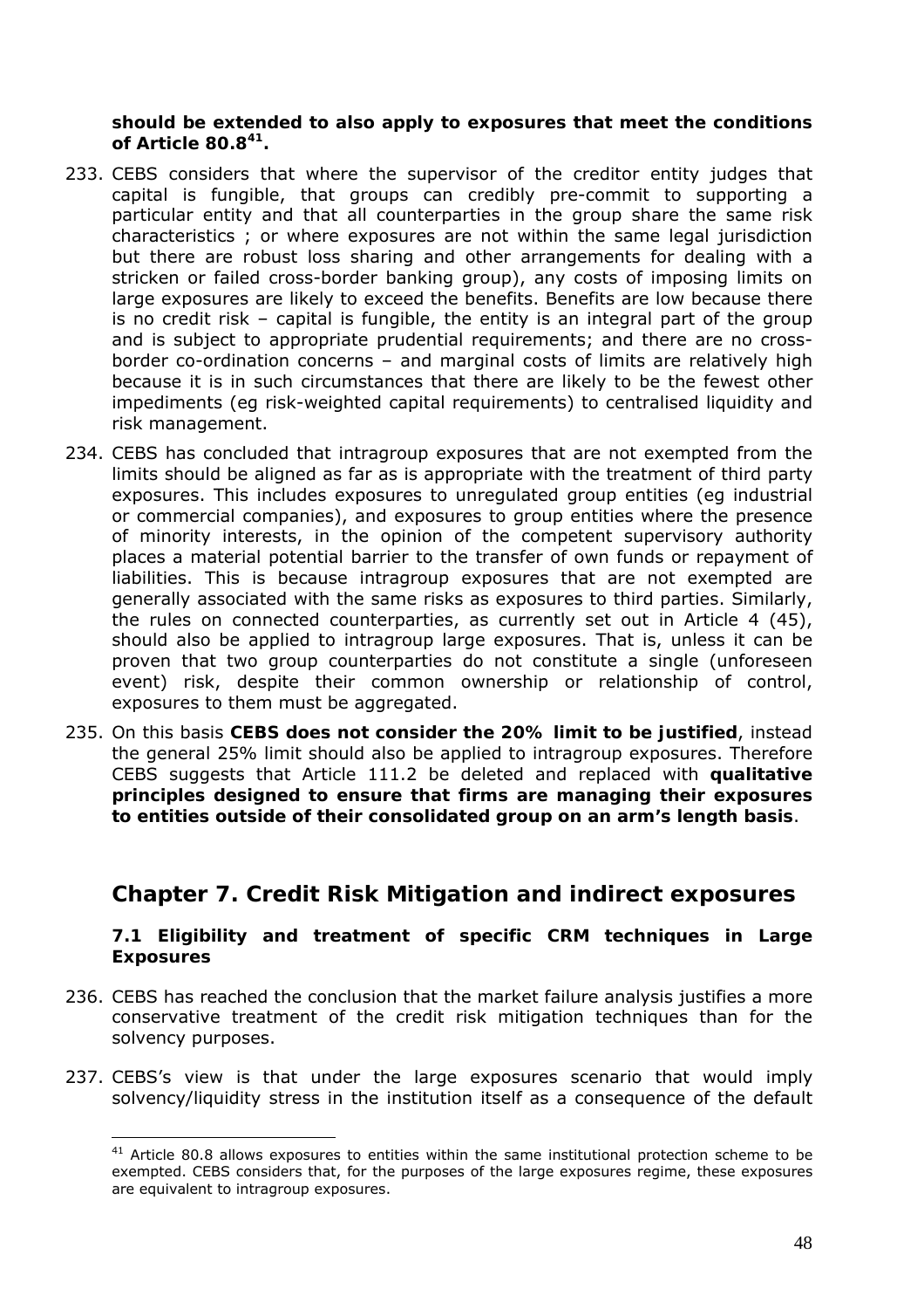**should be extended to also apply to exposures that meet the conditions of Article 80.8[41].**

233. CEBS considers that where the supervisor of the creditor entity judges that capital is fungible, that groups can credibly pre-commit to supporting a particular entity and that all counterparties in the group share the same risk characteristics ; or where exposures are not within the same legal jurisdiction but there are robust loss sharing and other arrangements for dealing with a stricken or failed cross-border banking group), any costs of imposing limits on large exposures are likely to exceed the benefits. Benefits are low because there is no credit risk – capital is fungible, the entity is an integral part of the group and is subject to appropriate prudential requirements; and there are no cross-border co-ordination concerns – and marginal costs of limits are relatively high because it is in such circumstances that there are likely to be the fewest other impediments (eg risk-weighted capital requirements) to centralised liquidity and risk management.

234. CEBS has concluded that intragroup exposures that are not exempted from the limits should be aligned as far as is appropriate with the treatment of third party exposures. This includes exposures to unregulated group entities (eg industrial or commercial companies), and exposures to group entities where the presence of minority interests, in the opinion of the competent supervisory authority places a material potential barrier to the transfer of own funds or repayment of liabilities. This is because intragroup exposures that are not exempted are generally associated with the same risks as exposures to third parties. Similarly, the rules on connected counterparties, as currently set out in Article 4 (45), should also be applied to intragroup large exposures. That is, unless it can be proven that two group counterparties do not constitute a single (unforeseen event) risk, despite their common ownership or relationship of control, exposures to them must be aggregated.

235. On this basis **CEBS does not consider the 20% limit to be justified**, instead the general 25% limit should also be applied to intragroup exposures. Therefore CEBS suggests that Article 111.2 be deleted and replaced with **qualitative principles designed to ensure that firms are managing their exposures to entities outside of their consolidated group on an arm's length basis**.

## Chapter 7. Credit Risk Mitigation and indirect exposures

### 7.1 Eligibility and treatment of specific CRM techniques in Large Exposures

236. CEBS has reached the conclusion that the market failure analysis justifies a more conservative treatment of the credit risk mitigation techniques than for the solvency purposes.

237. CEBS's view is that under the large exposures scenario that would imply solvency/liquidity stress in the institution itself as a consequence of the default

[41] Article 80.8 allows exposures to entities within the same institutional protection scheme to be exempted. CEBS considers that, for the purposes of the large exposures regime, these exposures are equivalent to intragroup exposures.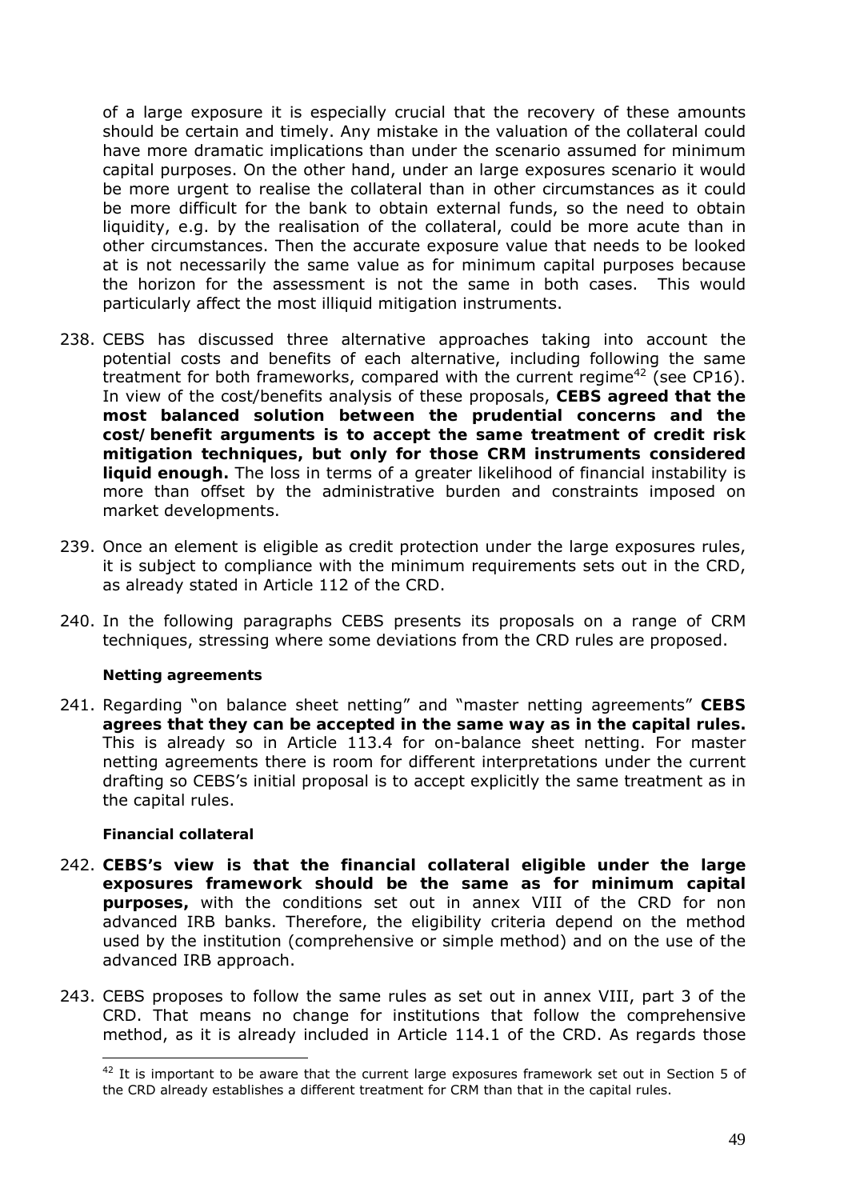of a large exposure it is especially crucial that the recovery of these amounts should be certain and timely. Any mistake in the valuation of the collateral could have more dramatic implications than under the scenario assumed for minimum capital purposes. On the other hand, under an large exposures scenario it would be more urgent to realise the collateral than in other circumstances as it could be more difficult for the bank to obtain external funds, so the need to obtain liquidity, e.g. by the realisation of the collateral, could be more acute than in other circumstances. Then the accurate exposure value that needs to be looked at is not necessarily the same value as for minimum capital purposes because the horizon for the assessment is not the same in both cases. This would particularly affect the most illiquid mitigation instruments.

238. CEBS has discussed three alternative approaches taking into account the potential costs and benefits of each alternative, including following the same treatment for both frameworks, compared with the current regime[42] (see CP16). In view of the cost/benefits analysis of these proposals, **CEBS agreed that the most balanced solution between the prudential concerns and the cost/benefit arguments is to accept the same treatment of credit risk mitigation techniques, but only for those CRM instruments considered liquid enough.** The loss in terms of a greater likelihood of financial instability is more than offset by the administrative burden and constraints imposed on market developments.

239. Once an element is eligible as credit protection under the large exposures rules, it is subject to compliance with the minimum requirements sets out in the CRD, as already stated in Article 112 of the CRD.

240. In the following paragraphs CEBS presents its proposals on a range of CRM techniques, stressing where some deviations from the CRD rules are proposed.

**Netting agreements**

241. Regarding "on balance sheet netting" and "master netting agreements" **CEBS agrees that they can be accepted in the same way as in the capital rules.** This is already so in Article 113.4 for on-balance sheet netting. For master netting agreements there is room for different interpretations under the current drafting so CEBS's initial proposal is to accept explicitly the same treatment as in the capital rules.

**Financial collateral**

242. **CEBS's view is that the financial collateral eligible under the large exposures framework should be the same as for minimum capital purposes,** with the conditions set out in annex VIII of the CRD for non advanced IRB banks. Therefore, the eligibility criteria depend on the method used by the institution (comprehensive or simple method) and on the use of the advanced IRB approach.

243. CEBS proposes to follow the same rules as set out in annex VIII, part 3 of the CRD. That means no change for institutions that follow the comprehensive method, as it is already included in Article 114.1 of the CRD. As regards those

[42] It is important to be aware that the current large exposures framework set out in Section 5 of the CRD already establishes a different treatment for CRM than that in the capital rules.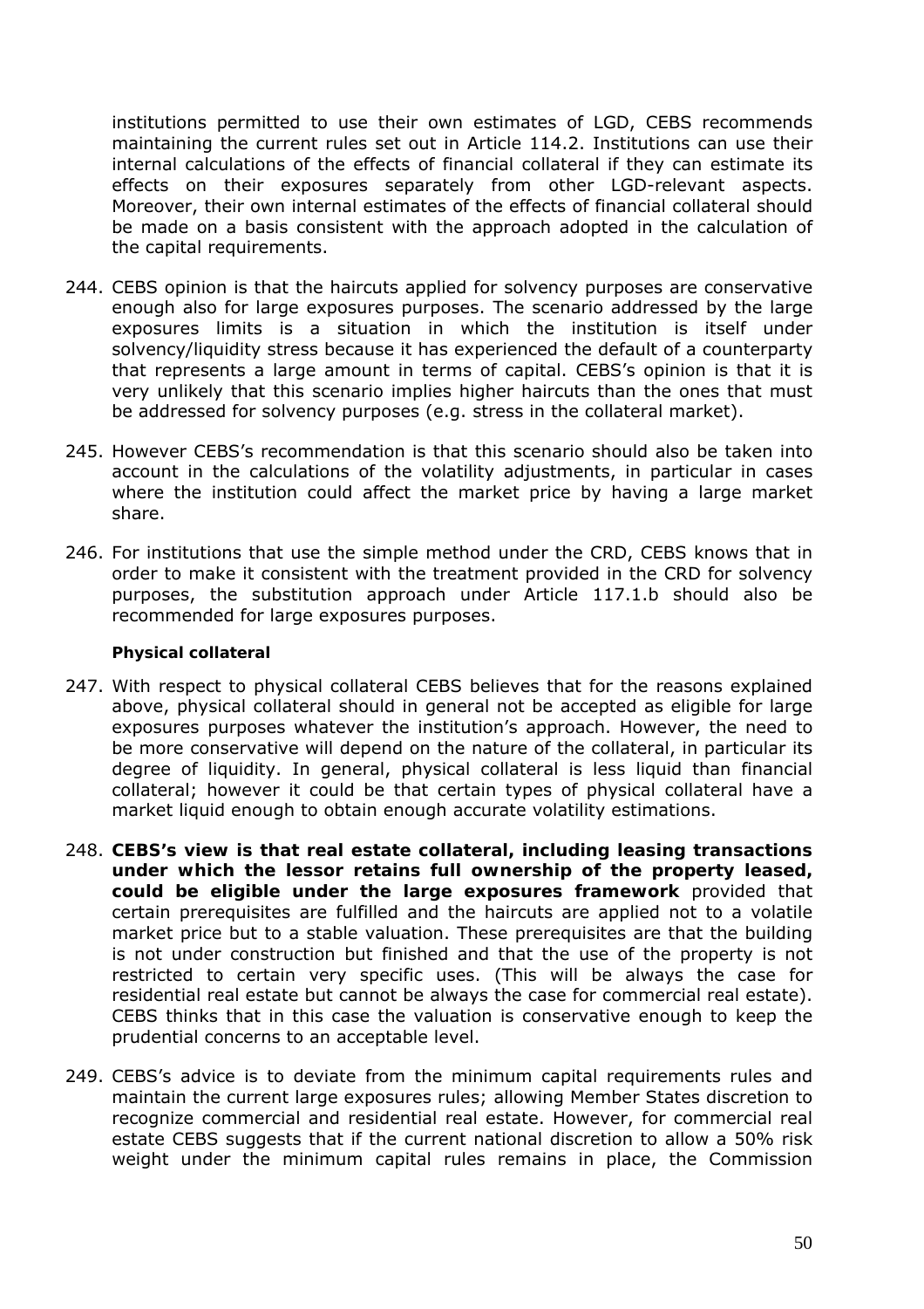institutions permitted to use their own estimates of LGD, CEBS recommends maintaining the current rules set out in Article 114.2. Institutions can use their internal calculations of the effects of financial collateral if they can estimate its effects on their exposures separately from other LGD-relevant aspects. Moreover, their own internal estimates of the effects of financial collateral should be made on a basis consistent with the approach adopted in the calculation of the capital requirements.

244. CEBS opinion is that the haircuts applied for solvency purposes are conservative enough also for large exposures purposes. The scenario addressed by the large exposures limits is a situation in which the institution is itself under solvency/liquidity stress because it has experienced the default of a counterparty that represents a large amount in terms of capital. CEBS's opinion is that it is very unlikely that this scenario implies higher haircuts than the ones that must be addressed for solvency purposes (e.g. stress in the collateral market).

245. However CEBS's recommendation is that this scenario should also be taken into account in the calculations of the volatility adjustments, in particular in cases where the institution could affect the market price by having a large market share.

246. For institutions that use the simple method under the CRD, CEBS knows that in order to make it consistent with the treatment provided in the CRD for solvency purposes, the substitution approach under Article 117.1.b should also be recommended for large exposures purposes.

**Physical collateral**

247. With respect to physical collateral CEBS believes that for the reasons explained above, physical collateral should in general not be accepted as eligible for large exposures purposes whatever the institution's approach. However, the need to be more conservative will depend on the nature of the collateral, in particular its degree of liquidity. In general, physical collateral is less liquid than financial collateral; however it could be that certain types of physical collateral have a market liquid enough to obtain enough accurate volatility estimations.

248. **CEBS's view is that real estate collateral, including leasing transactions under which the lessor retains full ownership of the property leased, could be eligible under the large exposures framework** provided that certain prerequisites are fulfilled and the haircuts are applied not to a volatile market price but to a stable valuation. These prerequisites are that the building is not under construction but finished and that the use of the property is not restricted to certain very specific uses. (This will be always the case for residential real estate but cannot be always the case for commercial real estate). CEBS thinks that in this case the valuation is conservative enough to keep the prudential concerns to an acceptable level.

249. CEBS's advice is to deviate from the minimum capital requirements rules and maintain the current large exposures rules; allowing Member States discretion to recognize commercial and residential real estate. However, for commercial real estate CEBS suggests that if the current national discretion to allow a 50% risk weight under the minimum capital rules remains in place, the Commission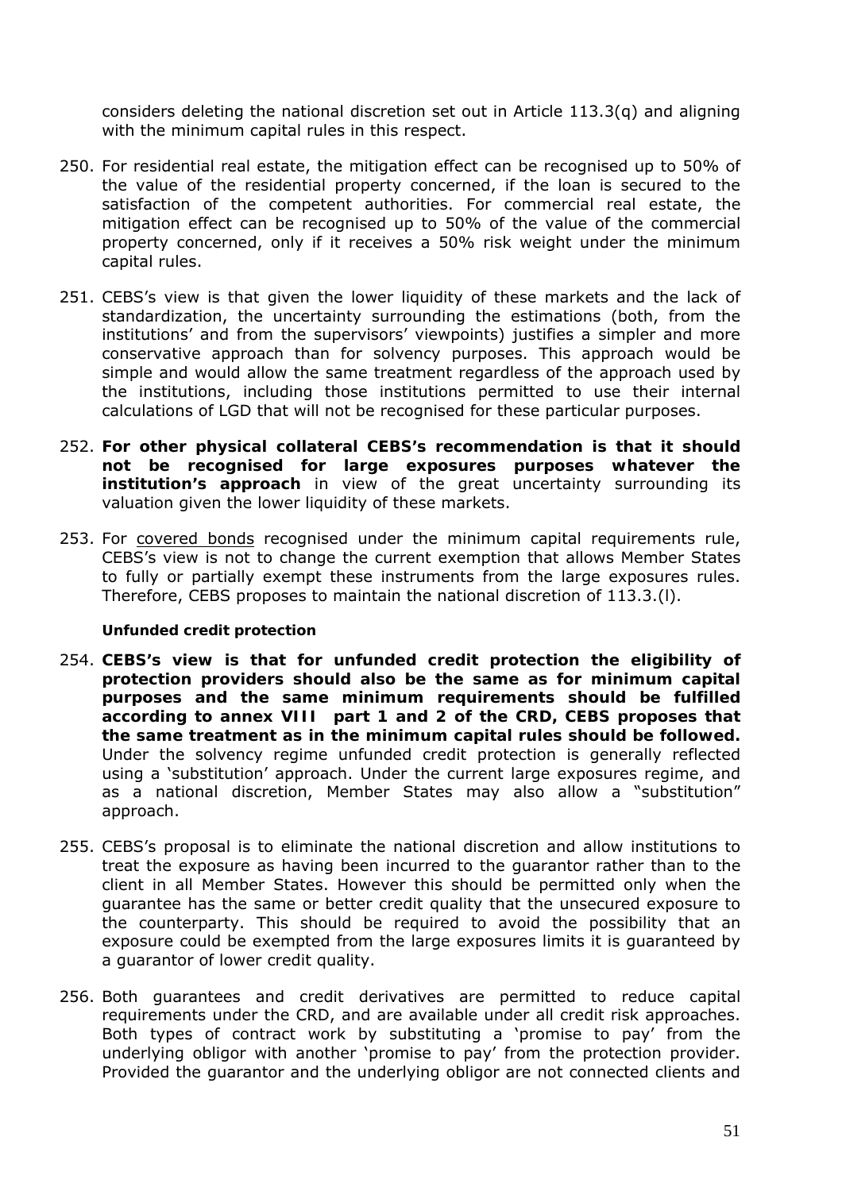considers deleting the national discretion set out in Article 113.3(q) and aligning with the minimum capital rules in this respect.

250. For residential real estate, the mitigation effect can be recognised up to 50% of the value of the residential property concerned, if the loan is secured to the satisfaction of the competent authorities. For commercial real estate, the mitigation effect can be recognised up to 50% of the value of the commercial property concerned, only if it receives a 50% risk weight under the minimum capital rules.

251. CEBS's view is that given the lower liquidity of these markets and the lack of standardization, the uncertainty surrounding the estimations (both, from the institutions' and from the supervisors' viewpoints) justifies a simpler and more conservative approach than for solvency purposes. This approach would be simple and would allow the same treatment regardless of the approach used by the institutions, including those institutions permitted to use their internal calculations of LGD that will not be recognised for these particular purposes.

252. **For other physical collateral CEBS's recommendation is that it should not be recognised for large exposures purposes whatever the institution's approach** in view of the great uncertainty surrounding its valuation given the lower liquidity of these markets.

253. For <u>covered bonds</u> recognised under the minimum capital requirements rule, CEBS's view is not to change the current exemption that allows Member States to fully or partially exempt these instruments from the large exposures rules. Therefore, CEBS proposes to maintain the national discretion of 113.3.(l).

**Unfunded credit protection**

254. **CEBS's view is that for unfunded credit protection the eligibility of protection providers should also be the same as for minimum capital purposes and the same minimum requirements should be fulfilled according to annex VIII part 1 and 2 of the CRD, CEBS proposes that the same treatment as in the minimum capital rules should be followed.** Under the solvency regime unfunded credit protection is generally reflected using a 'substitution' approach. Under the current large exposures regime, and as a national discretion, Member States may also allow a "substitution" approach.

255. CEBS's proposal is to eliminate the national discretion and allow institutions to treat the exposure as having been incurred to the guarantor rather than to the client in all Member States. However this should be permitted only when the guarantee has the same or better credit quality that the unsecured exposure to the counterparty. This should be required to avoid the possibility that an exposure could be exempted from the large exposures limits it is guaranteed by a guarantor of lower credit quality.

256. Both guarantees and credit derivatives are permitted to reduce capital requirements under the CRD, and are available under all credit risk approaches. Both types of contract work by substituting a 'promise to pay' from the underlying obligor with another 'promise to pay' from the protection provider. Provided the guarantor and the underlying obligor are not connected clients and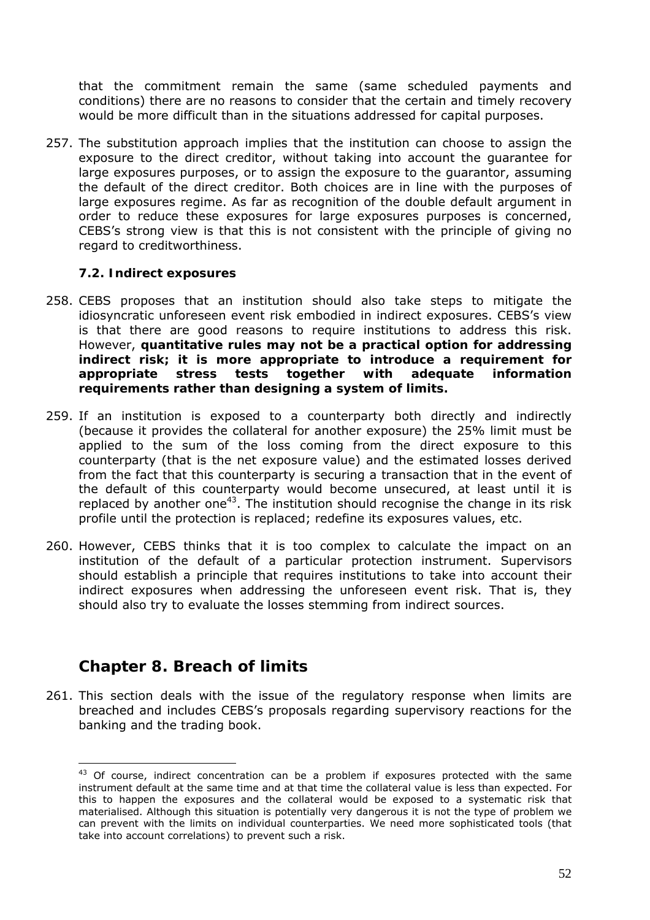that the commitment remain the same (same scheduled payments and conditions) there are no reasons to consider that the certain and timely recovery would be more difficult than in the situations addressed for capital purposes.

257. The substitution approach implies that the institution can choose to assign the exposure to the direct creditor, without taking into account the guarantee for large exposures purposes, or to assign the exposure to the guarantor, assuming the default of the direct creditor. Both choices are in line with the purposes of large exposures regime. As far as recognition of the double default argument in order to reduce these exposures for large exposures purposes is concerned, CEBS's strong view is that this is not consistent with the principle of giving no regard to creditworthiness.

### 7.2. Indirect exposures

258. CEBS proposes that an institution should also take steps to mitigate the idiosyncratic unforeseen event risk embodied in indirect exposures. CEBS's view is that there are good reasons to require institutions to address this risk. However, **quantitative rules may not be a practical option for addressing indirect risk; it is more appropriate to introduce a requirement for appropriate stress tests together with adequate information requirements rather than designing a system of limits.**

259. If an institution is exposed to a counterparty both directly and indirectly (because it provides the collateral for another exposure) the 25% limit must be applied to the sum of the loss coming from the direct exposure to this counterparty (that is the net exposure value) and the estimated losses derived from the fact that this counterparty is securing a transaction that in the event of the default of this counterparty would become unsecured, at least until it is replaced by another one[43]. The institution should recognise the change in its risk profile until the protection is replaced; redefine its exposures values, etc.

260. However, CEBS thinks that it is too complex to calculate the impact on an institution of the default of a particular protection instrument. Supervisors should establish a principle that requires institutions to take into account their indirect exposures when addressing the unforeseen event risk. That is, they should also try to evaluate the losses stemming from indirect sources.

## Chapter 8. Breach of limits

261. This section deals with the issue of the regulatory response when limits are breached and includes CEBS's proposals regarding supervisory reactions for the banking and the trading book.

---

[43] Of course, indirect concentration can be a problem if exposures protected with the same instrument default at the same time and at that time the collateral value is less than expected. For this to happen the exposures and the collateral would be exposed to a systematic risk that materialised. Although this situation is potentially very dangerous it is not the type of problem we can prevent with the limits on individual counterparties. We need more sophisticated tools (that take into account correlations) to prevent such a risk.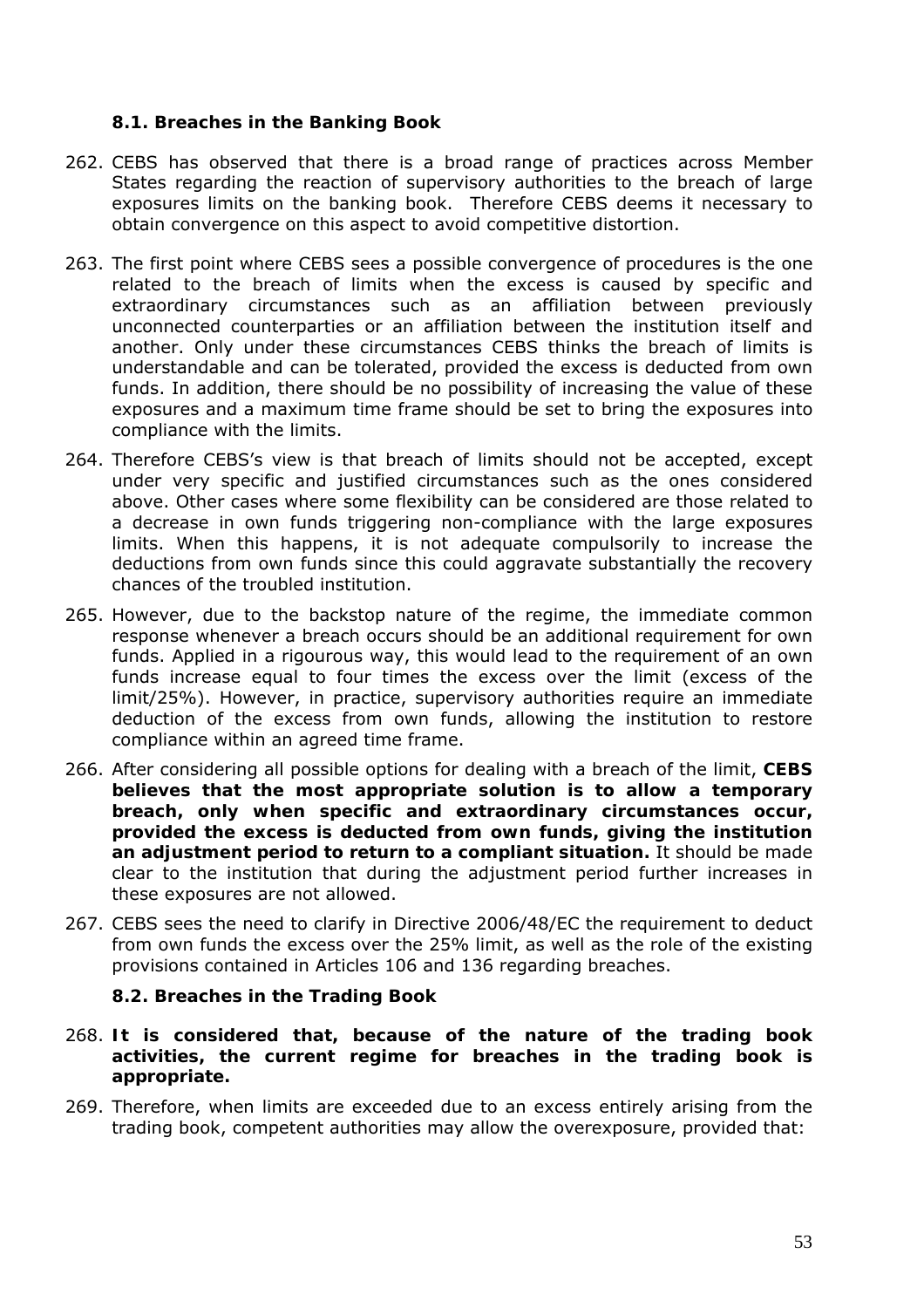### 8.1. Breaches in the Banking Book

262. CEBS has observed that there is a broad range of practices across Member States regarding the reaction of supervisory authorities to the breach of large exposures limits on the banking book. Therefore CEBS deems it necessary to obtain convergence on this aspect to avoid competitive distortion.

263. The first point where CEBS sees a possible convergence of procedures is the one related to the breach of limits when the excess is caused by specific and extraordinary circumstances such as an affiliation between previously unconnected counterparties or an affiliation between the institution itself and another. Only under these circumstances CEBS thinks the breach of limits is understandable and can be tolerated, provided the excess is deducted from own funds. In addition, there should be no possibility of increasing the value of these exposures and a maximum time frame should be set to bring the exposures into compliance with the limits.

264. Therefore CEBS's view is that breach of limits should not be accepted, except under very specific and justified circumstances such as the ones considered above. Other cases where some flexibility can be considered are those related to a decrease in own funds triggering non-compliance with the large exposures limits. When this happens, it is not adequate compulsorily to increase the deductions from own funds since this could aggravate substantially the recovery chances of the troubled institution.

265. However, due to the backstop nature of the regime, the immediate common response whenever a breach occurs should be an additional requirement for own funds. Applied in a rigourous way, this would lead to the requirement of an own funds increase equal to four times the excess over the limit (excess of the limit/25%). However, in practice, supervisory authorities require an immediate deduction of the excess from own funds, allowing the institution to restore compliance within an agreed time frame.

266. After considering all possible options for dealing with a breach of the limit, **CEBS believes that the most appropriate solution is to allow a temporary breach, only when specific and extraordinary circumstances occur, provided the excess is deducted from own funds, giving the institution an adjustment period to return to a compliant situation.** It should be made clear to the institution that during the adjustment period further increases in these exposures are not allowed.

267. CEBS sees the need to clarify in Directive 2006/48/EC the requirement to deduct from own funds the excess over the 25% limit, as well as the role of the existing provisions contained in Articles 106 and 136 regarding breaches.

### 8.2. Breaches in the Trading Book

268. **It is considered that, because of the nature of the trading book activities, the current regime for breaches in the trading book is appropriate.**

269. Therefore, when limits are exceeded due to an excess entirely arising from the trading book, competent authorities may allow the overexposure, provided that: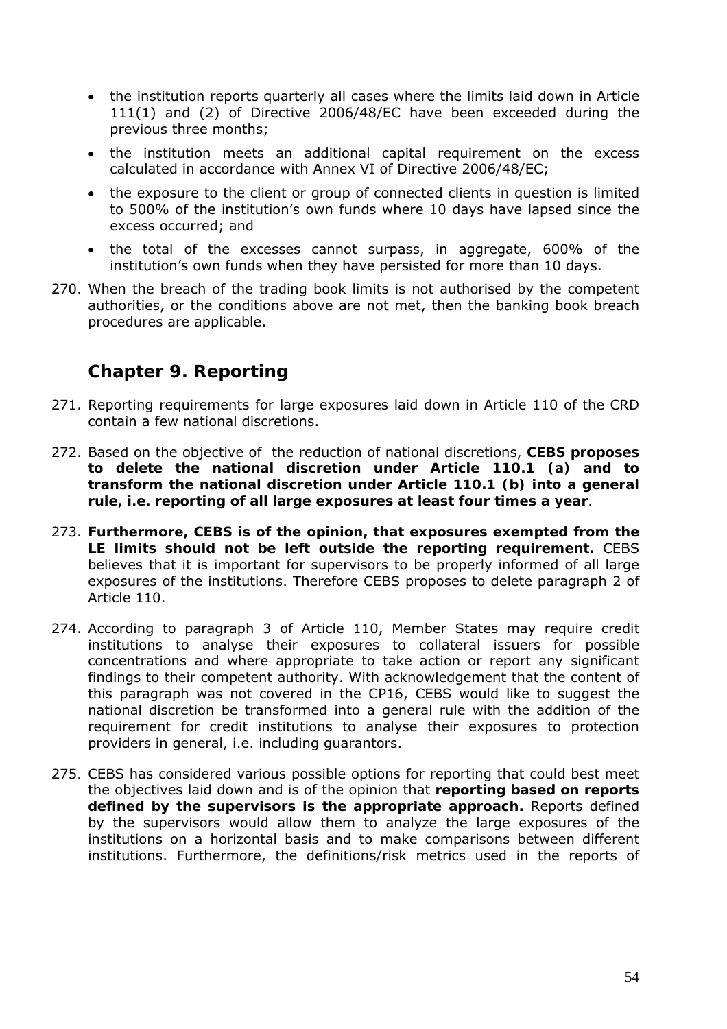- the institution reports quarterly all cases where the limits laid down in Article 111(1) and (2) of Directive 2006/48/EC have been exceeded during the previous three months;
- the institution meets an additional capital requirement on the excess calculated in accordance with Annex VI of Directive 2006/48/EC;
- the exposure to the client or group of connected clients in question is limited to 500% of the institution's own funds where 10 days have lapsed since the excess occurred; and
- the total of the excesses cannot surpass, in aggregate, 600% of the institution's own funds when they have persisted for more than 10 days.

270. When the breach of the trading book limits is not authorised by the competent authorities, or the conditions above are not met, then the banking book breach procedures are applicable.

## Chapter 9. Reporting

271. Reporting requirements for large exposures laid down in Article 110 of the CRD contain a few national discretions.

272. Based on the objective of the reduction of national discretions, **CEBS proposes to delete the national discretion under Article 110.1 (a) and to transform the national discretion under Article 110.1 (b) into a general rule, i.e. reporting of all large exposures at least four times a year**.

273. **Furthermore, CEBS is of the opinion, that exposures exempted from the LE limits should not be left outside the reporting requirement.** CEBS believes that it is important for supervisors to be properly informed of all large exposures of the institutions. Therefore CEBS proposes to delete paragraph 2 of Article 110.

274. According to paragraph 3 of Article 110, Member States may require credit institutions to analyse their exposures to collateral issuers for possible concentrations and where appropriate to take action or report any significant findings to their competent authority. With acknowledgement that the content of this paragraph was not covered in the CP16, CEBS would like to suggest the national discretion be transformed into a general rule with the addition of the requirement for credit institutions to analyse their exposures to protection providers in general, i.e. including guarantors.

275. CEBS has considered various possible options for reporting that could best meet the objectives laid down and is of the opinion that **reporting based on reports defined by the supervisors is the appropriate approach.** Reports defined by the supervisors would allow them to analyze the large exposures of the institutions on a horizontal basis and to make comparisons between different institutions. Furthermore, the definitions/risk metrics used in the reports of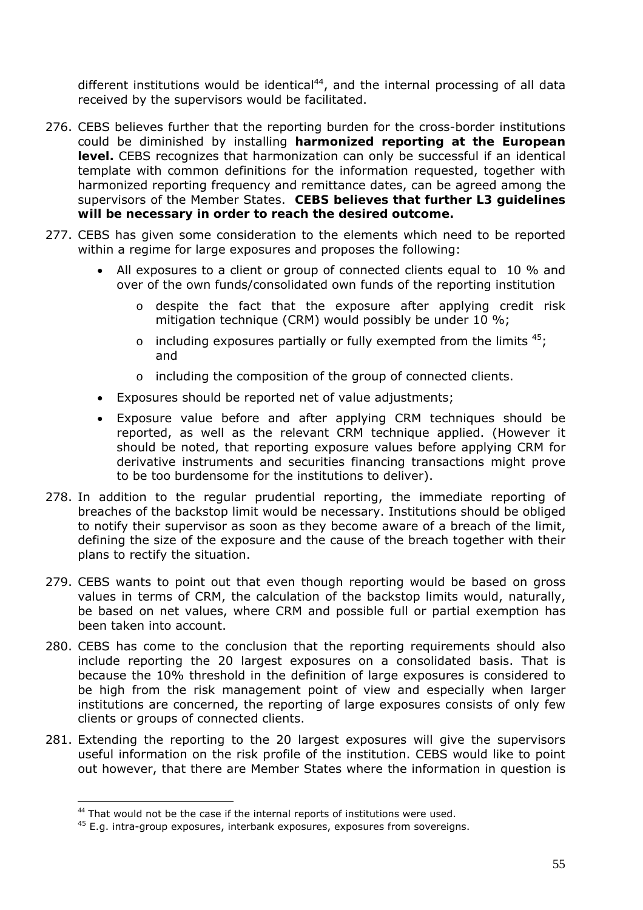different institutions would be identical[44], and the internal processing of all data received by the supervisors would be facilitated.

276. CEBS believes further that the reporting burden for the cross-border institutions could be diminished by installing **harmonized reporting at the European level.** CEBS recognizes that harmonization can only be successful if an identical template with common definitions for the information requested, together with harmonized reporting frequency and remittance dates, can be agreed among the supervisors of the Member States. **CEBS believes that further L3 guidelines will be necessary in order to reach the desired outcome.**

277. CEBS has given some consideration to the elements which need to be reported within a regime for large exposures and proposes the following:

    - All exposures to a client or group of connected clients equal to 10 % and over of the own funds/consolidated own funds of the reporting institution
        - despite the fact that the exposure after applying credit risk mitigation technique (CRM) would possibly be under 10 %;
        - including exposures partially or fully exempted from the limits [45]; and
        - including the composition of the group of connected clients.
    - Exposures should be reported net of value adjustments;
    - Exposure value before and after applying CRM techniques should be reported, as well as the relevant CRM technique applied. (However it should be noted, that reporting exposure values before applying CRM for derivative instruments and securities financing transactions might prove to be too burdensome for the institutions to deliver).

278. In addition to the regular prudential reporting, the immediate reporting of breaches of the backstop limit would be necessary. Institutions should be obliged to notify their supervisor as soon as they become aware of a breach of the limit, defining the size of the exposure and the cause of the breach together with their plans to rectify the situation.

279. CEBS wants to point out that even though reporting would be based on gross values in terms of CRM, the calculation of the backstop limits would, naturally, be based on net values, where CRM and possible full or partial exemption has been taken into account.

280. CEBS has come to the conclusion that the reporting requirements should also include reporting the 20 largest exposures on a consolidated basis. That is because the 10% threshold in the definition of large exposures is considered to be high from the risk management point of view and especially when larger institutions are concerned, the reporting of large exposures consists of only few clients or groups of connected clients.

281. Extending the reporting to the 20 largest exposures will give the supervisors useful information on the risk profile of the institution. CEBS would like to point out however, that there are Member States where the information in question is

---

[44] That would not be the case if the internal reports of institutions were used.

[45] E.g. intra-group exposures, interbank exposures, exposures from sovereigns.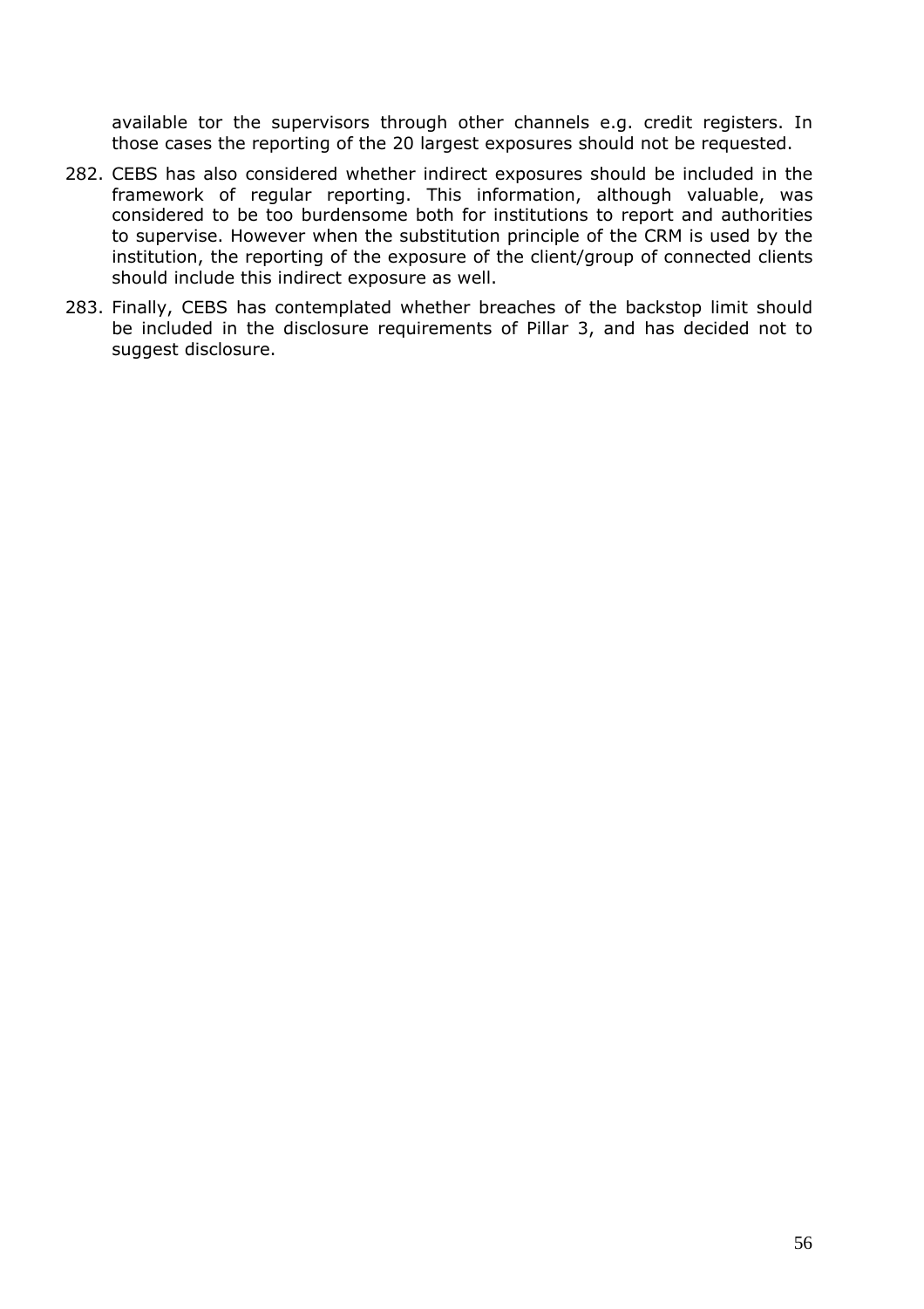available tor the supervisors through other channels e.g. credit registers. In those cases the reporting of the 20 largest exposures should not be requested.

282. CEBS has also considered whether indirect exposures should be included in the framework of regular reporting. This information, although valuable, was considered to be too burdensome both for institutions to report and authorities to supervise. However when the substitution principle of the CRM is used by the institution, the reporting of the exposure of the client/group of connected clients should include this indirect exposure as well.

283. Finally, CEBS has contemplated whether breaches of the backstop limit should be included in the disclosure requirements of Pillar 3, and has decided not to suggest disclosure.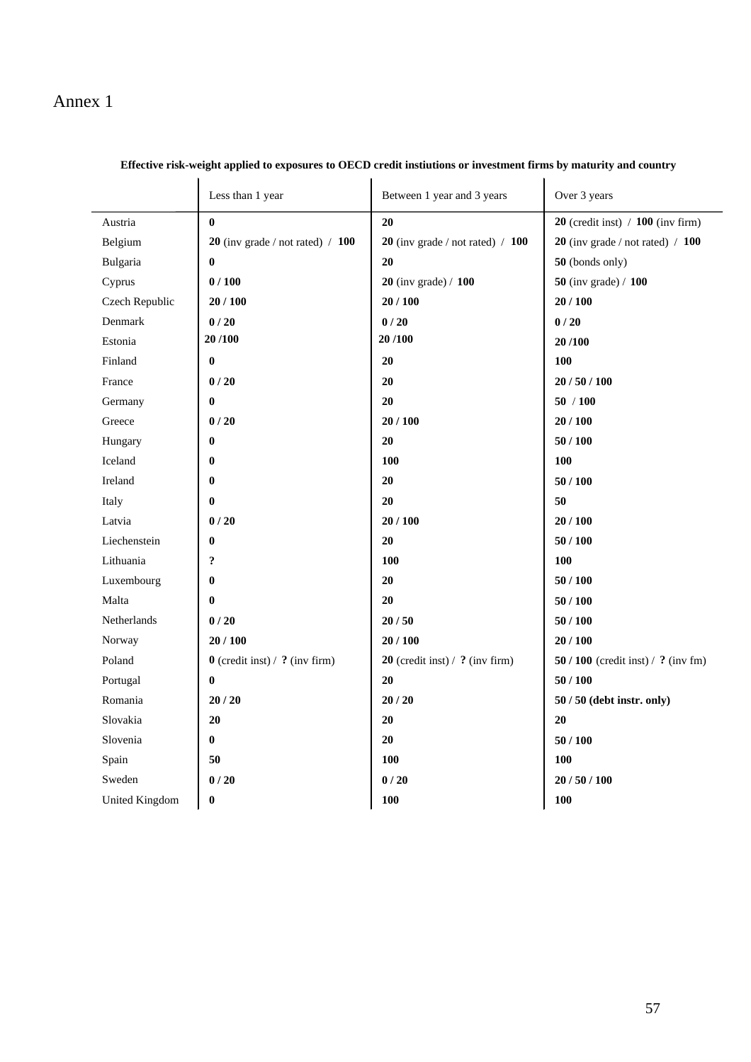Annex 1

**Effective risk-weight applied to exposures to OECD credit instiutions or investment firms by maturity and country**

| | Less than 1 year | Between 1 year and 3 years | Over 3 years |
|---|---|---|---|
| Austria | **0** | **20** | **20** (credit inst) / **100** (inv firm) |
| Belgium | **20** (inv grade / not rated) / **100** | **20** (inv grade / not rated) / **100** | **20** (inv grade / not rated) / **100** |
| Bulgaria | **0** | **20** | **50** (bonds only) |
| Cyprus | **0 / 100** | **20** (inv grade) / **100** | **50** (inv grade) / **100** |
| Czech Republic | **20 / 100** | **20 / 100** | **20 / 100** |
| Denmark | **0 / 20** | **0 / 20** | **0 / 20** |
| Estonia | **20 /100** | **20 /100** | **20 /100** |
| Finland | **0** | **20** | **100** |
| France | **0 / 20** | **20** | **20 / 50 / 100** |
| Germany | **0** | **20** | **50 / 100** |
| Greece | **0 / 20** | **20 / 100** | **20 / 100** |
| Hungary | **0** | **20** | **50 / 100** |
| Iceland | **0** | **100** | **100** |
| Ireland | **0** | **20** | **50 / 100** |
| Italy | **0** | **20** | **50** |
| Latvia | **0 / 20** | **20 / 100** | **20 / 100** |
| Liechenstein | **0** | **20** | **50 / 100** |
| Lithuania | **?** | **100** | **100** |
| Luxembourg | **0** | **20** | **50 / 100** |
| Malta | **0** | **20** | **50 / 100** |
| Netherlands | **0 / 20** | **20 / 50** | **50 / 100** |
| Norway | **20 / 100** | **20 / 100** | **20 / 100** |
| Poland | **0** (credit inst) / **?** (inv firm) | **20** (credit inst) / **?** (inv firm) | **50 / 100** (credit inst) / **?** (inv fm) |
| Portugal | **0** | **20** | **50 / 100** |
| Romania | **20 / 20** | **20 / 20** | **50 / 50 (debt instr. only)** |
| Slovakia | **20** | **20** | **20** |
| Slovenia | **0** | **20** | **50 / 100** |
| Spain | **50** | **100** | **100** |
| Sweden | **0 / 20** | **0 / 20** | **20 / 50 / 100** |
| United Kingdom | **0** | **100** | **100** |